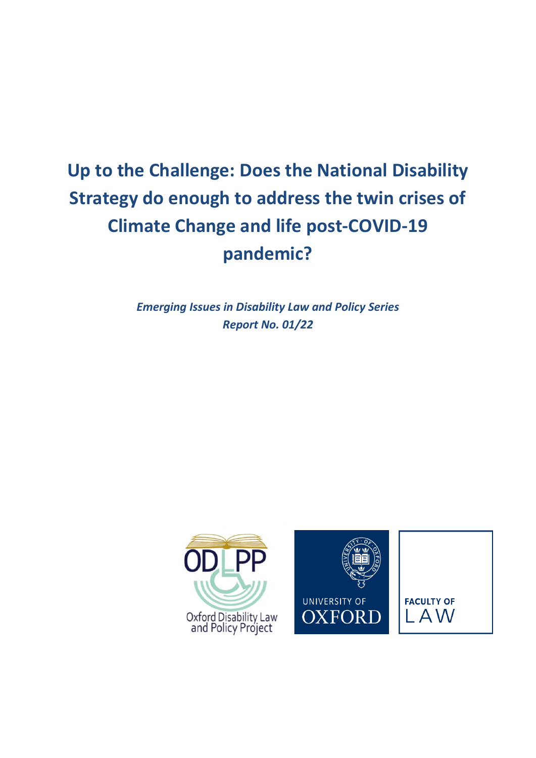# Up to the Challenge: Does the National Disability Strategy do enough to address the twin crises of Climate Change and life post-COVID-19 pandemic?

***Emerging Issues in Disability Law and Policy Series***
***Report No. 01/22***

ODLPP
Oxford Disability Law and Policy Project

UNIVERSITY OF OXFORD

FACULTY OF LAW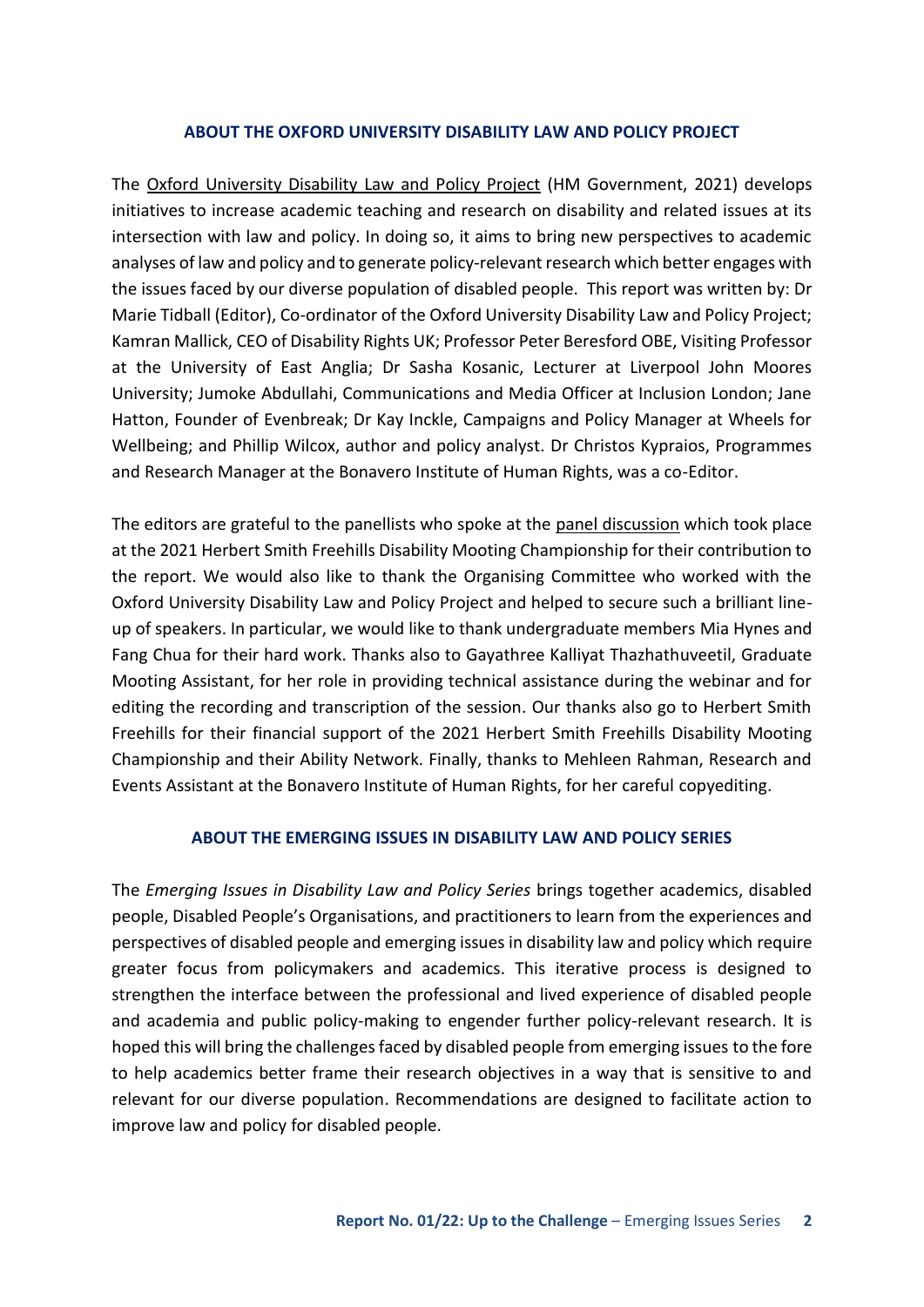## ABOUT THE OXFORD UNIVERSITY DISABILITY LAW AND POLICY PROJECT

The Oxford University Disability Law and Policy Project (HM Government, 2021) develops initiatives to increase academic teaching and research on disability and related issues at its intersection with law and policy. In doing so, it aims to bring new perspectives to academic analyses of law and policy and to generate policy-relevant research which better engages with the issues faced by our diverse population of disabled people. This report was written by: Dr Marie Tidball (Editor), Co-ordinator of the Oxford University Disability Law and Policy Project; Kamran Mallick, CEO of Disability Rights UK; Professor Peter Beresford OBE, Visiting Professor at the University of East Anglia; Dr Sasha Kosanic, Lecturer at Liverpool John Moores University; Jumoke Abdullahi, Communications and Media Officer at Inclusion London; Jane Hatton, Founder of Evenbreak; Dr Kay Inckle, Campaigns and Policy Manager at Wheels for Wellbeing; and Phillip Wilcox, author and policy analyst. Dr Christos Kypraios, Programmes and Research Manager at the Bonavero Institute of Human Rights, was a co-Editor.

The editors are grateful to the panellists who spoke at the panel discussion which took place at the 2021 Herbert Smith Freehills Disability Mooting Championship for their contribution to the report. We would also like to thank the Organising Committee who worked with the Oxford University Disability Law and Policy Project and helped to secure such a brilliant line-up of speakers. In particular, we would like to thank undergraduate members Mia Hynes and Fang Chua for their hard work. Thanks also to Gayathree Kalliyat Thazhathuveetil, Graduate Mooting Assistant, for her role in providing technical assistance during the webinar and for editing the recording and transcription of the session. Our thanks also go to Herbert Smith Freehills for their financial support of the 2021 Herbert Smith Freehills Disability Mooting Championship and their Ability Network. Finally, thanks to Mehleen Rahman, Research and Events Assistant at the Bonavero Institute of Human Rights, for her careful copyediting.

## ABOUT THE EMERGING ISSUES IN DISABILITY LAW AND POLICY SERIES

The *Emerging Issues in Disability Law and Policy Series* brings together academics, disabled people, Disabled People's Organisations, and practitioners to learn from the experiences and perspectives of disabled people and emerging issues in disability law and policy which require greater focus from policymakers and academics. This iterative process is designed to strengthen the interface between the professional and lived experience of disabled people and academia and public policy-making to engender further policy-relevant research. It is hoped this will bring the challenges faced by disabled people from emerging issues to the fore to help academics better frame their research objectives in a way that is sensitive to and relevant for our diverse population. Recommendations are designed to facilitate action to improve law and policy for disabled people.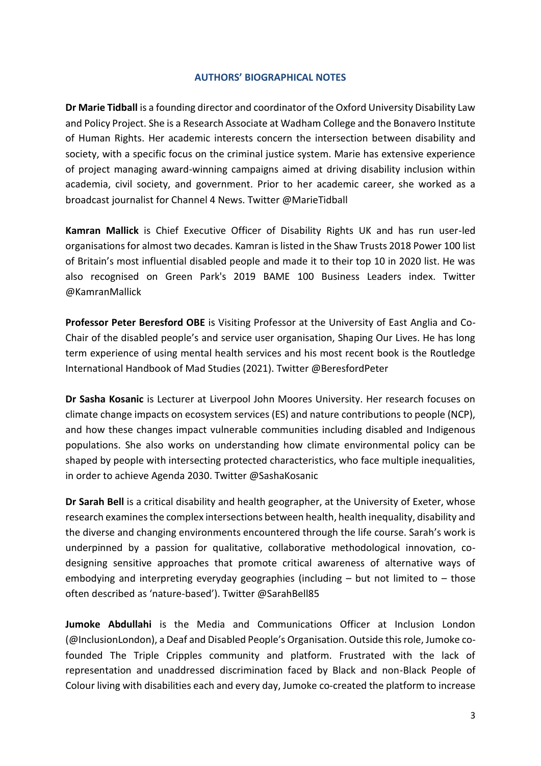## AUTHORS' BIOGRAPHICAL NOTES

**Dr Marie Tidball** is a founding director and coordinator of the Oxford University Disability Law and Policy Project. She is a Research Associate at Wadham College and the Bonavero Institute of Human Rights. Her academic interests concern the intersection between disability and society, with a specific focus on the criminal justice system. Marie has extensive experience of project managing award-winning campaigns aimed at driving disability inclusion within academia, civil society, and government. Prior to her academic career, she worked as a broadcast journalist for Channel 4 News. Twitter @MarieTidball

**Kamran Mallick** is Chief Executive Officer of Disability Rights UK and has run user-led organisations for almost two decades. Kamran is listed in the Shaw Trusts 2018 Power 100 list of Britain's most influential disabled people and made it to their top 10 in 2020 list. He was also recognised on Green Park's 2019 BAME 100 Business Leaders index. Twitter @KamranMallick

**Professor Peter Beresford OBE** is Visiting Professor at the University of East Anglia and Co-Chair of the disabled people's and service user organisation, Shaping Our Lives. He has long term experience of using mental health services and his most recent book is the Routledge International Handbook of Mad Studies (2021). Twitter @BeresfordPeter

**Dr Sasha Kosanic** is Lecturer at Liverpool John Moores University. Her research focuses on climate change impacts on ecosystem services (ES) and nature contributions to people (NCP), and how these changes impact vulnerable communities including disabled and Indigenous populations. She also works on understanding how climate environmental policy can be shaped by people with intersecting protected characteristics, who face multiple inequalities, in order to achieve Agenda 2030. Twitter @SashaKosanic

**Dr Sarah Bell** is a critical disability and health geographer, at the University of Exeter, whose research examines the complex intersections between health, health inequality, disability and the diverse and changing environments encountered through the life course. Sarah's work is underpinned by a passion for qualitative, collaborative methodological innovation, co-designing sensitive approaches that promote critical awareness of alternative ways of embodying and interpreting everyday geographies (including – but not limited to – those often described as 'nature-based'). Twitter @SarahBell85

**Jumoke Abdullahi** is the Media and Communications Officer at Inclusion London (@InclusionLondon), a Deaf and Disabled People's Organisation. Outside this role, Jumoke co-founded The Triple Cripples community and platform. Frustrated with the lack of representation and unaddressed discrimination faced by Black and non-Black People of Colour living with disabilities each and every day, Jumoke co-created the platform to increase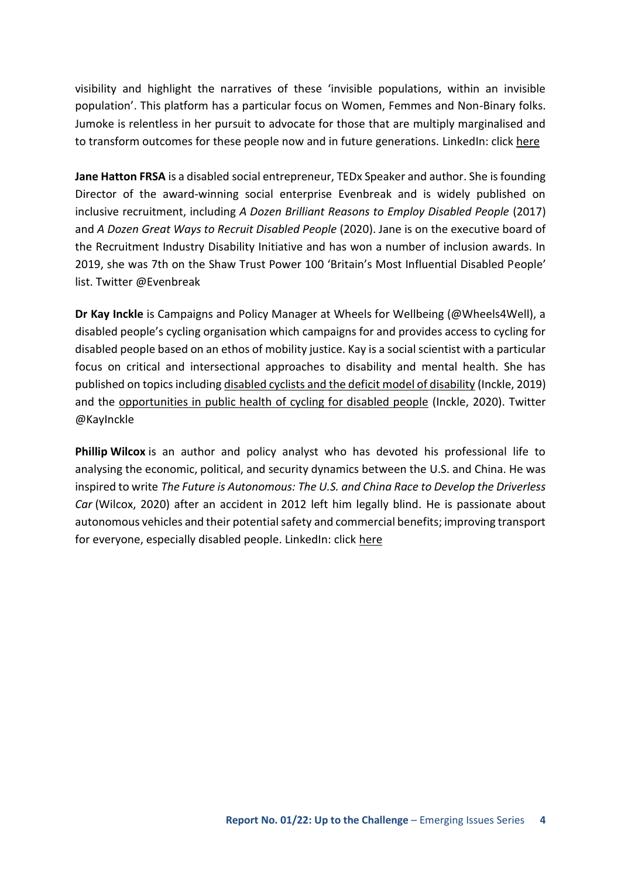visibility and highlight the narratives of these 'invisible populations, within an invisible population'. This platform has a particular focus on Women, Femmes and Non-Binary folks. Jumoke is relentless in her pursuit to advocate for those that are multiply marginalised and to transform outcomes for these people now and in future generations. LinkedIn: click here

**Jane Hatton FRSA** is a disabled social entrepreneur, TEDx Speaker and author. She is founding Director of the award-winning social enterprise Evenbreak and is widely published on inclusive recruitment, including *A Dozen Brilliant Reasons to Employ Disabled People* (2017) and *A Dozen Great Ways to Recruit Disabled People* (2020). Jane is on the executive board of the Recruitment Industry Disability Initiative and has won a number of inclusion awards. In 2019, she was 7th on the Shaw Trust Power 100 'Britain's Most Influential Disabled People' list. Twitter @Evenbreak

**Dr Kay Inckle** is Campaigns and Policy Manager at Wheels for Wellbeing (@Wheels4Well), a disabled people's cycling organisation which campaigns for and provides access to cycling for disabled people based on an ethos of mobility justice. Kay is a social scientist with a particular focus on critical and intersectional approaches to disability and mental health. She has published on topics including disabled cyclists and the deficit model of disability (Inckle, 2019) and the opportunities in public health of cycling for disabled people (Inckle, 2020). Twitter @KayInckle

**Phillip Wilcox** is an author and policy analyst who has devoted his professional life to analysing the economic, political, and security dynamics between the U.S. and China. He was inspired to write *The Future is Autonomous: The U.S. and China Race to Develop the Driverless Car* (Wilcox, 2020) after an accident in 2012 left him legally blind. He is passionate about autonomous vehicles and their potential safety and commercial benefits; improving transport for everyone, especially disabled people. LinkedIn: click here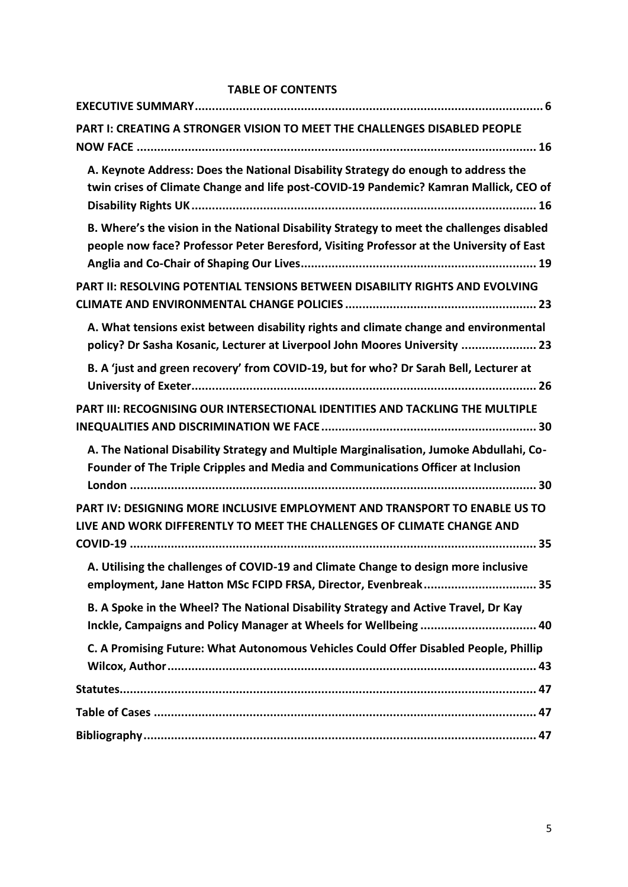**TABLE OF CONTENTS**

**EXECUTIVE SUMMARY** ..... 6

**PART I: CREATING A STRONGER VISION TO MEET THE CHALLENGES DISABLED PEOPLE NOW FACE** ..... 16

- **A. Keynote Address: Does the National Disability Strategy do enough to address the twin crises of Climate Change and life post-COVID-19 Pandemic? Kamran Mallick, CEO of Disability Rights UK** ..... 16
- **B. Where's the vision in the National Disability Strategy to meet the challenges disabled people now face? Professor Peter Beresford, Visiting Professor at the University of East Anglia and Co-Chair of Shaping Our Lives** ..... 19

**PART II: RESOLVING POTENTIAL TENSIONS BETWEEN DISABILITY RIGHTS AND EVOLVING CLIMATE AND ENVIRONMENTAL CHANGE POLICIES** ..... 23

- **A. What tensions exist between disability rights and climate change and environmental policy? Dr Sasha Kosanic, Lecturer at Liverpool John Moores University** ..... 23
- **B. A 'just and green recovery' from COVID-19, but for who? Dr Sarah Bell, Lecturer at University of Exeter** ..... 26

**PART III: RECOGNISING OUR INTERSECTIONAL IDENTITIES AND TACKLING THE MULTIPLE INEQUALITIES AND DISCRIMINATION WE FACE** ..... 30

- **A. The National Disability Strategy and Multiple Marginalisation, Jumoke Abdullahi, Co-Founder of The Triple Cripples and Media and Communications Officer at Inclusion London** ..... 30

**PART IV: DESIGNING MORE INCLUSIVE EMPLOYMENT AND TRANSPORT TO ENABLE US TO LIVE AND WORK DIFFERENTLY TO MEET THE CHALLENGES OF CLIMATE CHANGE AND COVID-19** ..... 35

- **A. Utilising the challenges of COVID-19 and Climate Change to design more inclusive employment, Jane Hatton MSc FCIPD FRSA, Director, Evenbreak** ..... 35
- **B. A Spoke in the Wheel? The National Disability Strategy and Active Travel, Dr Kay Inckle, Campaigns and Policy Manager at Wheels for Wellbeing** ..... 40
- **C. A Promising Future: What Autonomous Vehicles Could Offer Disabled People, Phillip Wilcox, Author** ..... 43

**Statutes** ..... 47

**Table of Cases** ..... 47

**Bibliography** ..... 47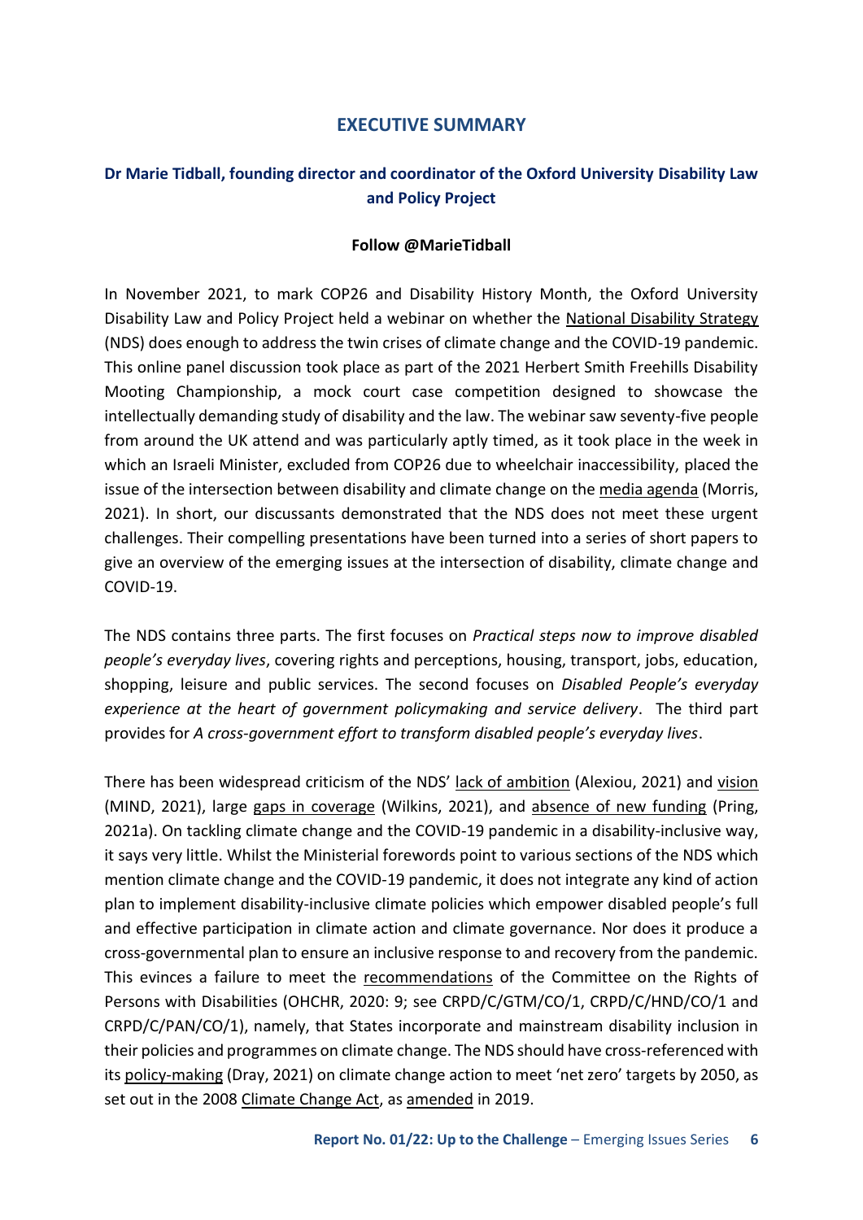# EXECUTIVE SUMMARY

## Dr Marie Tidball, founding director and coordinator of the Oxford University Disability Law and Policy Project

**Follow @MarieTidball**

In November 2021, to mark COP26 and Disability History Month, the Oxford University Disability Law and Policy Project held a webinar on whether the National Disability Strategy (NDS) does enough to address the twin crises of climate change and the COVID-19 pandemic. This online panel discussion took place as part of the 2021 Herbert Smith Freehills Disability Mooting Championship, a mock court case competition designed to showcase the intellectually demanding study of disability and the law. The webinar saw seventy-five people from around the UK attend and was particularly aptly timed, as it took place in the week in which an Israeli Minister, excluded from COP26 due to wheelchair inaccessibility, placed the issue of the intersection between disability and climate change on the media agenda (Morris, 2021). In short, our discussants demonstrated that the NDS does not meet these urgent challenges. Their compelling presentations have been turned into a series of short papers to give an overview of the emerging issues at the intersection of disability, climate change and COVID-19.

The NDS contains three parts. The first focuses on *Practical steps now to improve disabled people's everyday lives*, covering rights and perceptions, housing, transport, jobs, education, shopping, leisure and public services. The second focuses on *Disabled People's everyday experience at the heart of government policymaking and service delivery*. The third part provides for *A cross-government effort to transform disabled people's everyday lives*.

There has been widespread criticism of the NDS' lack of ambition (Alexiou, 2021) and vision (MIND, 2021), large gaps in coverage (Wilkins, 2021), and absence of new funding (Pring, 2021a). On tackling climate change and the COVID-19 pandemic in a disability-inclusive way, it says very little. Whilst the Ministerial forewords point to various sections of the NDS which mention climate change and the COVID-19 pandemic, it does not integrate any kind of action plan to implement disability-inclusive climate policies which empower disabled people's full and effective participation in climate action and climate governance. Nor does it produce a cross-governmental plan to ensure an inclusive response to and recovery from the pandemic. This evinces a failure to meet the recommendations of the Committee on the Rights of Persons with Disabilities (OHCHR, 2020: 9; see CRPD/C/GTM/CO/1, CRPD/C/HND/CO/1 and CRPD/C/PAN/CO/1), namely, that States incorporate and mainstream disability inclusion in their policies and programmes on climate change. The NDS should have cross-referenced with its policy-making (Dray, 2021) on climate change action to meet 'net zero' targets by 2050, as set out in the 2008 Climate Change Act, as amended in 2019.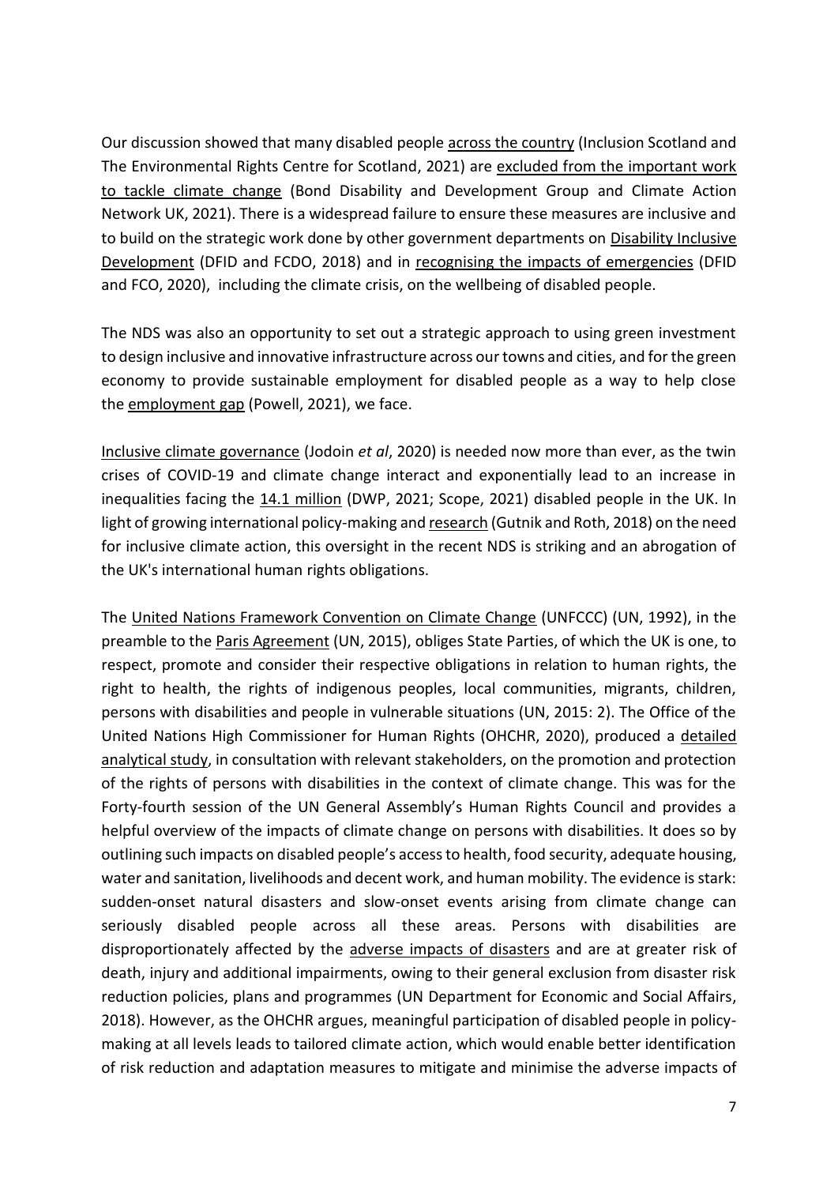Our discussion showed that many disabled people across the country (Inclusion Scotland and The Environmental Rights Centre for Scotland, 2021) are excluded from the important work to tackle climate change (Bond Disability and Development Group and Climate Action Network UK, 2021). There is a widespread failure to ensure these measures are inclusive and to build on the strategic work done by other government departments on Disability Inclusive Development (DFID and FCDO, 2018) and in recognising the impacts of emergencies (DFID and FCO, 2020), including the climate crisis, on the wellbeing of disabled people.

The NDS was also an opportunity to set out a strategic approach to using green investment to design inclusive and innovative infrastructure across our towns and cities, and for the green economy to provide sustainable employment for disabled people as a way to help close the employment gap (Powell, 2021), we face.

Inclusive climate governance (Jodoin *et al*, 2020) is needed now more than ever, as the twin crises of COVID-19 and climate change interact and exponentially lead to an increase in inequalities facing the 14.1 million (DWP, 2021; Scope, 2021) disabled people in the UK. In light of growing international policy-making and research (Gutnik and Roth, 2018) on the need for inclusive climate action, this oversight in the recent NDS is striking and an abrogation of the UK's international human rights obligations.

The United Nations Framework Convention on Climate Change (UNFCCC) (UN, 1992), in the preamble to the Paris Agreement (UN, 2015), obliges State Parties, of which the UK is one, to respect, promote and consider their respective obligations in relation to human rights, the right to health, the rights of indigenous peoples, local communities, migrants, children, persons with disabilities and people in vulnerable situations (UN, 2015: 2). The Office of the United Nations High Commissioner for Human Rights (OHCHR, 2020), produced a detailed analytical study, in consultation with relevant stakeholders, on the promotion and protection of the rights of persons with disabilities in the context of climate change. This was for the Forty-fourth session of the UN General Assembly's Human Rights Council and provides a helpful overview of the impacts of climate change on persons with disabilities. It does so by outlining such impacts on disabled people's access to health, food security, adequate housing, water and sanitation, livelihoods and decent work, and human mobility. The evidence is stark: sudden-onset natural disasters and slow-onset events arising from climate change can seriously disabled people across all these areas. Persons with disabilities are disproportionately affected by the adverse impacts of disasters and are at greater risk of death, injury and additional impairments, owing to their general exclusion from disaster risk reduction policies, plans and programmes (UN Department for Economic and Social Affairs, 2018). However, as the OHCHR argues, meaningful participation of disabled people in policy-making at all levels leads to tailored climate action, which would enable better identification of risk reduction and adaptation measures to mitigate and minimise the adverse impacts of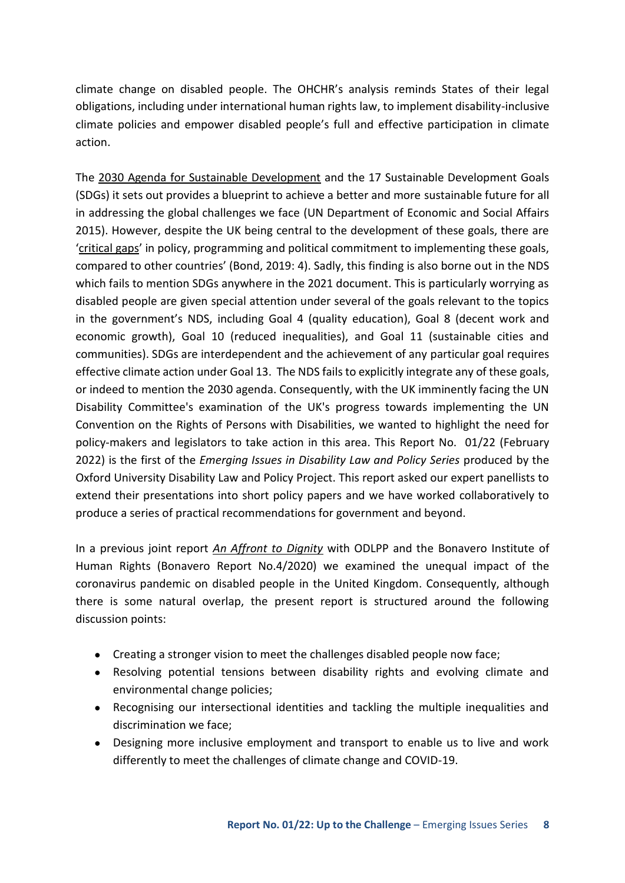climate change on disabled people. The OHCHR's analysis reminds States of their legal obligations, including under international human rights law, to implement disability-inclusive climate policies and empower disabled people's full and effective participation in climate action.

The 2030 Agenda for Sustainable Development and the 17 Sustainable Development Goals (SDGs) it sets out provides a blueprint to achieve a better and more sustainable future for all in addressing the global challenges we face (UN Department of Economic and Social Affairs 2015). However, despite the UK being central to the development of these goals, there are 'critical gaps' in policy, programming and political commitment to implementing these goals, compared to other countries' (Bond, 2019: 4). Sadly, this finding is also borne out in the NDS which fails to mention SDGs anywhere in the 2021 document. This is particularly worrying as disabled people are given special attention under several of the goals relevant to the topics in the government's NDS, including Goal 4 (quality education), Goal 8 (decent work and economic growth), Goal 10 (reduced inequalities), and Goal 11 (sustainable cities and communities). SDGs are interdependent and the achievement of any particular goal requires effective climate action under Goal 13. The NDS fails to explicitly integrate any of these goals, or indeed to mention the 2030 agenda. Consequently, with the UK imminently facing the UN Disability Committee's examination of the UK's progress towards implementing the UN Convention on the Rights of Persons with Disabilities, we wanted to highlight the need for policy-makers and legislators to take action in this area. This Report No. 01/22 (February 2022) is the first of the *Emerging Issues in Disability Law and Policy Series* produced by the Oxford University Disability Law and Policy Project. This report asked our expert panellists to extend their presentations into short policy papers and we have worked collaboratively to produce a series of practical recommendations for government and beyond.

In a previous joint report *An Affront to Dignity* with ODLPP and the Bonavero Institute of Human Rights (Bonavero Report No.4/2020) we examined the unequal impact of the coronavirus pandemic on disabled people in the United Kingdom. Consequently, although there is some natural overlap, the present report is structured around the following discussion points:

- Creating a stronger vision to meet the challenges disabled people now face;
- Resolving potential tensions between disability rights and evolving climate and environmental change policies;
- Recognising our intersectional identities and tackling the multiple inequalities and discrimination we face;
- Designing more inclusive employment and transport to enable us to live and work differently to meet the challenges of climate change and COVID-19.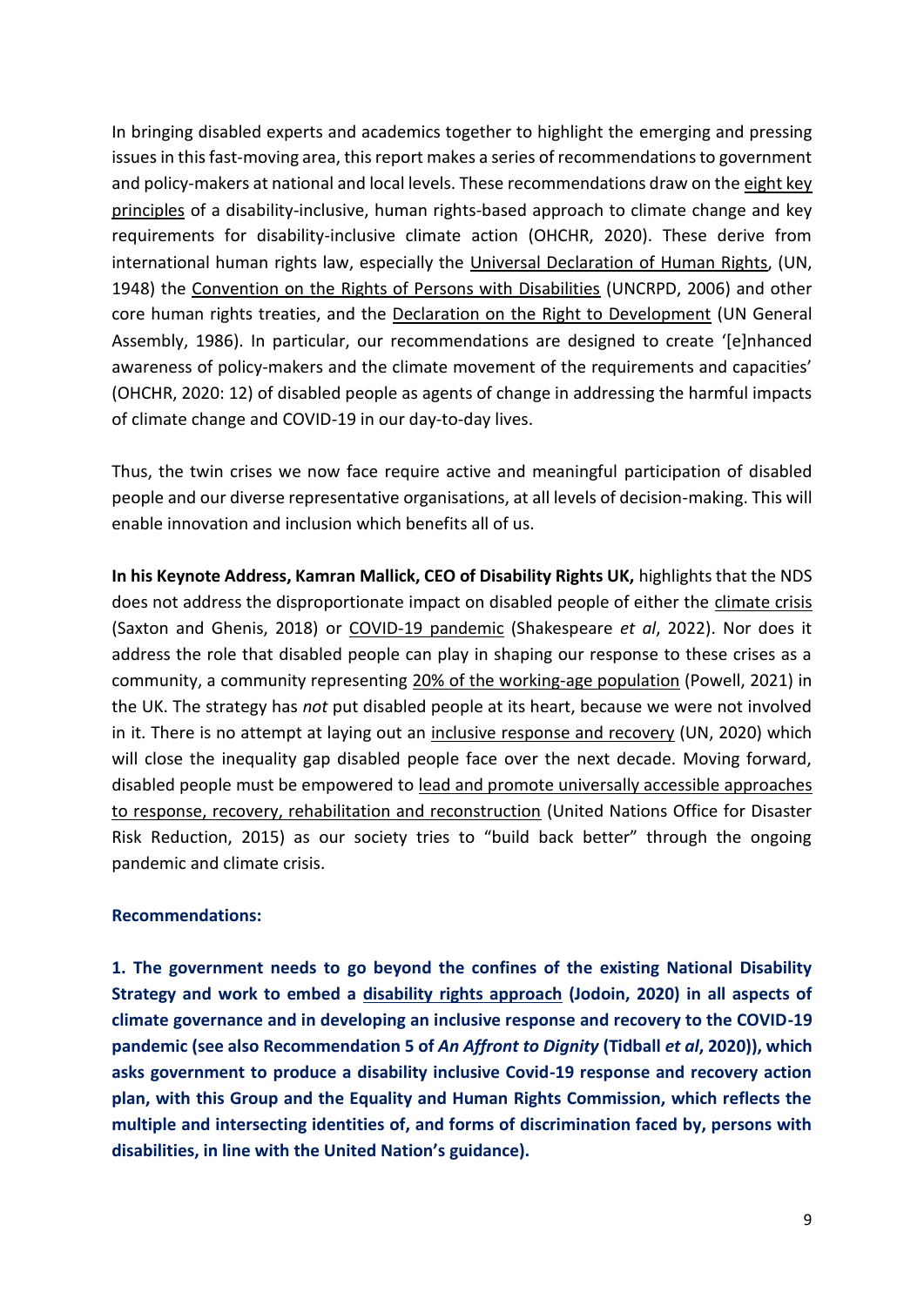In bringing disabled experts and academics together to highlight the emerging and pressing issues in this fast-moving area, this report makes a series of recommendations to government and policy-makers at national and local levels. These recommendations draw on the eight key principles of a disability-inclusive, human rights-based approach to climate change and key requirements for disability-inclusive climate action (OHCHR, 2020). These derive from international human rights law, especially the Universal Declaration of Human Rights, (UN, 1948) the Convention on the Rights of Persons with Disabilities (UNCRPD, 2006) and other core human rights treaties, and the Declaration on the Right to Development (UN General Assembly, 1986). In particular, our recommendations are designed to create '[e]nhanced awareness of policy-makers and the climate movement of the requirements and capacities' (OHCHR, 2020: 12) of disabled people as agents of change in addressing the harmful impacts of climate change and COVID-19 in our day-to-day lives.

Thus, the twin crises we now face require active and meaningful participation of disabled people and our diverse representative organisations, at all levels of decision-making. This will enable innovation and inclusion which benefits all of us.

**In his Keynote Address, Kamran Mallick, CEO of Disability Rights UK,** highlights that the NDS does not address the disproportionate impact on disabled people of either the climate crisis (Saxton and Ghenis, 2018) or COVID-19 pandemic (Shakespeare *et al*, 2022). Nor does it address the role that disabled people can play in shaping our response to these crises as a community, a community representing 20% of the working-age population (Powell, 2021) in the UK. The strategy has *not* put disabled people at its heart, because we were not involved in it. There is no attempt at laying out an inclusive response and recovery (UN, 2020) which will close the inequality gap disabled people face over the next decade. Moving forward, disabled people must be empowered to lead and promote universally accessible approaches to response, recovery, rehabilitation and reconstruction (United Nations Office for Disaster Risk Reduction, 2015) as our society tries to "build back better" through the ongoing pandemic and climate crisis.

**Recommendations:**

**1. The government needs to go beyond the confines of the existing National Disability Strategy and work to embed a disability rights approach (Jodoin, 2020) in all aspects of climate governance and in developing an inclusive response and recovery to the COVID-19 pandemic (see also Recommendation 5 of *An Affront to Dignity* (Tidball *et al*, 2020)), which asks government to produce a disability inclusive Covid-19 response and recovery action plan, with this Group and the Equality and Human Rights Commission, which reflects the multiple and intersecting identities of, and forms of discrimination faced by, persons with disabilities, in line with the United Nation's guidance).**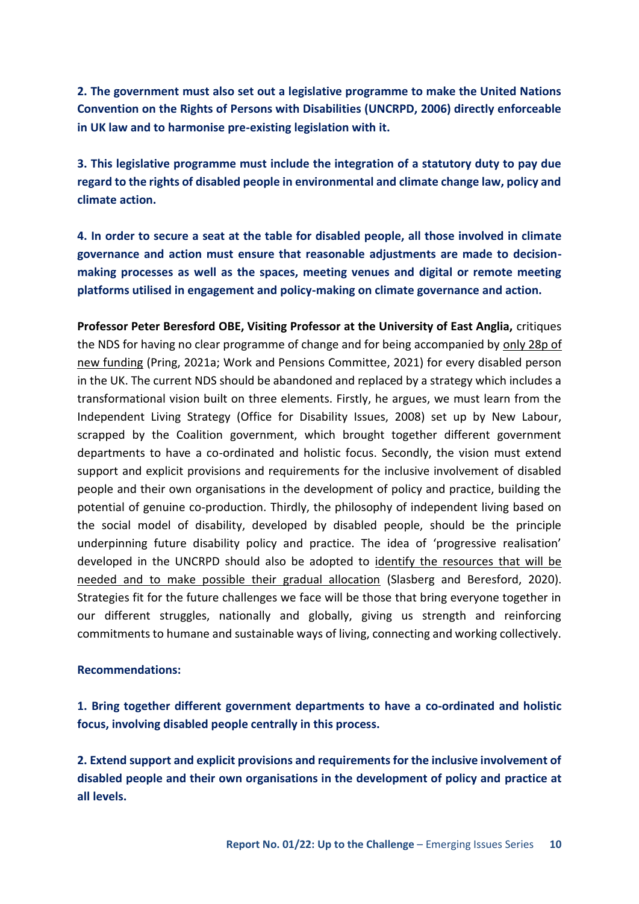**2. The government must also set out a legislative programme to make the United Nations Convention on the Rights of Persons with Disabilities (UNCRPD, 2006) directly enforceable in UK law and to harmonise pre-existing legislation with it.**

**3. This legislative programme must include the integration of a statutory duty to pay due regard to the rights of disabled people in environmental and climate change law, policy and climate action.**

**4. In order to secure a seat at the table for disabled people, all those involved in climate governance and action must ensure that reasonable adjustments are made to decision-making processes as well as the spaces, meeting venues and digital or remote meeting platforms utilised in engagement and policy-making on climate governance and action.**

**Professor Peter Beresford OBE, Visiting Professor at the University of East Anglia,** critiques the NDS for having no clear programme of change and for being accompanied by only 28p of new funding (Pring, 2021a; Work and Pensions Committee, 2021) for every disabled person in the UK. The current NDS should be abandoned and replaced by a strategy which includes a transformational vision built on three elements. Firstly, he argues, we must learn from the Independent Living Strategy (Office for Disability Issues, 2008) set up by New Labour, scrapped by the Coalition government, which brought together different government departments to have a co-ordinated and holistic focus. Secondly, the vision must extend support and explicit provisions and requirements for the inclusive involvement of disabled people and their own organisations in the development of policy and practice, building the potential of genuine co-production. Thirdly, the philosophy of independent living based on the social model of disability, developed by disabled people, should be the principle underpinning future disability policy and practice. The idea of 'progressive realisation' developed in the UNCRPD should also be adopted to identify the resources that will be needed and to make possible their gradual allocation (Slasberg and Beresford, 2020). Strategies fit for the future challenges we face will be those that bring everyone together in our different struggles, nationally and globally, giving us strength and reinforcing commitments to humane and sustainable ways of living, connecting and working collectively.

**Recommendations:**

**1. Bring together different government departments to have a co-ordinated and holistic focus, involving disabled people centrally in this process.**

**2. Extend support and explicit provisions and requirements for the inclusive involvement of disabled people and their own organisations in the development of policy and practice at all levels.**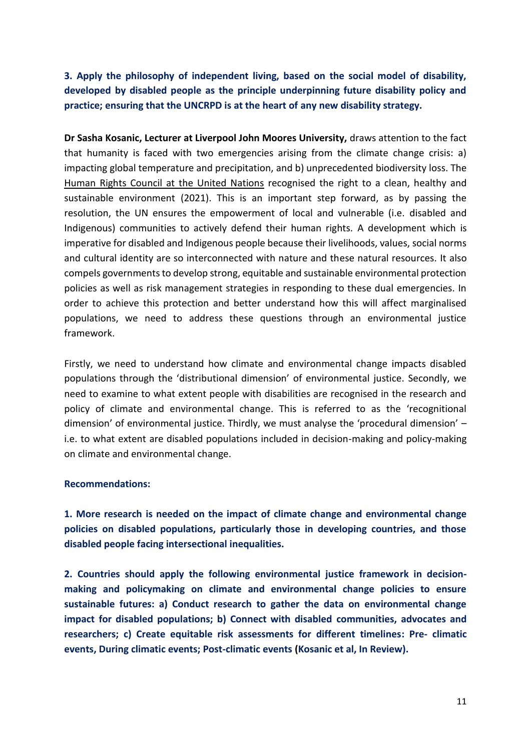**3. Apply the philosophy of independent living, based on the social model of disability, developed by disabled people as the principle underpinning future disability policy and practice; ensuring that the UNCRPD is at the heart of any new disability strategy.**

**Dr Sasha Kosanic, Lecturer at Liverpool John Moores University,** draws attention to the fact that humanity is faced with two emergencies arising from the climate change crisis: a) impacting global temperature and precipitation, and b) unprecedented biodiversity loss. The Human Rights Council at the United Nations recognised the right to a clean, healthy and sustainable environment (2021). This is an important step forward, as by passing the resolution, the UN ensures the empowerment of local and vulnerable (i.e. disabled and Indigenous) communities to actively defend their human rights. A development which is imperative for disabled and Indigenous people because their livelihoods, values, social norms and cultural identity are so interconnected with nature and these natural resources. It also compels governments to develop strong, equitable and sustainable environmental protection policies as well as risk management strategies in responding to these dual emergencies. In order to achieve this protection and better understand how this will affect marginalised populations, we need to address these questions through an environmental justice framework.

Firstly, we need to understand how climate and environmental change impacts disabled populations through the 'distributional dimension' of environmental justice. Secondly, we need to examine to what extent people with disabilities are recognised in the research and policy of climate and environmental change. This is referred to as the 'recognitional dimension' of environmental justice. Thirdly, we must analyse the 'procedural dimension' – i.e. to what extent are disabled populations included in decision-making and policy-making on climate and environmental change.

**Recommendations:**

**1. More research is needed on the impact of climate change and environmental change policies on disabled populations, particularly those in developing countries, and those disabled people facing intersectional inequalities.**

**2. Countries should apply the following environmental justice framework in decision-making and policymaking on climate and environmental change policies to ensure sustainable futures: a) Conduct research to gather the data on environmental change impact for disabled populations; b) Connect with disabled communities, advocates and researchers; c) Create equitable risk assessments for different timelines: Pre- climatic events, During climatic events; Post-climatic events (Kosanic et al, In Review).**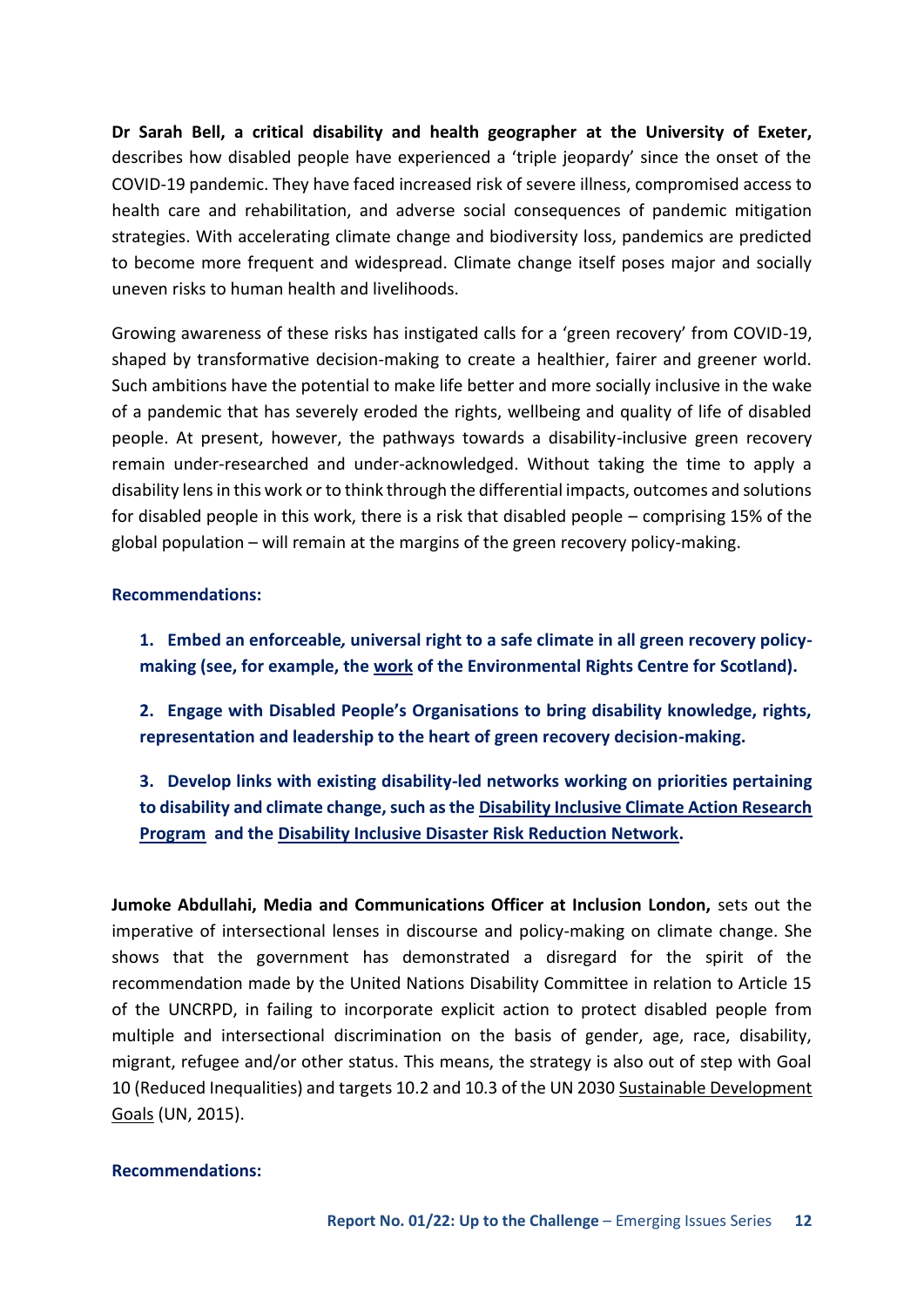**Dr Sarah Bell, a critical disability and health geographer at the University of Exeter,** describes how disabled people have experienced a 'triple jeopardy' since the onset of the COVID-19 pandemic. They have faced increased risk of severe illness, compromised access to health care and rehabilitation, and adverse social consequences of pandemic mitigation strategies. With accelerating climate change and biodiversity loss, pandemics are predicted to become more frequent and widespread. Climate change itself poses major and socially uneven risks to human health and livelihoods.

Growing awareness of these risks has instigated calls for a 'green recovery' from COVID-19, shaped by transformative decision-making to create a healthier, fairer and greener world. Such ambitions have the potential to make life better and more socially inclusive in the wake of a pandemic that has severely eroded the rights, wellbeing and quality of life of disabled people. At present, however, the pathways towards a disability-inclusive green recovery remain under-researched and under-acknowledged. Without taking the time to apply a disability lens in this work or to think through the differential impacts, outcomes and solutions for disabled people in this work, there is a risk that disabled people – comprising 15% of the global population – will remain at the margins of the green recovery policy-making.

**Recommendations:**

1. **Embed an enforceable, universal right to a safe climate in all green recovery policy-making (see, for example, the work of the Environmental Rights Centre for Scotland).**
2. **Engage with Disabled People's Organisations to bring disability knowledge, rights, representation and leadership to the heart of green recovery decision-making.**
3. **Develop links with existing disability-led networks working on priorities pertaining to disability and climate change, such as the Disability Inclusive Climate Action Research Program and the Disability Inclusive Disaster Risk Reduction Network.**

**Jumoke Abdullahi, Media and Communications Officer at Inclusion London,** sets out the imperative of intersectional lenses in discourse and policy-making on climate change. She shows that the government has demonstrated a disregard for the spirit of the recommendation made by the United Nations Disability Committee in relation to Article 15 of the UNCRPD, in failing to incorporate explicit action to protect disabled people from multiple and intersectional discrimination on the basis of gender, age, race, disability, migrant, refugee and/or other status. This means, the strategy is also out of step with Goal 10 (Reduced Inequalities) and targets 10.2 and 10.3 of the UN 2030 Sustainable Development Goals (UN, 2015).

**Recommendations:**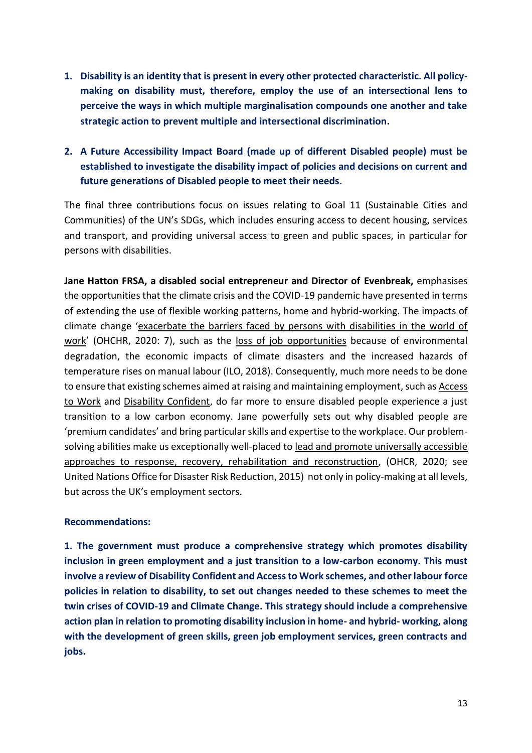1. **Disability is an identity that is present in every other protected characteristic. All policy-making on disability must, therefore, employ the use of an intersectional lens to perceive the ways in which multiple marginalisation compounds one another and take strategic action to prevent multiple and intersectional discrimination.**

2. **A Future Accessibility Impact Board (made up of different Disabled people) must be established to investigate the disability impact of policies and decisions on current and future generations of Disabled people to meet their needs.**

The final three contributions focus on issues relating to Goal 11 (Sustainable Cities and Communities) of the UN's SDGs, which includes ensuring access to decent housing, services and transport, and providing universal access to green and public spaces, in particular for persons with disabilities.

**Jane Hatton FRSA, a disabled social entrepreneur and Director of Evenbreak,** emphasises the opportunities that the climate crisis and the COVID-19 pandemic have presented in terms of extending the use of flexible working patterns, home and hybrid-working. The impacts of climate change 'exacerbate the barriers faced by persons with disabilities in the world of work' (OHCHR, 2020: 7), such as the loss of job opportunities because of environmental degradation, the economic impacts of climate disasters and the increased hazards of temperature rises on manual labour (ILO, 2018). Consequently, much more needs to be done to ensure that existing schemes aimed at raising and maintaining employment, such as Access to Work and Disability Confident, do far more to ensure disabled people experience a just transition to a low carbon economy. Jane powerfully sets out why disabled people are 'premium candidates' and bring particular skills and expertise to the workplace. Our problem-solving abilities make us exceptionally well-placed to lead and promote universally accessible approaches to response, recovery, rehabilitation and reconstruction, (OHCR, 2020; see United Nations Office for Disaster Risk Reduction, 2015) not only in policy-making at all levels, but across the UK's employment sectors.

**Recommendations:**

**1. The government must produce a comprehensive strategy which promotes disability inclusion in green employment and a just transition to a low-carbon economy. This must involve a review of Disability Confident and Access to Work schemes, and other labour force policies in relation to disability, to set out changes needed to these schemes to meet the twin crises of COVID-19 and Climate Change. This strategy should include a comprehensive action plan in relation to promoting disability inclusion in home- and hybrid- working, along with the development of green skills, green job employment services, green contracts and jobs.**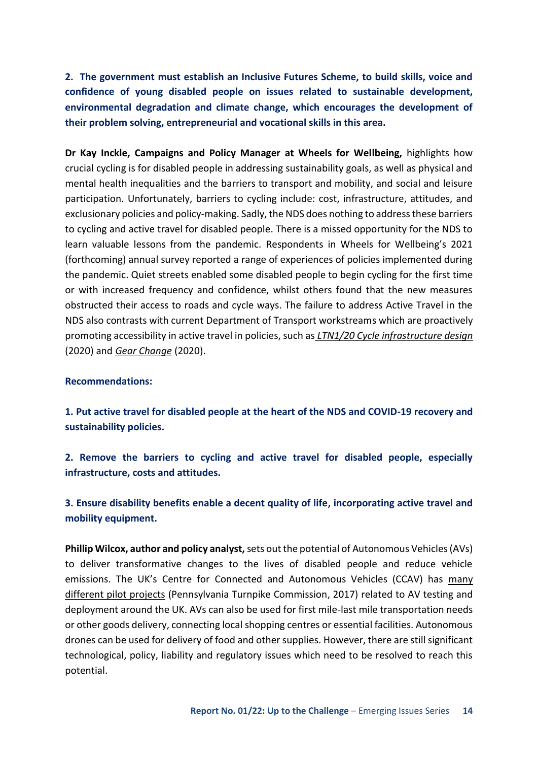**2. The government must establish an Inclusive Futures Scheme, to build skills, voice and confidence of young disabled people on issues related to sustainable development, environmental degradation and climate change, which encourages the development of their problem solving, entrepreneurial and vocational skills in this area.**

**Dr Kay Inckle, Campaigns and Policy Manager at Wheels for Wellbeing,** highlights how crucial cycling is for disabled people in addressing sustainability goals, as well as physical and mental health inequalities and the barriers to transport and mobility, and social and leisure participation. Unfortunately, barriers to cycling include: cost, infrastructure, attitudes, and exclusionary policies and policy-making. Sadly, the NDS does nothing to address these barriers to cycling and active travel for disabled people. There is a missed opportunity for the NDS to learn valuable lessons from the pandemic. Respondents in Wheels for Wellbeing's 2021 (forthcoming) annual survey reported a range of experiences of policies implemented during the pandemic. Quiet streets enabled some disabled people to begin cycling for the first time or with increased frequency and confidence, whilst others found that the new measures obstructed their access to roads and cycle ways. The failure to address Active Travel in the NDS also contrasts with current Department of Transport workstreams which are proactively promoting accessibility in active travel in policies, such as *LTN1/20 Cycle infrastructure design* (2020) and *Gear Change* (2020).

**Recommendations:**

**1. Put active travel for disabled people at the heart of the NDS and COVID-19 recovery and sustainability policies.**

**2. Remove the barriers to cycling and active travel for disabled people, especially infrastructure, costs and attitudes.**

**3. Ensure disability benefits enable a decent quality of life, incorporating active travel and mobility equipment.**

**Phillip Wilcox, author and policy analyst,** sets out the potential of Autonomous Vehicles (AVs) to deliver transformative changes to the lives of disabled people and reduce vehicle emissions. The UK's Centre for Connected and Autonomous Vehicles (CCAV) has many different pilot projects (Pennsylvania Turnpike Commission, 2017) related to AV testing and deployment around the UK. AVs can also be used for first mile-last mile transportation needs or other goods delivery, connecting local shopping centres or essential facilities. Autonomous drones can be used for delivery of food and other supplies. However, there are still significant technological, policy, liability and regulatory issues which need to be resolved to reach this potential.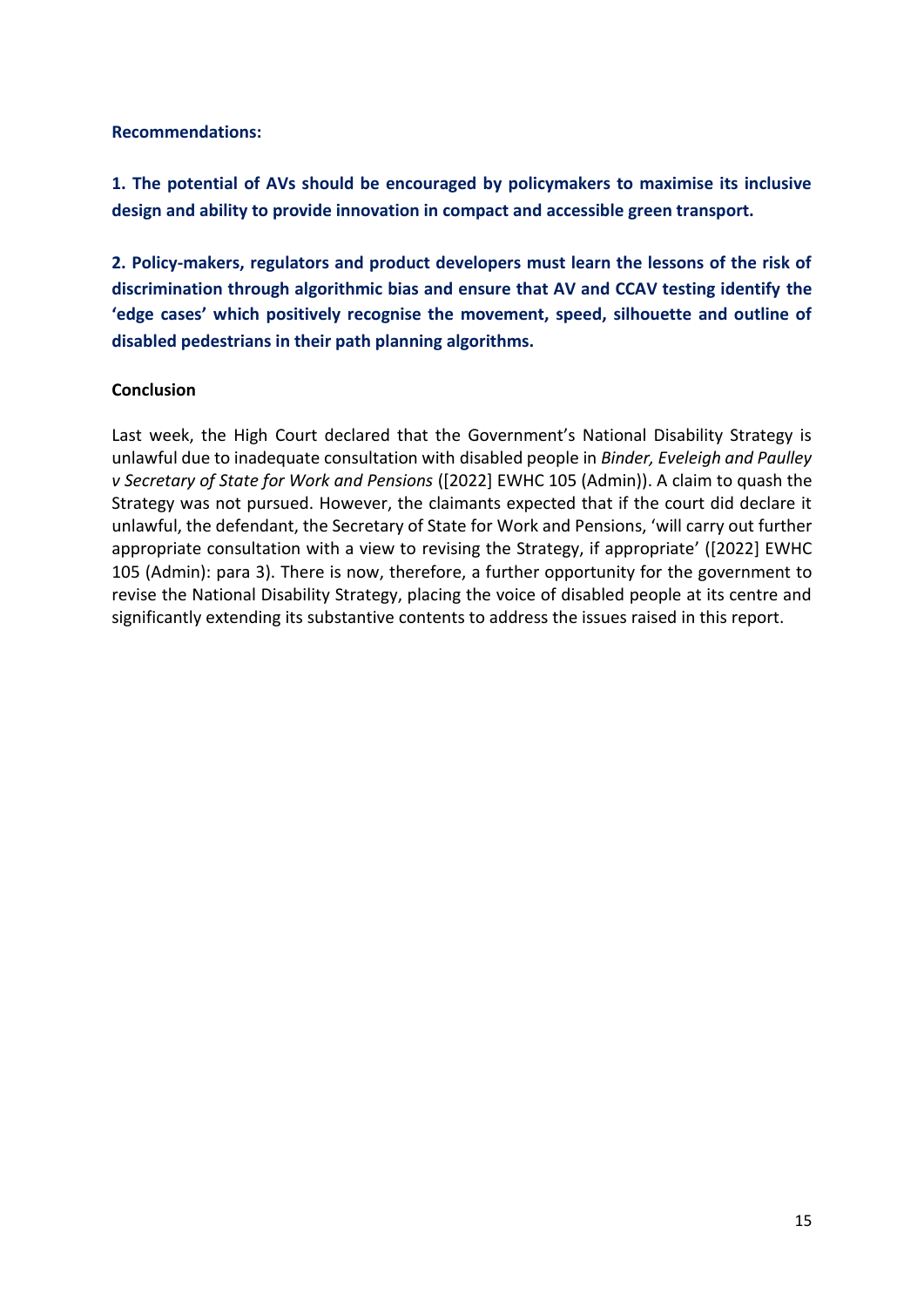**Recommendations:**

**1. The potential of AVs should be encouraged by policymakers to maximise its inclusive design and ability to provide innovation in compact and accessible green transport.**

**2. Policy-makers, regulators and product developers must learn the lessons of the risk of discrimination through algorithmic bias and ensure that AV and CCAV testing identify the 'edge cases' which positively recognise the movement, speed, silhouette and outline of disabled pedestrians in their path planning algorithms.**

**Conclusion**

Last week, the High Court declared that the Government's National Disability Strategy is unlawful due to inadequate consultation with disabled people in *Binder, Eveleigh and Paulley v Secretary of State for Work and Pensions* ([2022] EWHC 105 (Admin)). A claim to quash the Strategy was not pursued. However, the claimants expected that if the court did declare it unlawful, the defendant, the Secretary of State for Work and Pensions, 'will carry out further appropriate consultation with a view to revising the Strategy, if appropriate' ([2022] EWHC 105 (Admin): para 3). There is now, therefore, a further opportunity for the government to revise the National Disability Strategy, placing the voice of disabled people at its centre and significantly extending its substantive contents to address the issues raised in this report.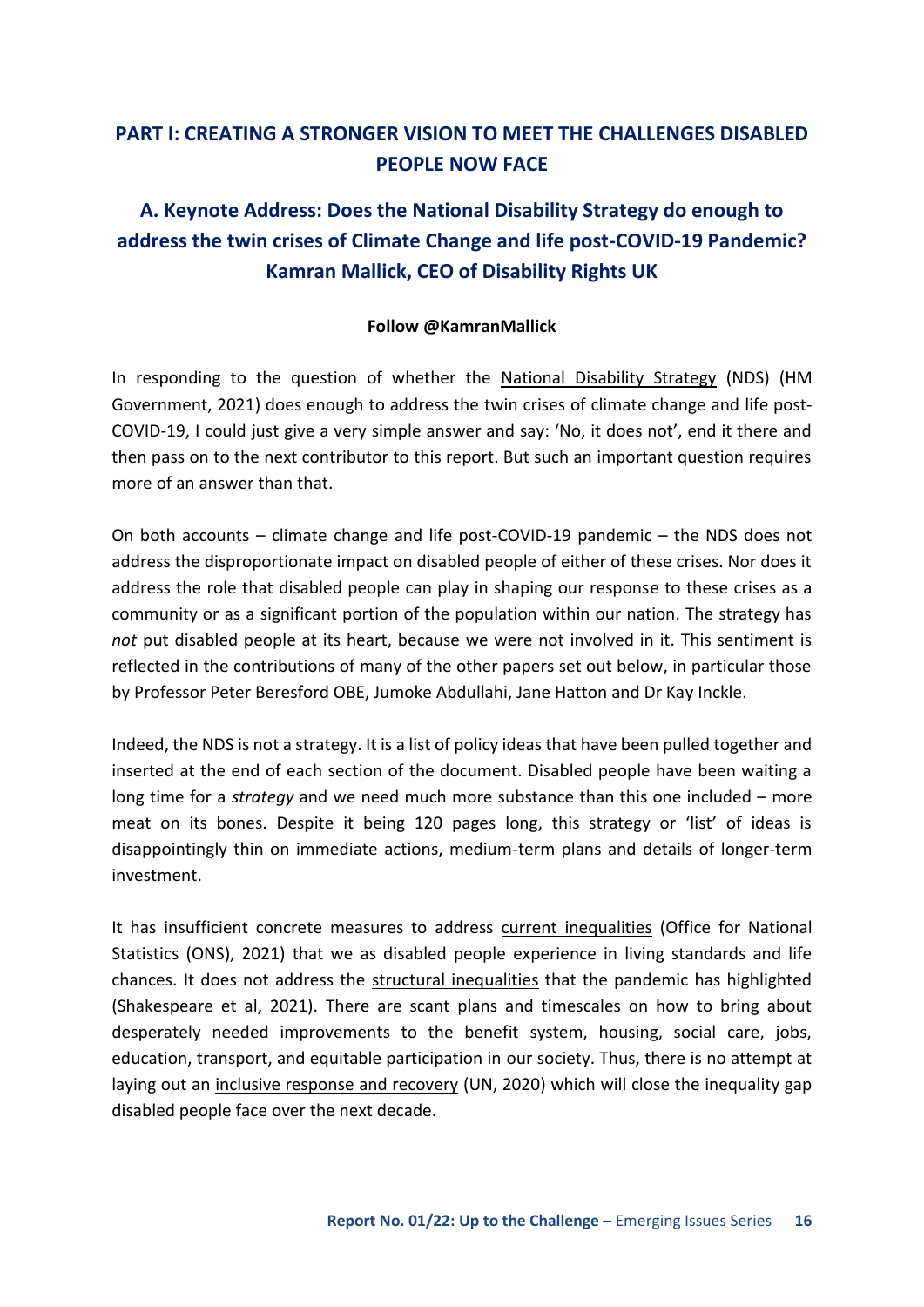## PART I: CREATING A STRONGER VISION TO MEET THE CHALLENGES DISABLED PEOPLE NOW FACE

### A. Keynote Address: Does the National Disability Strategy do enough to address the twin crises of Climate Change and life post-COVID-19 Pandemic? Kamran Mallick, CEO of Disability Rights UK

**Follow @KamranMallick**

In responding to the question of whether the National Disability Strategy (NDS) (HM Government, 2021) does enough to address the twin crises of climate change and life post-COVID-19, I could just give a very simple answer and say: 'No, it does not', end it there and then pass on to the next contributor to this report. But such an important question requires more of an answer than that.

On both accounts – climate change and life post-COVID-19 pandemic – the NDS does not address the disproportionate impact on disabled people of either of these crises. Nor does it address the role that disabled people can play in shaping our response to these crises as a community or as a significant portion of the population within our nation. The strategy has *not* put disabled people at its heart, because we were not involved in it. This sentiment is reflected in the contributions of many of the other papers set out below, in particular those by Professor Peter Beresford OBE, Jumoke Abdullahi, Jane Hatton and Dr Kay Inckle.

Indeed, the NDS is not a strategy. It is a list of policy ideas that have been pulled together and inserted at the end of each section of the document. Disabled people have been waiting a long time for a *strategy* and we need much more substance than this one included – more meat on its bones. Despite it being 120 pages long, this strategy or 'list' of ideas is disappointingly thin on immediate actions, medium-term plans and details of longer-term investment.

It has insufficient concrete measures to address current inequalities (Office for National Statistics (ONS), 2021) that we as disabled people experience in living standards and life chances. It does not address the structural inequalities that the pandemic has highlighted (Shakespeare et al, 2021). There are scant plans and timescales on how to bring about desperately needed improvements to the benefit system, housing, social care, jobs, education, transport, and equitable participation in our society. Thus, there is no attempt at laying out an inclusive response and recovery (UN, 2020) which will close the inequality gap disabled people face over the next decade.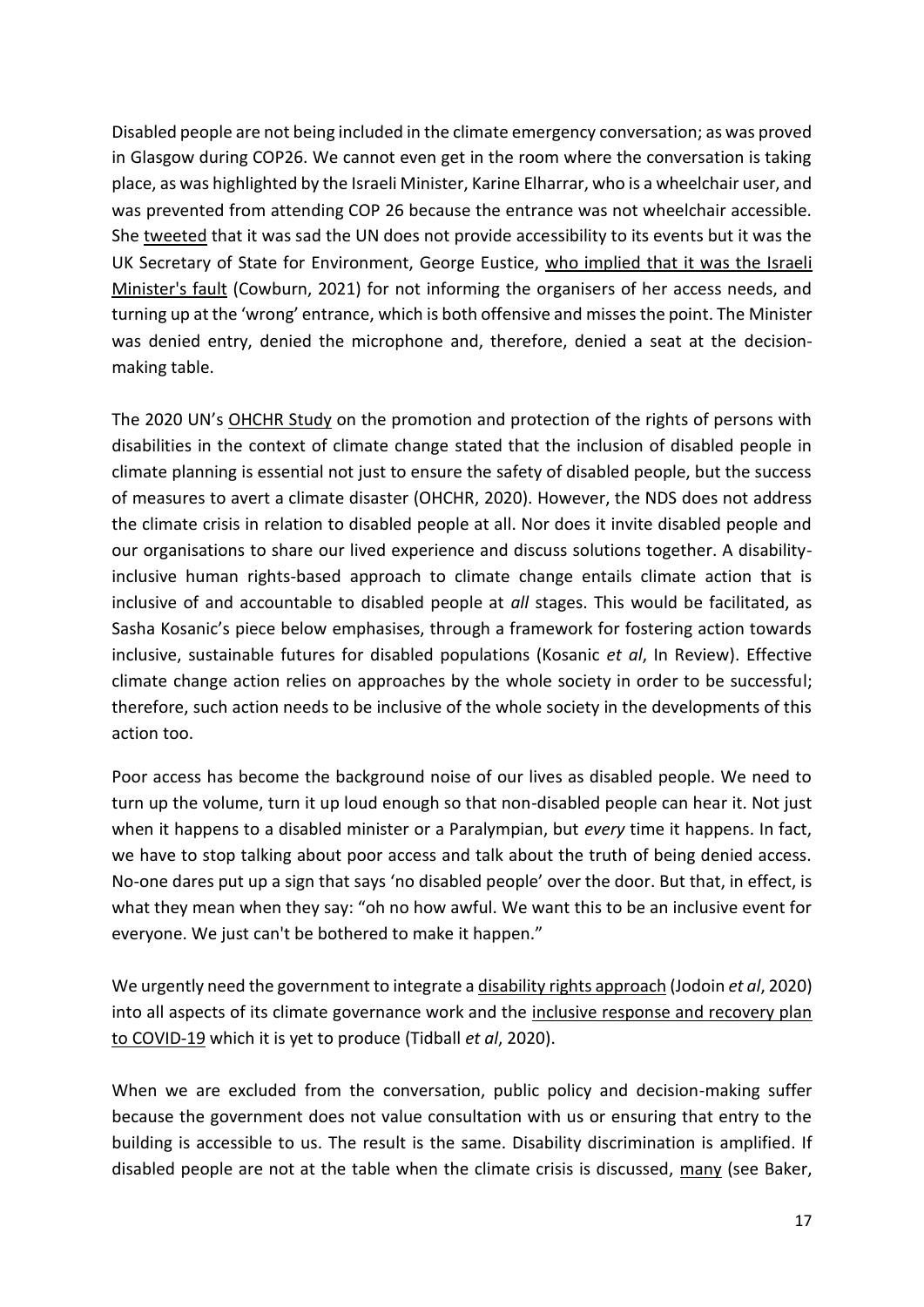Disabled people are not being included in the climate emergency conversation; as was proved in Glasgow during COP26. We cannot even get in the room where the conversation is taking place, as was highlighted by the Israeli Minister, Karine Elharrar, who is a wheelchair user, and was prevented from attending COP 26 because the entrance was not wheelchair accessible. She tweeted that it was sad the UN does not provide accessibility to its events but it was the UK Secretary of State for Environment, George Eustice, who implied that it was the Israeli Minister's fault (Cowburn, 2021) for not informing the organisers of her access needs, and turning up at the 'wrong' entrance, which is both offensive and misses the point. The Minister was denied entry, denied the microphone and, therefore, denied a seat at the decision-making table.

The 2020 UN's OHCHR Study on the promotion and protection of the rights of persons with disabilities in the context of climate change stated that the inclusion of disabled people in climate planning is essential not just to ensure the safety of disabled people, but the success of measures to avert a climate disaster (OHCHR, 2020). However, the NDS does not address the climate crisis in relation to disabled people at all. Nor does it invite disabled people and our organisations to share our lived experience and discuss solutions together. A disability-inclusive human rights-based approach to climate change entails climate action that is inclusive of and accountable to disabled people at *all* stages. This would be facilitated, as Sasha Kosanic's piece below emphasises, through a framework for fostering action towards inclusive, sustainable futures for disabled populations (Kosanic *et al*, In Review). Effective climate change action relies on approaches by the whole society in order to be successful; therefore, such action needs to be inclusive of the whole society in the developments of this action too.

Poor access has become the background noise of our lives as disabled people. We need to turn up the volume, turn it up loud enough so that non-disabled people can hear it. Not just when it happens to a disabled minister or a Paralympian, but *every* time it happens. In fact, we have to stop talking about poor access and talk about the truth of being denied access. No-one dares put up a sign that says 'no disabled people' over the door. But that, in effect, is what they mean when they say: "oh no how awful. We want this to be an inclusive event for everyone. We just can't be bothered to make it happen."

We urgently need the government to integrate a disability rights approach (Jodoin *et al*, 2020) into all aspects of its climate governance work and the inclusive response and recovery plan to COVID-19 which it is yet to produce (Tidball *et al*, 2020).

When we are excluded from the conversation, public policy and decision-making suffer because the government does not value consultation with us or ensuring that entry to the building is accessible to us. The result is the same. Disability discrimination is amplified. If disabled people are not at the table when the climate crisis is discussed, many (see Baker,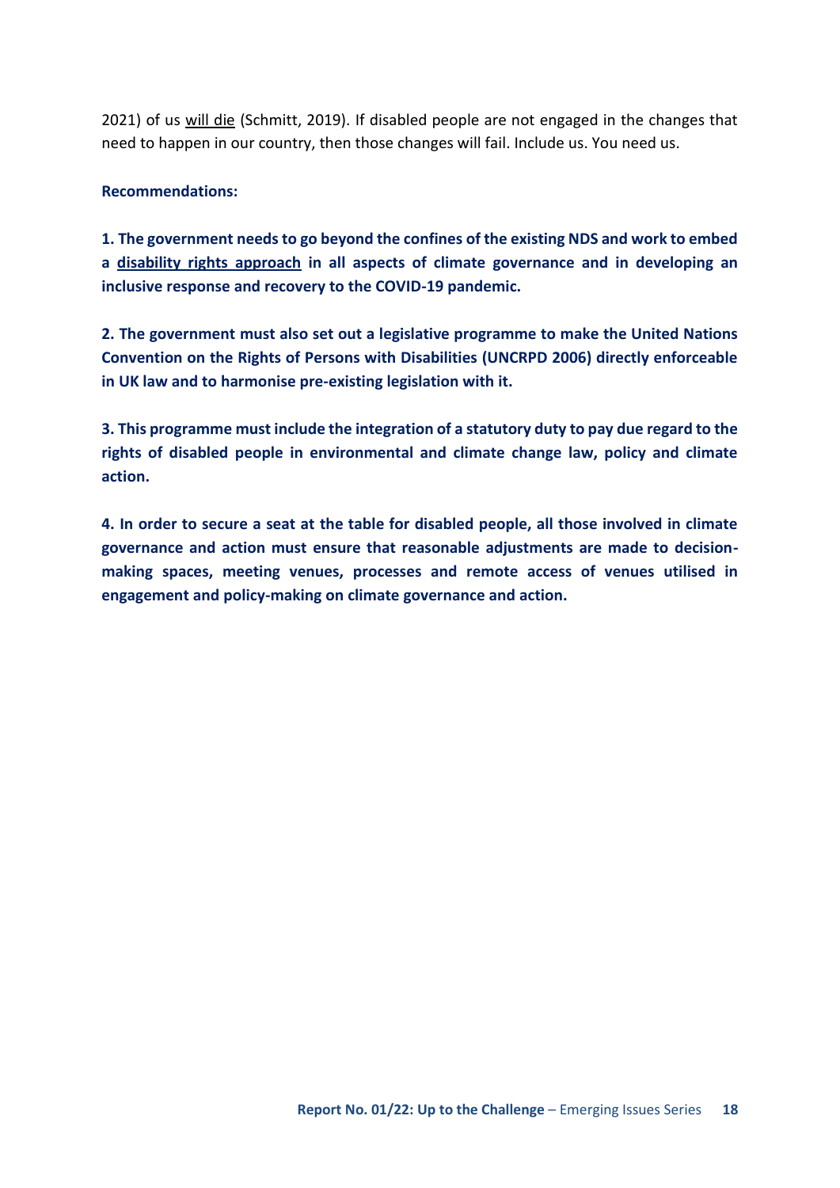2021) of us will die (Schmitt, 2019). If disabled people are not engaged in the changes that need to happen in our country, then those changes will fail. Include us. You need us.

**Recommendations:**

**1. The government needs to go beyond the confines of the existing NDS and work to embed a disability rights approach in all aspects of climate governance and in developing an inclusive response and recovery to the COVID-19 pandemic.**

**2. The government must also set out a legislative programme to make the United Nations Convention on the Rights of Persons with Disabilities (UNCRPD 2006) directly enforceable in UK law and to harmonise pre-existing legislation with it.**

**3. This programme must include the integration of a statutory duty to pay due regard to the rights of disabled people in environmental and climate change law, policy and climate action.**

**4. In order to secure a seat at the table for disabled people, all those involved in climate governance and action must ensure that reasonable adjustments are made to decision-making spaces, meeting venues, processes and remote access of venues utilised in engagement and policy-making on climate governance and action.**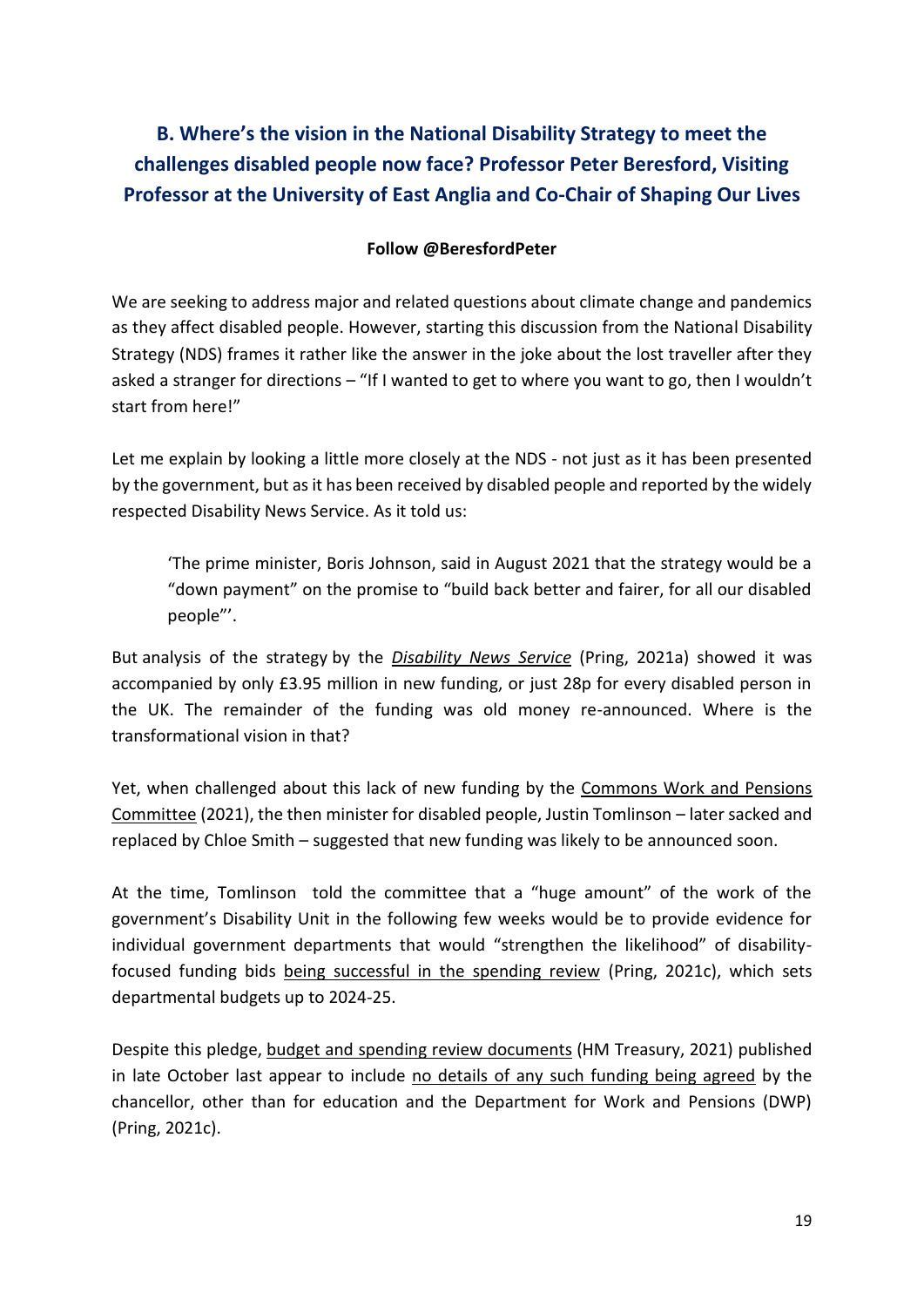## B. Where's the vision in the National Disability Strategy to meet the challenges disabled people now face? Professor Peter Beresford, Visiting Professor at the University of East Anglia and Co-Chair of Shaping Our Lives

**Follow @BeresfordPeter**

We are seeking to address major and related questions about climate change and pandemics as they affect disabled people. However, starting this discussion from the National Disability Strategy (NDS) frames it rather like the answer in the joke about the lost traveller after they asked a stranger for directions – "If I wanted to get to where you want to go, then I wouldn't start from here!"

Let me explain by looking a little more closely at the NDS - not just as it has been presented by the government, but as it has been received by disabled people and reported by the widely respected Disability News Service. As it told us:

> 'The prime minister, Boris Johnson, said in August 2021 that the strategy would be a "down payment" on the promise to "build back better and fairer, for all our disabled people"'.

But analysis of the strategy by the *Disability News Service* (Pring, 2021a) showed it was accompanied by only £3.95 million in new funding, or just 28p for every disabled person in the UK. The remainder of the funding was old money re-announced. Where is the transformational vision in that?

Yet, when challenged about this lack of new funding by the Commons Work and Pensions Committee (2021), the then minister for disabled people, Justin Tomlinson – later sacked and replaced by Chloe Smith – suggested that new funding was likely to be announced soon.

At the time, Tomlinson told the committee that a "huge amount" of the work of the government's Disability Unit in the following few weeks would be to provide evidence for individual government departments that would "strengthen the likelihood" of disability-focused funding bids being successful in the spending review (Pring, 2021c), which sets departmental budgets up to 2024-25.

Despite this pledge, budget and spending review documents (HM Treasury, 2021) published in late October last appear to include no details of any such funding being agreed by the chancellor, other than for education and the Department for Work and Pensions (DWP) (Pring, 2021c).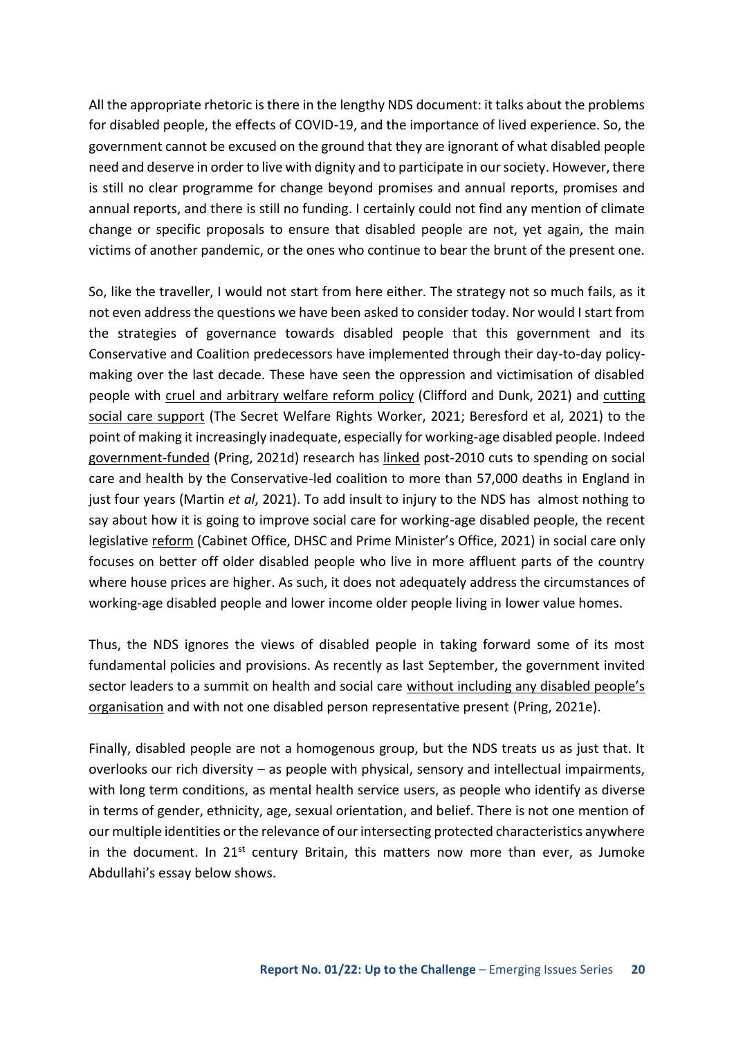All the appropriate rhetoric is there in the lengthy NDS document: it talks about the problems for disabled people, the effects of COVID-19, and the importance of lived experience. So, the government cannot be excused on the ground that they are ignorant of what disabled people need and deserve in order to live with dignity and to participate in our society. However, there is still no clear programme for change beyond promises and annual reports, promises and annual reports, and there is still no funding. I certainly could not find any mention of climate change or specific proposals to ensure that disabled people are not, yet again, the main victims of another pandemic, or the ones who continue to bear the brunt of the present one.

So, like the traveller, I would not start from here either. The strategy not so much fails, as it not even address the questions we have been asked to consider today. Nor would I start from the strategies of governance towards disabled people that this government and its Conservative and Coalition predecessors have implemented through their day-to-day policy-making over the last decade. These have seen the oppression and victimisation of disabled people with cruel and arbitrary welfare reform policy (Clifford and Dunk, 2021) and cutting social care support (The Secret Welfare Rights Worker, 2021; Beresford et al, 2021) to the point of making it increasingly inadequate, especially for working-age disabled people. Indeed government-funded (Pring, 2021d) research has linked post-2010 cuts to spending on social care and health by the Conservative-led coalition to more than 57,000 deaths in England in just four years (Martin *et al*, 2021). To add insult to injury to the NDS has almost nothing to say about how it is going to improve social care for working-age disabled people, the recent legislative reform (Cabinet Office, DHSC and Prime Minister's Office, 2021) in social care only focuses on better off older disabled people who live in more affluent parts of the country where house prices are higher. As such, it does not adequately address the circumstances of working-age disabled people and lower income older people living in lower value homes.

Thus, the NDS ignores the views of disabled people in taking forward some of its most fundamental policies and provisions. As recently as last September, the government invited sector leaders to a summit on health and social care without including any disabled people's organisation and with not one disabled person representative present (Pring, 2021e).

Finally, disabled people are not a homogenous group, but the NDS treats us as just that. It overlooks our rich diversity – as people with physical, sensory and intellectual impairments, with long term conditions, as mental health service users, as people who identify as diverse in terms of gender, ethnicity, age, sexual orientation, and belief. There is not one mention of our multiple identities or the relevance of our intersecting protected characteristics anywhere in the document. In 21st century Britain, this matters now more than ever, as Jumoke Abdullahi's essay below shows.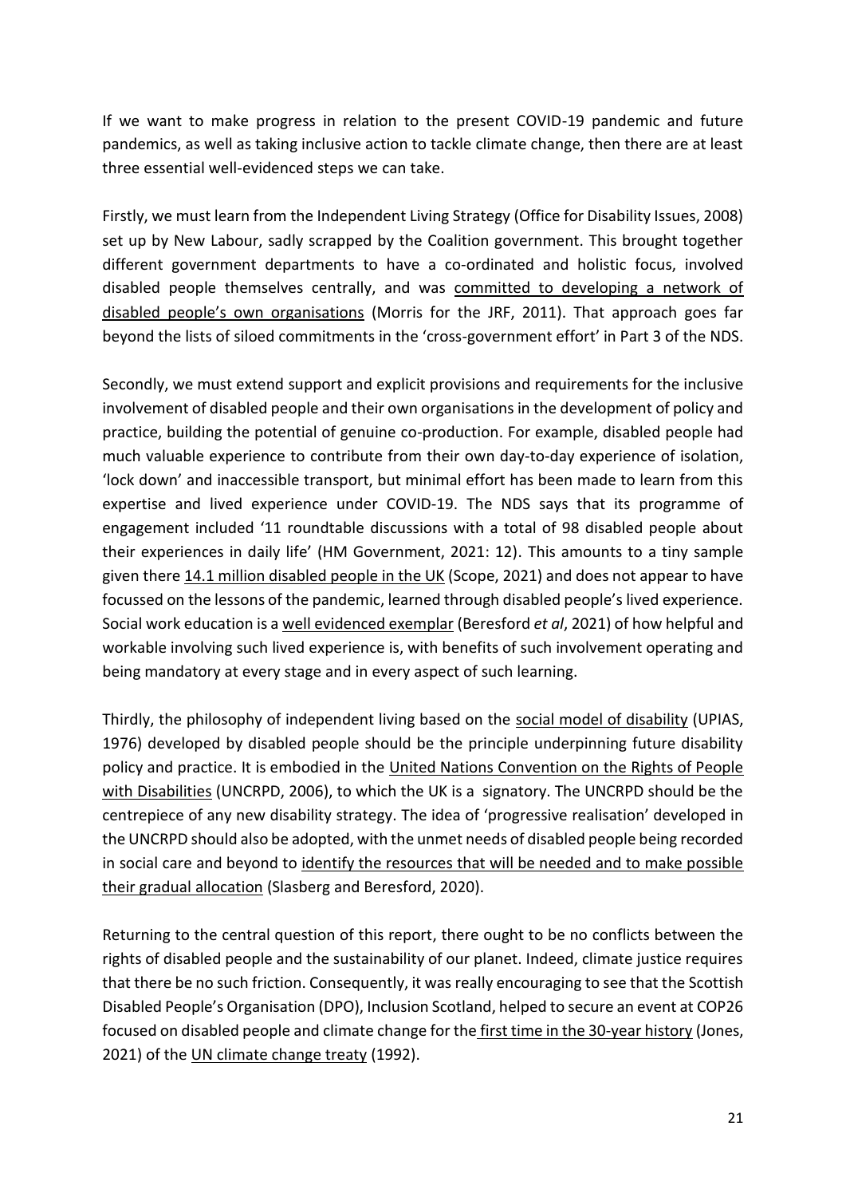If we want to make progress in relation to the present COVID-19 pandemic and future pandemics, as well as taking inclusive action to tackle climate change, then there are at least three essential well-evidenced steps we can take.

Firstly, we must learn from the Independent Living Strategy (Office for Disability Issues, 2008) set up by New Labour, sadly scrapped by the Coalition government. This brought together different government departments to have a co-ordinated and holistic focus, involved disabled people themselves centrally, and was committed to developing a network of disabled people's own organisations (Morris for the JRF, 2011). That approach goes far beyond the lists of siloed commitments in the 'cross-government effort' in Part 3 of the NDS.

Secondly, we must extend support and explicit provisions and requirements for the inclusive involvement of disabled people and their own organisations in the development of policy and practice, building the potential of genuine co-production. For example, disabled people had much valuable experience to contribute from their own day-to-day experience of isolation, 'lock down' and inaccessible transport, but minimal effort has been made to learn from this expertise and lived experience under COVID-19. The NDS says that its programme of engagement included '11 roundtable discussions with a total of 98 disabled people about their experiences in daily life' (HM Government, 2021: 12). This amounts to a tiny sample given there 14.1 million disabled people in the UK (Scope, 2021) and does not appear to have focussed on the lessons of the pandemic, learned through disabled people's lived experience. Social work education is a well evidenced exemplar (Beresford *et al*, 2021) of how helpful and workable involving such lived experience is, with benefits of such involvement operating and being mandatory at every stage and in every aspect of such learning.

Thirdly, the philosophy of independent living based on the social model of disability (UPIAS, 1976) developed by disabled people should be the principle underpinning future disability policy and practice. It is embodied in the United Nations Convention on the Rights of People with Disabilities (UNCRPD, 2006), to which the UK is a signatory. The UNCRPD should be the centrepiece of any new disability strategy. The idea of 'progressive realisation' developed in the UNCRPD should also be adopted, with the unmet needs of disabled people being recorded in social care and beyond to identify the resources that will be needed and to make possible their gradual allocation (Slasberg and Beresford, 2020).

Returning to the central question of this report, there ought to be no conflicts between the rights of disabled people and the sustainability of our planet. Indeed, climate justice requires that there be no such friction. Consequently, it was really encouraging to see that the Scottish Disabled People's Organisation (DPO), Inclusion Scotland, helped to secure an event at COP26 focused on disabled people and climate change for the first time in the 30-year history (Jones, 2021) of the UN climate change treaty (1992).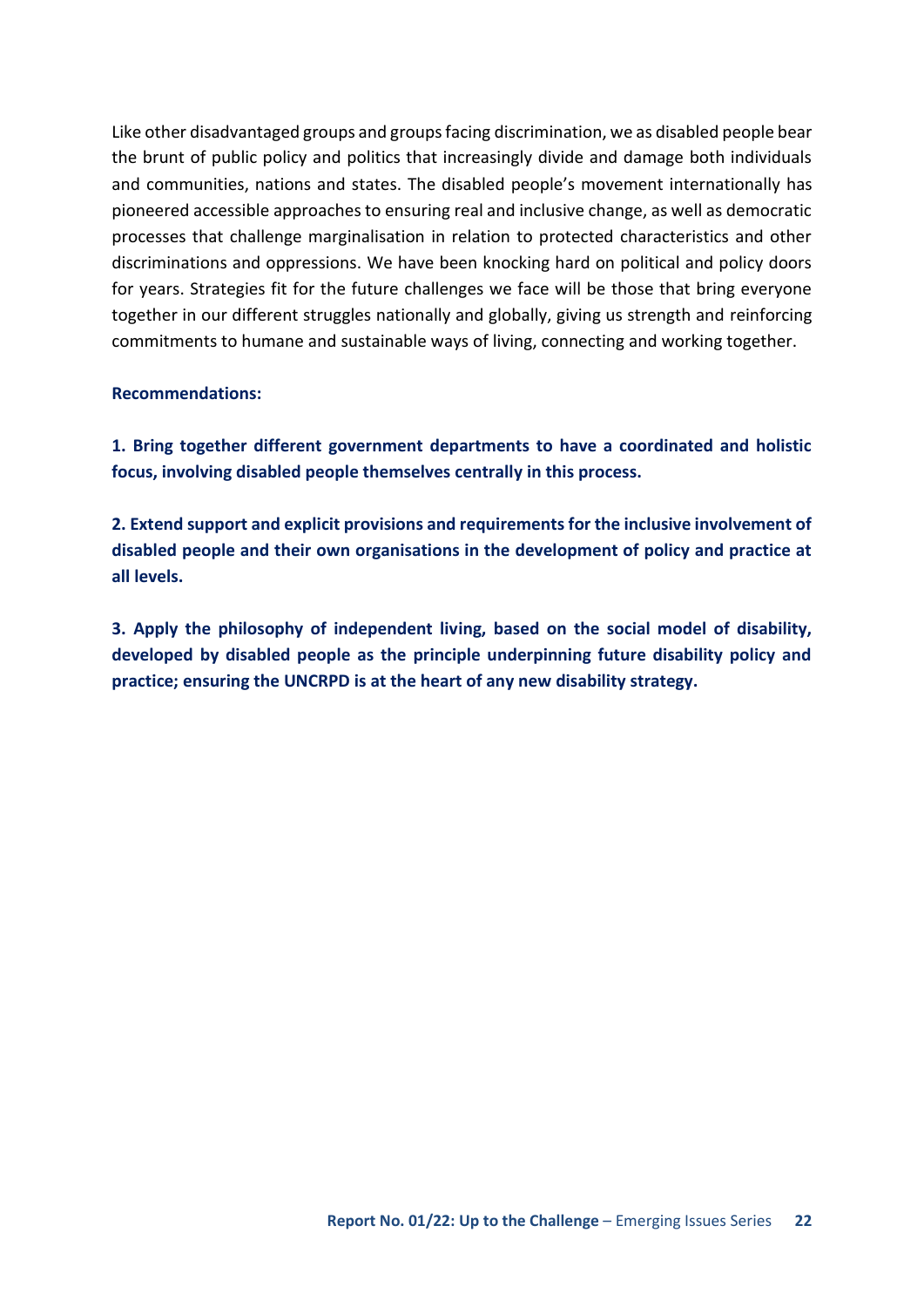Like other disadvantaged groups and groups facing discrimination, we as disabled people bear the brunt of public policy and politics that increasingly divide and damage both individuals and communities, nations and states. The disabled people's movement internationally has pioneered accessible approaches to ensuring real and inclusive change, as well as democratic processes that challenge marginalisation in relation to protected characteristics and other discriminations and oppressions. We have been knocking hard on political and policy doors for years. Strategies fit for the future challenges we face will be those that bring everyone together in our different struggles nationally and globally, giving us strength and reinforcing commitments to humane and sustainable ways of living, connecting and working together.

**Recommendations:**

**1. Bring together different government departments to have a coordinated and holistic focus, involving disabled people themselves centrally in this process.**

**2. Extend support and explicit provisions and requirements for the inclusive involvement of disabled people and their own organisations in the development of policy and practice at all levels.**

**3. Apply the philosophy of independent living, based on the social model of disability, developed by disabled people as the principle underpinning future disability policy and practice; ensuring the UNCRPD is at the heart of any new disability strategy.**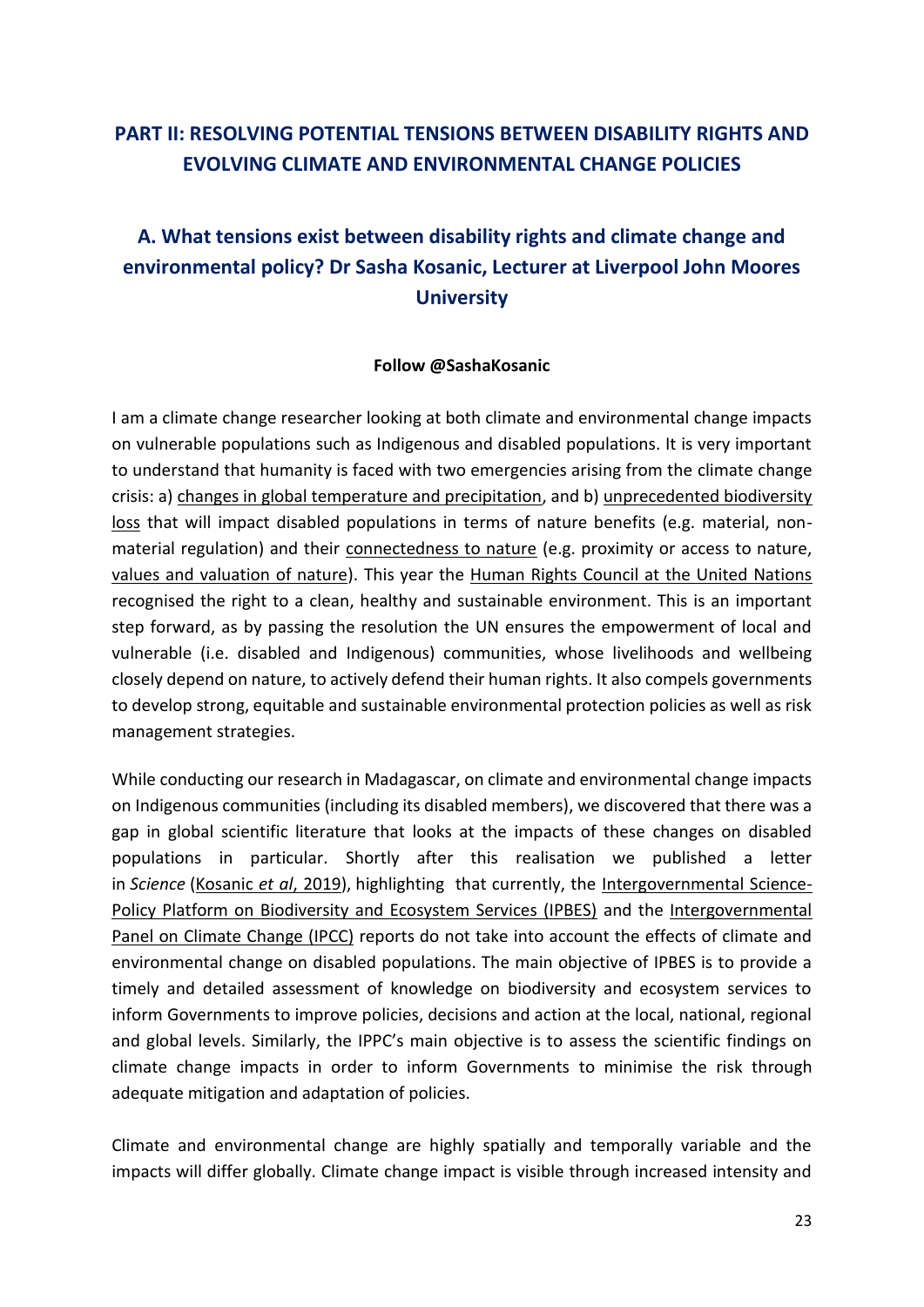## PART II: RESOLVING POTENTIAL TENSIONS BETWEEN DISABILITY RIGHTS AND EVOLVING CLIMATE AND ENVIRONMENTAL CHANGE POLICIES

### A. What tensions exist between disability rights and climate change and environmental policy? Dr Sasha Kosanic, Lecturer at Liverpool John Moores University

**Follow @SashaKosanic**

I am a climate change researcher looking at both climate and environmental change impacts on vulnerable populations such as Indigenous and disabled populations. It is very important to understand that humanity is faced with two emergencies arising from the climate change crisis: a) changes in global temperature and precipitation, and b) unprecedented biodiversity loss that will impact disabled populations in terms of nature benefits (e.g. material, non-material regulation) and their connectedness to nature (e.g. proximity or access to nature, values and valuation of nature). This year the Human Rights Council at the United Nations recognised the right to a clean, healthy and sustainable environment. This is an important step forward, as by passing the resolution the UN ensures the empowerment of local and vulnerable (i.e. disabled and Indigenous) communities, whose livelihoods and wellbeing closely depend on nature, to actively defend their human rights. It also compels governments to develop strong, equitable and sustainable environmental protection policies as well as risk management strategies.

While conducting our research in Madagascar, on climate and environmental change impacts on Indigenous communities (including its disabled members), we discovered that there was a gap in global scientific literature that looks at the impacts of these changes on disabled populations in particular. Shortly after this realisation we published a letter in *Science* (Kosanic *et al*, 2019), highlighting that currently, the Intergovernmental Science-Policy Platform on Biodiversity and Ecosystem Services (IPBES) and the Intergovernmental Panel on Climate Change (IPCC) reports do not take into account the effects of climate and environmental change on disabled populations. The main objective of IPBES is to provide a timely and detailed assessment of knowledge on biodiversity and ecosystem services to inform Governments to improve policies, decisions and action at the local, national, regional and global levels. Similarly, the IPPC's main objective is to assess the scientific findings on climate change impacts in order to inform Governments to minimise the risk through adequate mitigation and adaptation of policies.

Climate and environmental change are highly spatially and temporally variable and the impacts will differ globally. Climate change impact is visible through increased intensity and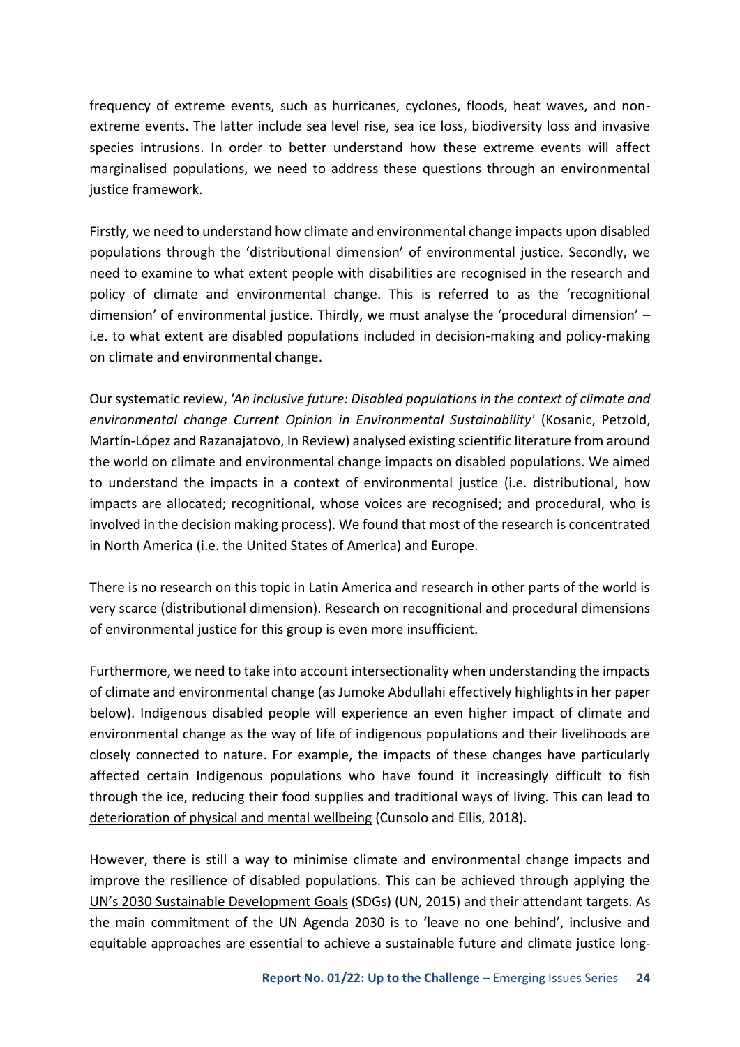frequency of extreme events, such as hurricanes, cyclones, floods, heat waves, and non-extreme events. The latter include sea level rise, sea ice loss, biodiversity loss and invasive species intrusions. In order to better understand how these extreme events will affect marginalised populations, we need to address these questions through an environmental justice framework.

Firstly, we need to understand how climate and environmental change impacts upon disabled populations through the 'distributional dimension' of environmental justice. Secondly, we need to examine to what extent people with disabilities are recognised in the research and policy of climate and environmental change. This is referred to as the 'recognitional dimension' of environmental justice. Thirdly, we must analyse the 'procedural dimension' – i.e. to what extent are disabled populations included in decision-making and policy-making on climate and environmental change.

Our systematic review, *'An inclusive future: Disabled populations in the context of climate and environmental change Current Opinion in Environmental Sustainability'* (Kosanic, Petzold, Martín-López and Razanajatovo, In Review) analysed existing scientific literature from around the world on climate and environmental change impacts on disabled populations. We aimed to understand the impacts in a context of environmental justice (i.e. distributional, how impacts are allocated; recognitional, whose voices are recognised; and procedural, who is involved in the decision making process). We found that most of the research is concentrated in North America (i.e. the United States of America) and Europe.

There is no research on this topic in Latin America and research in other parts of the world is very scarce (distributional dimension). Research on recognitional and procedural dimensions of environmental justice for this group is even more insufficient.

Furthermore, we need to take into account intersectionality when understanding the impacts of climate and environmental change (as Jumoke Abdullahi effectively highlights in her paper below). Indigenous disabled people will experience an even higher impact of climate and environmental change as the way of life of indigenous populations and their livelihoods are closely connected to nature. For example, the impacts of these changes have particularly affected certain Indigenous populations who have found it increasingly difficult to fish through the ice, reducing their food supplies and traditional ways of living. This can lead to deterioration of physical and mental wellbeing (Cunsolo and Ellis, 2018).

However, there is still a way to minimise climate and environmental change impacts and improve the resilience of disabled populations. This can be achieved through applying the UN's 2030 Sustainable Development Goals (SDGs) (UN, 2015) and their attendant targets. As the main commitment of the UN Agenda 2030 is to 'leave no one behind', inclusive and equitable approaches are essential to achieve a sustainable future and climate justice long-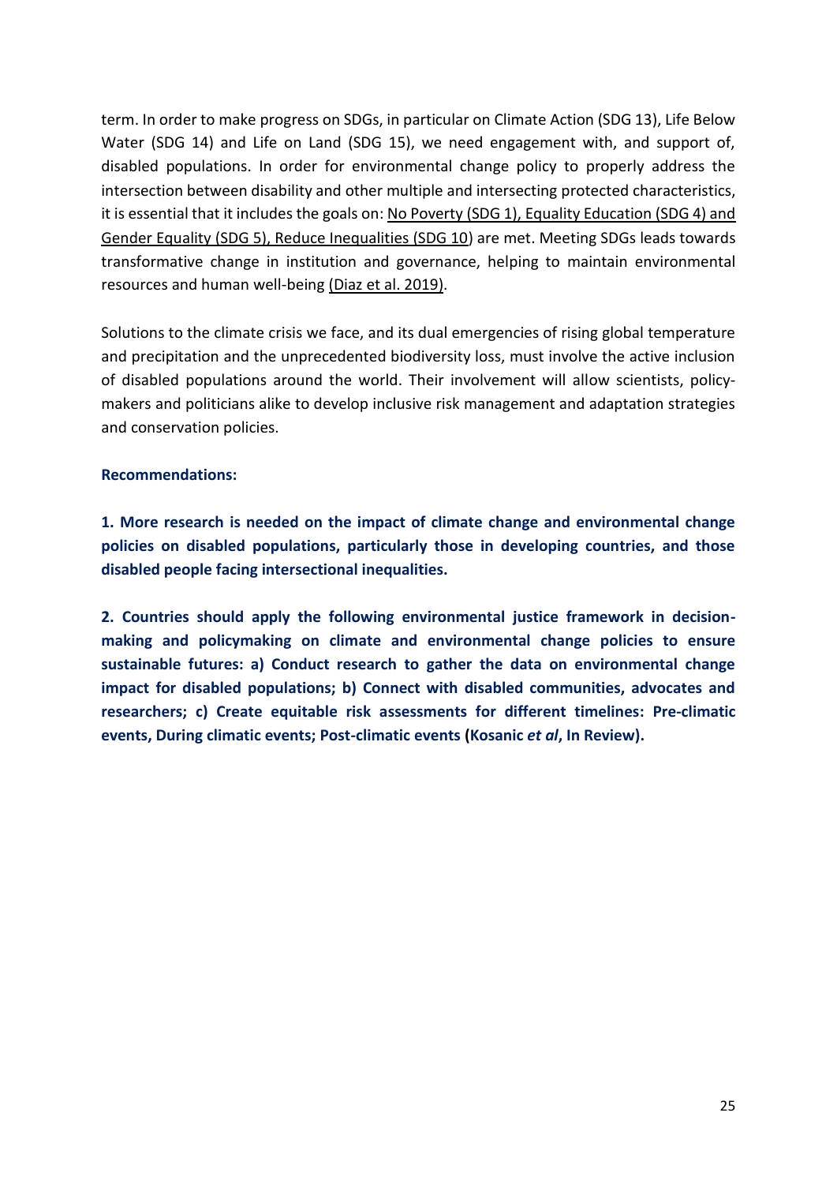term. In order to make progress on SDGs, in particular on Climate Action (SDG 13), Life Below Water (SDG 14) and Life on Land (SDG 15), we need engagement with, and support of, disabled populations. In order for environmental change policy to properly address the intersection between disability and other multiple and intersecting protected characteristics, it is essential that it includes the goals on: No Poverty (SDG 1), Equality Education (SDG 4) and Gender Equality (SDG 5), Reduce Inequalities (SDG 10) are met. Meeting SDGs leads towards transformative change in institution and governance, helping to maintain environmental resources and human well-being (Diaz et al. 2019).

Solutions to the climate crisis we face, and its dual emergencies of rising global temperature and precipitation and the unprecedented biodiversity loss, must involve the active inclusion of disabled populations around the world. Their involvement will allow scientists, policy-makers and politicians alike to develop inclusive risk management and adaptation strategies and conservation policies.

**Recommendations:**

**1. More research is needed on the impact of climate change and environmental change policies on disabled populations, particularly those in developing countries, and those disabled people facing intersectional inequalities.**

**2. Countries should apply the following environmental justice framework in decision-making and policymaking on climate and environmental change policies to ensure sustainable futures: a) Conduct research to gather the data on environmental change impact for disabled populations; b) Connect with disabled communities, advocates and researchers; c) Create equitable risk assessments for different timelines: Pre-climatic events, During climatic events; Post-climatic events (Kosanic *et al*, In Review).**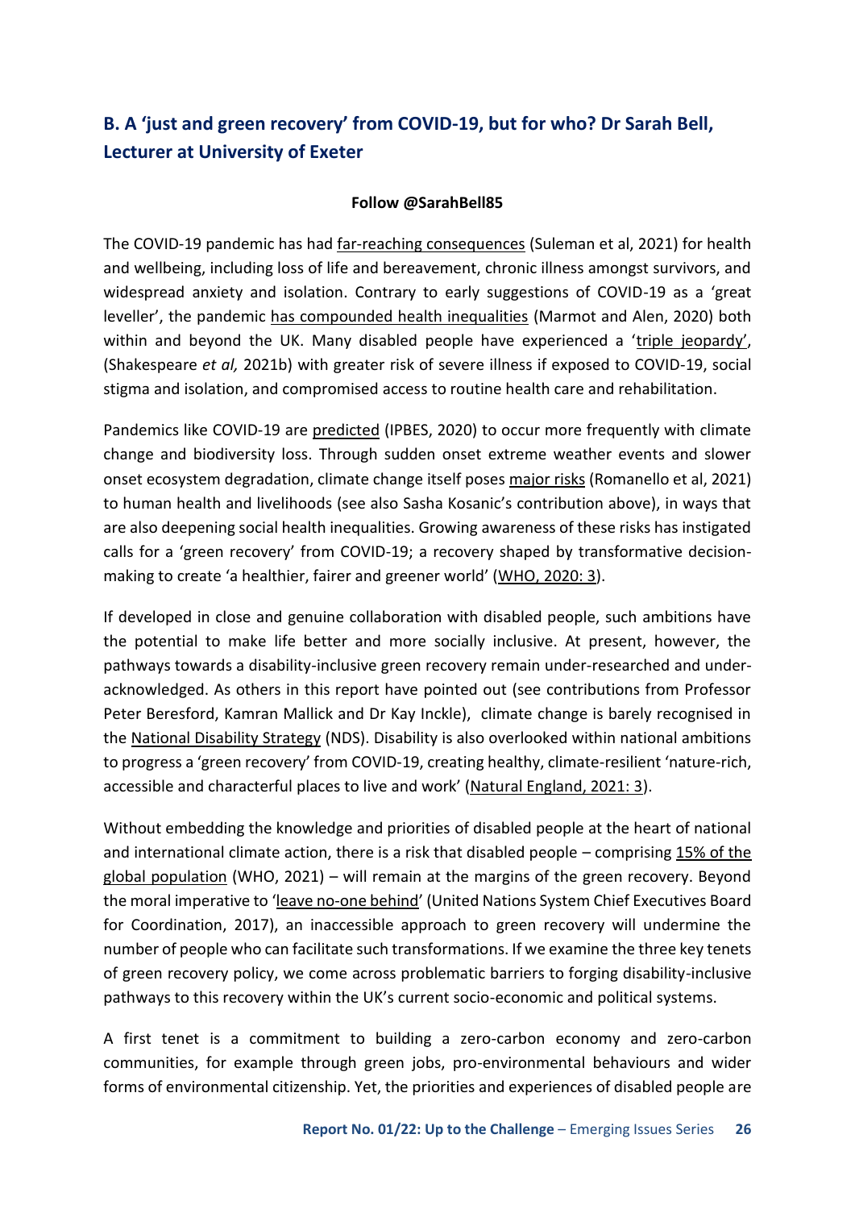## B. A 'just and green recovery' from COVID-19, but for who? Dr Sarah Bell, Lecturer at University of Exeter

**Follow @SarahBell85**

The COVID-19 pandemic has had far-reaching consequences (Suleman et al, 2021) for health and wellbeing, including loss of life and bereavement, chronic illness amongst survivors, and widespread anxiety and isolation. Contrary to early suggestions of COVID-19 as a 'great leveller', the pandemic has compounded health inequalities (Marmot and Alen, 2020) both within and beyond the UK. Many disabled people have experienced a 'triple jeopardy', (Shakespeare *et al,* 2021b) with greater risk of severe illness if exposed to COVID-19, social stigma and isolation, and compromised access to routine health care and rehabilitation.

Pandemics like COVID-19 are predicted (IPBES, 2020) to occur more frequently with climate change and biodiversity loss. Through sudden onset extreme weather events and slower onset ecosystem degradation, climate change itself poses major risks (Romanello et al, 2021) to human health and livelihoods (see also Sasha Kosanic's contribution above), in ways that are also deepening social health inequalities. Growing awareness of these risks has instigated calls for a 'green recovery' from COVID-19; a recovery shaped by transformative decision-making to create 'a healthier, fairer and greener world' (WHO, 2020: 3).

If developed in close and genuine collaboration with disabled people, such ambitions have the potential to make life better and more socially inclusive. At present, however, the pathways towards a disability-inclusive green recovery remain under-researched and under-acknowledged. As others in this report have pointed out (see contributions from Professor Peter Beresford, Kamran Mallick and Dr Kay Inckle), climate change is barely recognised in the National Disability Strategy (NDS). Disability is also overlooked within national ambitions to progress a 'green recovery' from COVID-19, creating healthy, climate-resilient 'nature-rich, accessible and characterful places to live and work' (Natural England, 2021: 3).

Without embedding the knowledge and priorities of disabled people at the heart of national and international climate action, there is a risk that disabled people – comprising 15% of the global population (WHO, 2021) – will remain at the margins of the green recovery. Beyond the moral imperative to 'leave no-one behind' (United Nations System Chief Executives Board for Coordination, 2017), an inaccessible approach to green recovery will undermine the number of people who can facilitate such transformations. If we examine the three key tenets of green recovery policy, we come across problematic barriers to forging disability-inclusive pathways to this recovery within the UK's current socio-economic and political systems.

A first tenet is a commitment to building a zero-carbon economy and zero-carbon communities, for example through green jobs, pro-environmental behaviours and wider forms of environmental citizenship. Yet, the priorities and experiences of disabled people are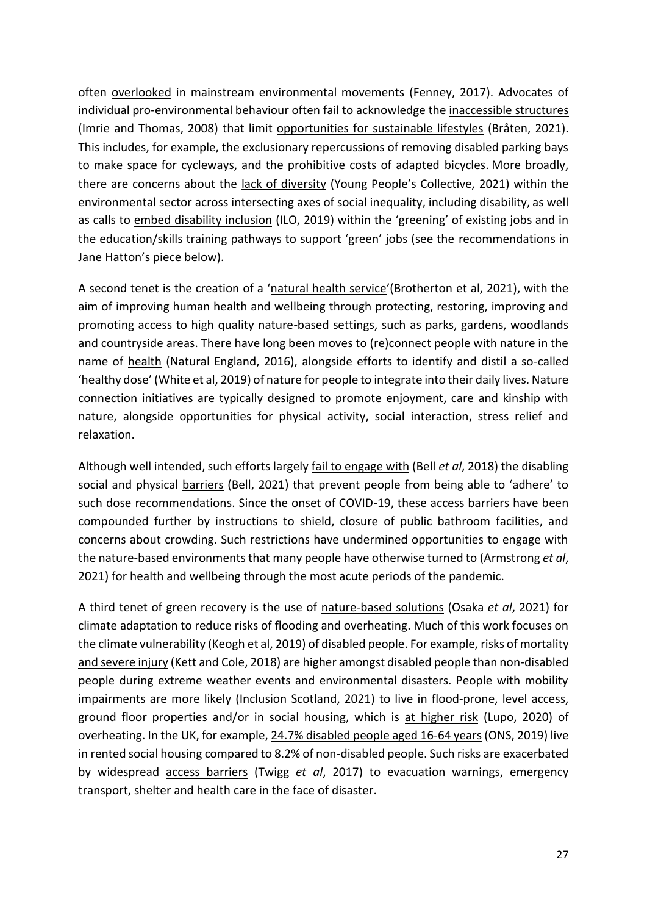often overlooked in mainstream environmental movements (Fenney, 2017). Advocates of individual pro-environmental behaviour often fail to acknowledge the inaccessible structures (Imrie and Thomas, 2008) that limit opportunities for sustainable lifestyles (Bråten, 2021). This includes, for example, the exclusionary repercussions of removing disabled parking bays to make space for cycleways, and the prohibitive costs of adapted bicycles. More broadly, there are concerns about the lack of diversity (Young People's Collective, 2021) within the environmental sector across intersecting axes of social inequality, including disability, as well as calls to embed disability inclusion (ILO, 2019) within the 'greening' of existing jobs and in the education/skills training pathways to support 'green' jobs (see the recommendations in Jane Hatton's piece below).

A second tenet is the creation of a 'natural health service'(Brotherton et al, 2021), with the aim of improving human health and wellbeing through protecting, restoring, improving and promoting access to high quality nature-based settings, such as parks, gardens, woodlands and countryside areas. There have long been moves to (re)connect people with nature in the name of health (Natural England, 2016), alongside efforts to identify and distil a so-called 'healthy dose' (White et al, 2019) of nature for people to integrate into their daily lives. Nature connection initiatives are typically designed to promote enjoyment, care and kinship with nature, alongside opportunities for physical activity, social interaction, stress relief and relaxation.

Although well intended, such efforts largely fail to engage with (Bell *et al*, 2018) the disabling social and physical barriers (Bell, 2021) that prevent people from being able to 'adhere' to such dose recommendations. Since the onset of COVID-19, these access barriers have been compounded further by instructions to shield, closure of public bathroom facilities, and concerns about crowding. Such restrictions have undermined opportunities to engage with the nature-based environments that many people have otherwise turned to (Armstrong *et al*, 2021) for health and wellbeing through the most acute periods of the pandemic.

A third tenet of green recovery is the use of nature-based solutions (Osaka *et al*, 2021) for climate adaptation to reduce risks of flooding and overheating. Much of this work focuses on the climate vulnerability (Keogh et al, 2019) of disabled people. For example, risks of mortality and severe injury (Kett and Cole, 2018) are higher amongst disabled people than non-disabled people during extreme weather events and environmental disasters. People with mobility impairments are more likely (Inclusion Scotland, 2021) to live in flood-prone, level access, ground floor properties and/or in social housing, which is at higher risk (Lupo, 2020) of overheating. In the UK, for example, 24.7% disabled people aged 16-64 years (ONS, 2019) live in rented social housing compared to 8.2% of non-disabled people. Such risks are exacerbated by widespread access barriers (Twigg *et al*, 2017) to evacuation warnings, emergency transport, shelter and health care in the face of disaster.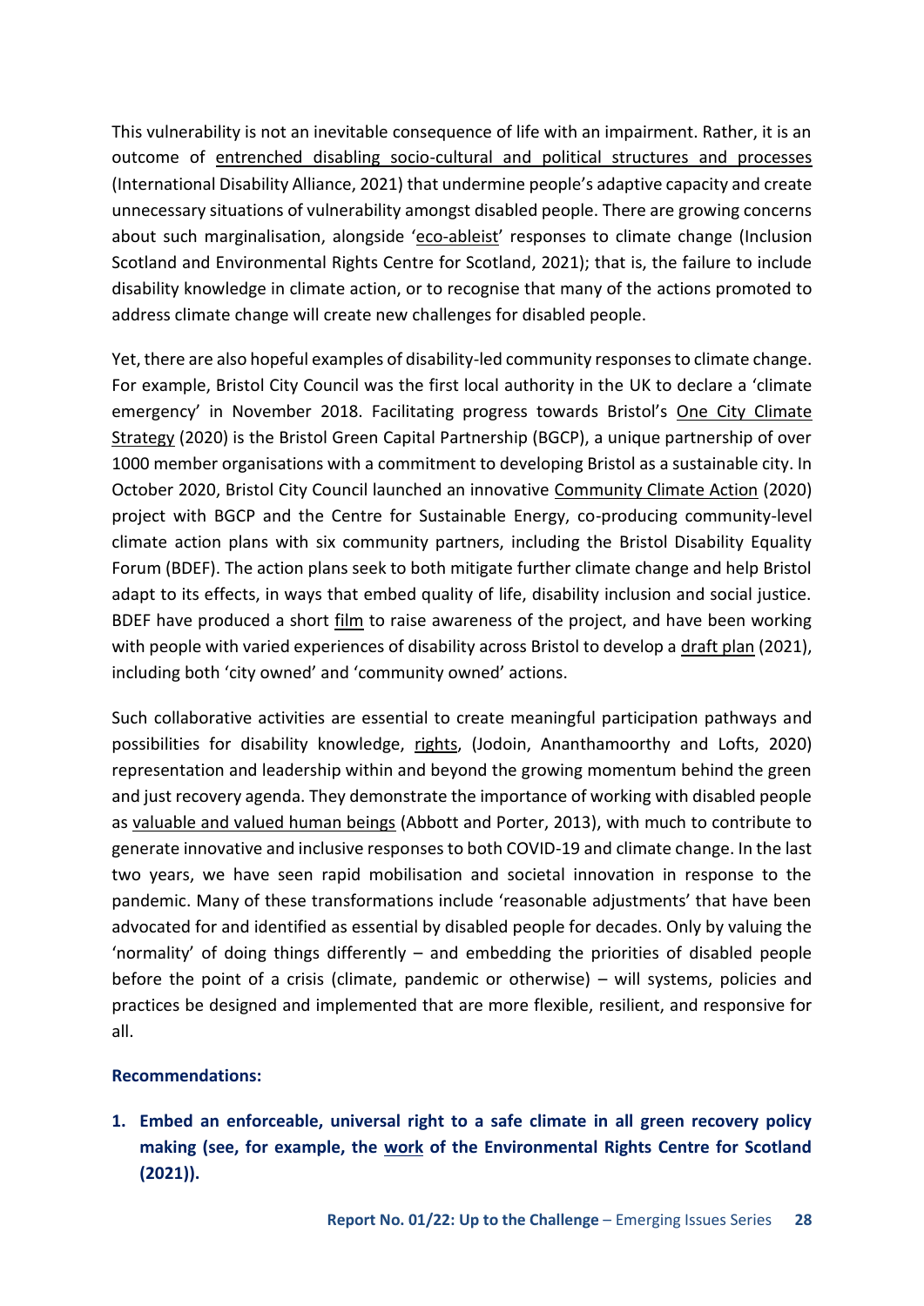This vulnerability is not an inevitable consequence of life with an impairment. Rather, it is an outcome of entrenched disabling socio-cultural and political structures and processes (International Disability Alliance, 2021) that undermine people's adaptive capacity and create unnecessary situations of vulnerability amongst disabled people. There are growing concerns about such marginalisation, alongside 'eco-ableist' responses to climate change (Inclusion Scotland and Environmental Rights Centre for Scotland, 2021); that is, the failure to include disability knowledge in climate action, or to recognise that many of the actions promoted to address climate change will create new challenges for disabled people.

Yet, there are also hopeful examples of disability-led community responses to climate change. For example, Bristol City Council was the first local authority in the UK to declare a 'climate emergency' in November 2018. Facilitating progress towards Bristol's One City Climate Strategy (2020) is the Bristol Green Capital Partnership (BGCP), a unique partnership of over 1000 member organisations with a commitment to developing Bristol as a sustainable city. In October 2020, Bristol City Council launched an innovative Community Climate Action (2020) project with BGCP and the Centre for Sustainable Energy, co-producing community-level climate action plans with six community partners, including the Bristol Disability Equality Forum (BDEF). The action plans seek to both mitigate further climate change and help Bristol adapt to its effects, in ways that embed quality of life, disability inclusion and social justice. BDEF have produced a short film to raise awareness of the project, and have been working with people with varied experiences of disability across Bristol to develop a draft plan (2021), including both 'city owned' and 'community owned' actions.

Such collaborative activities are essential to create meaningful participation pathways and possibilities for disability knowledge, rights, (Jodoin, Ananthamoorthy and Lofts, 2020) representation and leadership within and beyond the growing momentum behind the green and just recovery agenda. They demonstrate the importance of working with disabled people as valuable and valued human beings (Abbott and Porter, 2013), with much to contribute to generate innovative and inclusive responses to both COVID-19 and climate change. In the last two years, we have seen rapid mobilisation and societal innovation in response to the pandemic. Many of these transformations include 'reasonable adjustments' that have been advocated for and identified as essential by disabled people for decades. Only by valuing the 'normality' of doing things differently – and embedding the priorities of disabled people before the point of a crisis (climate, pandemic or otherwise) – will systems, policies and practices be designed and implemented that are more flexible, resilient, and responsive for all.

**Recommendations:**

1. **Embed an enforceable, universal right to a safe climate in all green recovery policy making (see, for example, the work of the Environmental Rights Centre for Scotland (2021)).**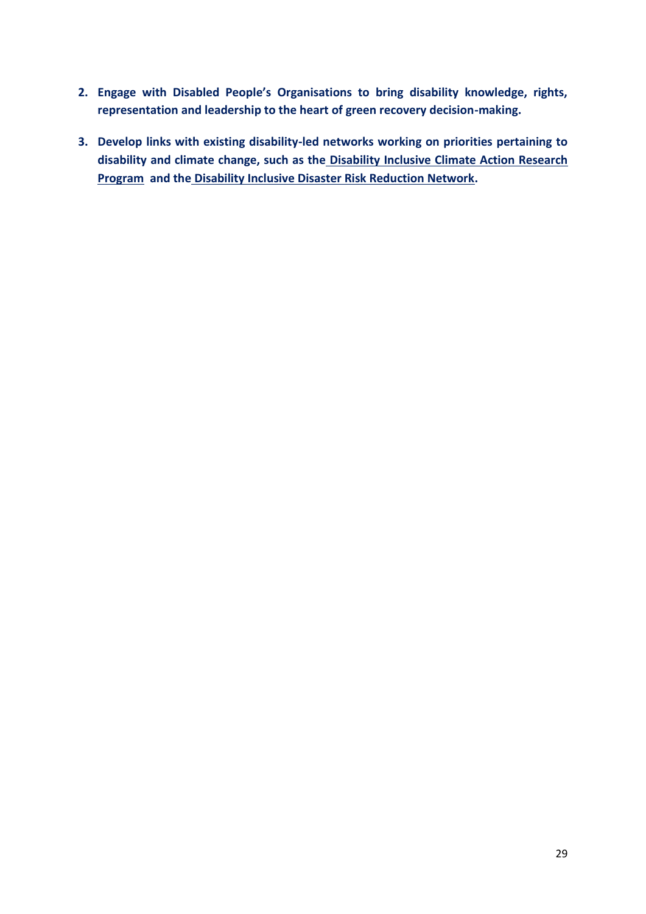2. **Engage with Disabled People's Organisations to bring disability knowledge, rights, representation and leadership to the heart of green recovery decision-making.**

3. **Develop links with existing disability-led networks working on priorities pertaining to disability and climate change, such as the Disability Inclusive Climate Action Research Program and the Disability Inclusive Disaster Risk Reduction Network.**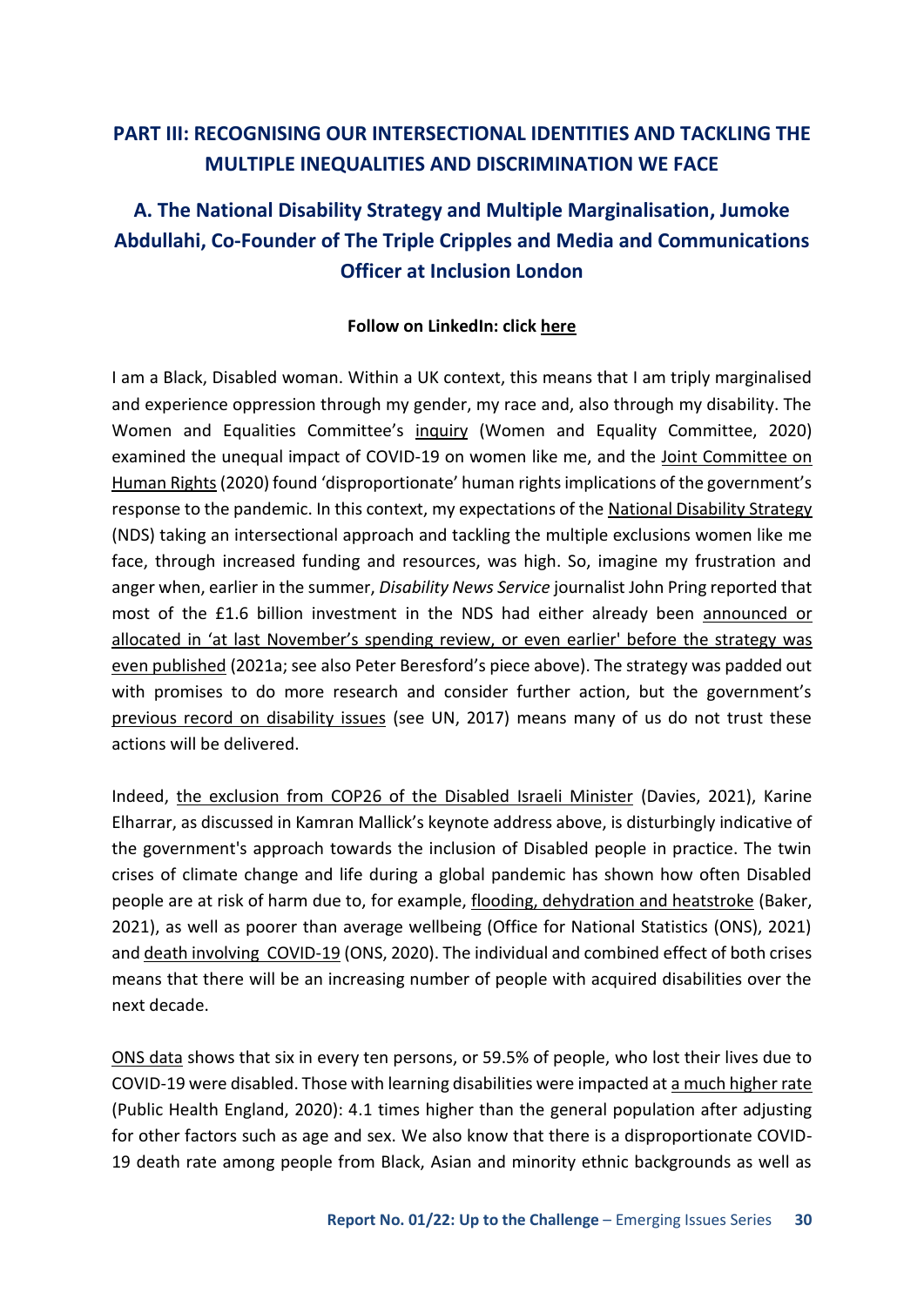## PART III: RECOGNISING OUR INTERSECTIONAL IDENTITIES AND TACKLING THE MULTIPLE INEQUALITIES AND DISCRIMINATION WE FACE

### A. The National Disability Strategy and Multiple Marginalisation, Jumoke Abdullahi, Co-Founder of The Triple Cripples and Media and Communications Officer at Inclusion London

**Follow on LinkedIn: click here**

I am a Black, Disabled woman. Within a UK context, this means that I am triply marginalised and experience oppression through my gender, my race and, also through my disability. The Women and Equalities Committee's inquiry (Women and Equality Committee, 2020) examined the unequal impact of COVID-19 on women like me, and the Joint Committee on Human Rights (2020) found 'disproportionate' human rights implications of the government's response to the pandemic. In this context, my expectations of the National Disability Strategy (NDS) taking an intersectional approach and tackling the multiple exclusions women like me face, through increased funding and resources, was high. So, imagine my frustration and anger when, earlier in the summer, *Disability News Service* journalist John Pring reported that most of the £1.6 billion investment in the NDS had either already been announced or allocated in 'at last November's spending review, or even earlier' before the strategy was even published (2021a; see also Peter Beresford's piece above). The strategy was padded out with promises to do more research and consider further action, but the government's previous record on disability issues (see UN, 2017) means many of us do not trust these actions will be delivered.

Indeed, the exclusion from COP26 of the Disabled Israeli Minister (Davies, 2021), Karine Elharrar, as discussed in Kamran Mallick's keynote address above, is disturbingly indicative of the government's approach towards the inclusion of Disabled people in practice. The twin crises of climate change and life during a global pandemic has shown how often Disabled people are at risk of harm due to, for example, flooding, dehydration and heatstroke (Baker, 2021), as well as poorer than average wellbeing (Office for National Statistics (ONS), 2021) and death involving COVID-19 (ONS, 2020). The individual and combined effect of both crises means that there will be an increasing number of people with acquired disabilities over the next decade.

ONS data shows that six in every ten persons, or 59.5% of people, who lost their lives due to COVID-19 were disabled. Those with learning disabilities were impacted at a much higher rate (Public Health England, 2020): 4.1 times higher than the general population after adjusting for other factors such as age and sex. We also know that there is a disproportionate COVID-19 death rate among people from Black, Asian and minority ethnic backgrounds as well as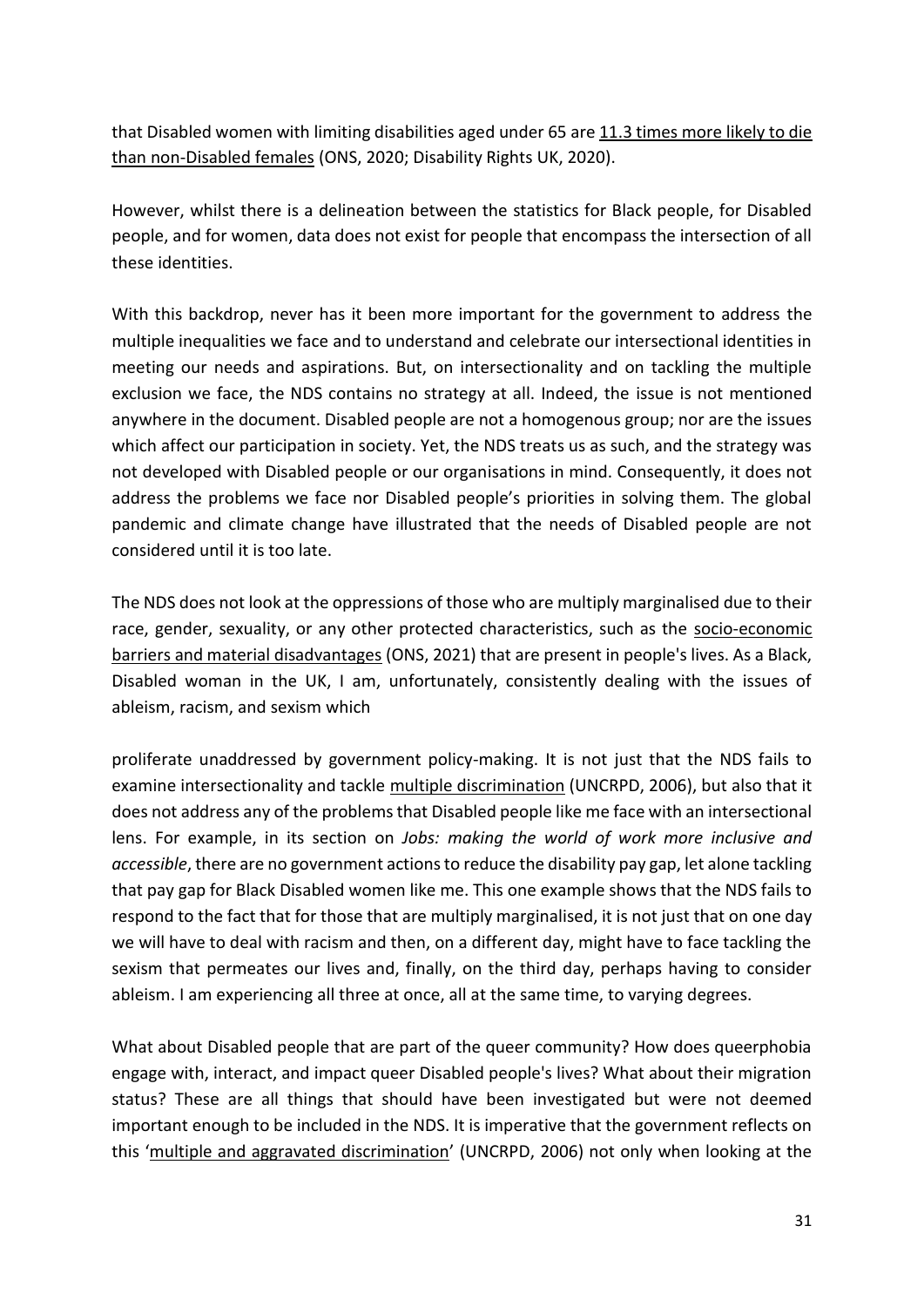that Disabled women with limiting disabilities aged under 65 are 11.3 times more likely to die than non-Disabled females (ONS, 2020; Disability Rights UK, 2020).

However, whilst there is a delineation between the statistics for Black people, for Disabled people, and for women, data does not exist for people that encompass the intersection of all these identities.

With this backdrop, never has it been more important for the government to address the multiple inequalities we face and to understand and celebrate our intersectional identities in meeting our needs and aspirations. But, on intersectionality and on tackling the multiple exclusion we face, the NDS contains no strategy at all. Indeed, the issue is not mentioned anywhere in the document. Disabled people are not a homogenous group; nor are the issues which affect our participation in society. Yet, the NDS treats us as such, and the strategy was not developed with Disabled people or our organisations in mind. Consequently, it does not address the problems we face nor Disabled people's priorities in solving them. The global pandemic and climate change have illustrated that the needs of Disabled people are not considered until it is too late.

The NDS does not look at the oppressions of those who are multiply marginalised due to their race, gender, sexuality, or any other protected characteristics, such as the socio-economic barriers and material disadvantages (ONS, 2021) that are present in people's lives. As a Black, Disabled woman in the UK, I am, unfortunately, consistently dealing with the issues of ableism, racism, and sexism which proliferate unaddressed by government policy-making. It is not just that the NDS fails to examine intersectionality and tackle multiple discrimination (UNCRPD, 2006), but also that it does not address any of the problems that Disabled people like me face with an intersectional lens. For example, in its section on *Jobs: making the world of work more inclusive and accessible*, there are no government actions to reduce the disability pay gap, let alone tackling that pay gap for Black Disabled women like me. This one example shows that the NDS fails to respond to the fact that for those that are multiply marginalised, it is not just that on one day we will have to deal with racism and then, on a different day, might have to face tackling the sexism that permeates our lives and, finally, on the third day, perhaps having to consider ableism. I am experiencing all three at once, all at the same time, to varying degrees.

What about Disabled people that are part of the queer community? How does queerphobia engage with, interact, and impact queer Disabled people's lives? What about their migration status? These are all things that should have been investigated but were not deemed important enough to be included in the NDS. It is imperative that the government reflects on this 'multiple and aggravated discrimination' (UNCRPD, 2006) not only when looking at the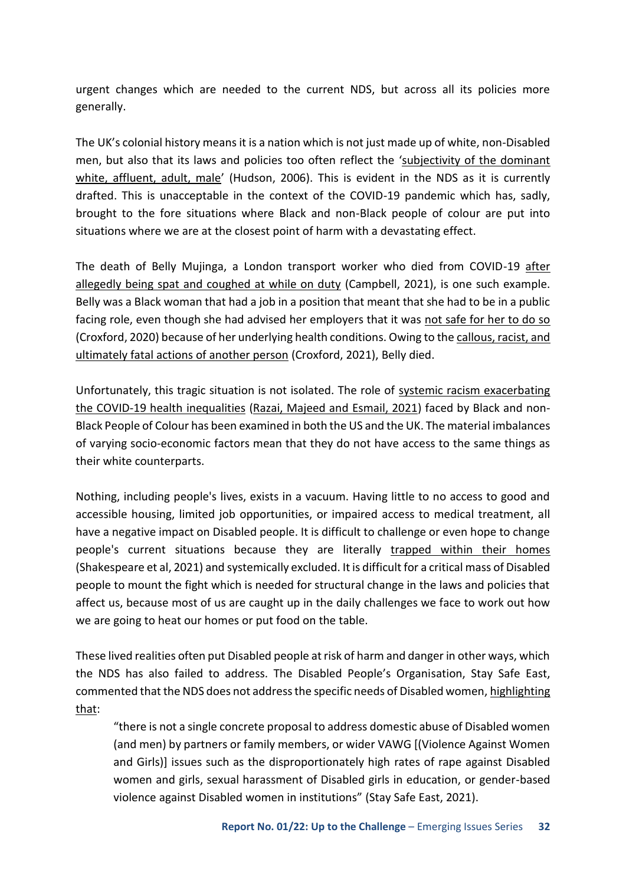urgent changes which are needed to the current NDS, but across all its policies more generally.

The UK's colonial history means it is a nation which is not just made up of white, non-Disabled men, but also that its laws and policies too often reflect the 'subjectivity of the dominant white, affluent, adult, male' (Hudson, 2006). This is evident in the NDS as it is currently drafted. This is unacceptable in the context of the COVID-19 pandemic which has, sadly, brought to the fore situations where Black and non-Black people of colour are put into situations where we are at the closest point of harm with a devastating effect.

The death of Belly Mujinga, a London transport worker who died from COVID-19 after allegedly being spat and coughed at while on duty (Campbell, 2021), is one such example. Belly was a Black woman that had a job in a position that meant that she had to be in a public facing role, even though she had advised her employers that it was not safe for her to do so (Croxford, 2020) because of her underlying health conditions. Owing to the callous, racist, and ultimately fatal actions of another person (Croxford, 2021), Belly died.

Unfortunately, this tragic situation is not isolated. The role of systemic racism exacerbating the COVID-19 health inequalities (Razai, Majeed and Esmail, 2021) faced by Black and non-Black People of Colour has been examined in both the US and the UK. The material imbalances of varying socio-economic factors mean that they do not have access to the same things as their white counterparts.

Nothing, including people's lives, exists in a vacuum. Having little to no access to good and accessible housing, limited job opportunities, or impaired access to medical treatment, all have a negative impact on Disabled people. It is difficult to challenge or even hope to change people's current situations because they are literally trapped within their homes (Shakespeare et al, 2021) and systemically excluded. It is difficult for a critical mass of Disabled people to mount the fight which is needed for structural change in the laws and policies that affect us, because most of us are caught up in the daily challenges we face to work out how we are going to heat our homes or put food on the table.

These lived realities often put Disabled people at risk of harm and danger in other ways, which the NDS has also failed to address. The Disabled People's Organisation, Stay Safe East, commented that the NDS does not address the specific needs of Disabled women, highlighting that:

> "there is not a single concrete proposal to address domestic abuse of Disabled women (and men) by partners or family members, or wider VAWG [(Violence Against Women and Girls)] issues such as the disproportionately high rates of rape against Disabled women and girls, sexual harassment of Disabled girls in education, or gender-based violence against Disabled women in institutions" (Stay Safe East, 2021).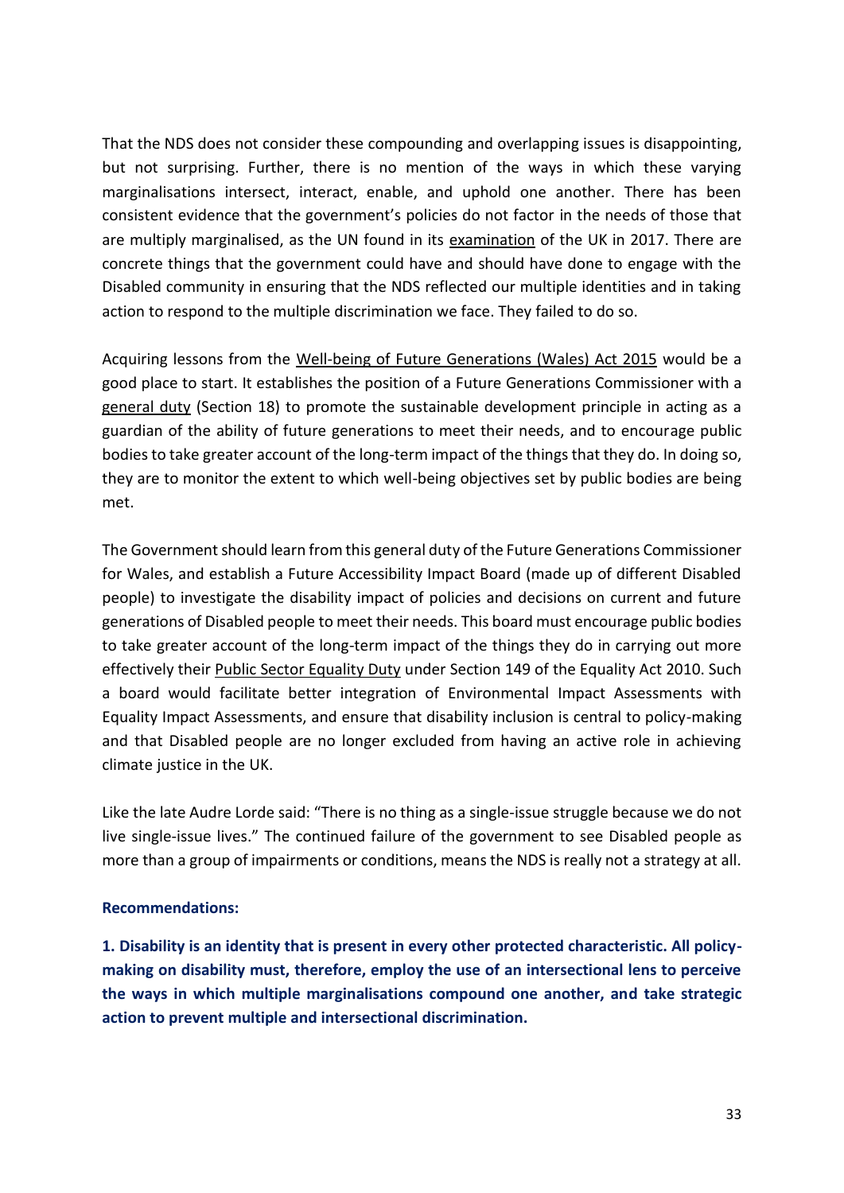That the NDS does not consider these compounding and overlapping issues is disappointing, but not surprising. Further, there is no mention of the ways in which these varying marginalisations intersect, interact, enable, and uphold one another. There has been consistent evidence that the government's policies do not factor in the needs of those that are multiply marginalised, as the UN found in its examination of the UK in 2017. There are concrete things that the government could have and should have done to engage with the Disabled community in ensuring that the NDS reflected our multiple identities and in taking action to respond to the multiple discrimination we face. They failed to do so.

Acquiring lessons from the Well-being of Future Generations (Wales) Act 2015 would be a good place to start. It establishes the position of a Future Generations Commissioner with a general duty (Section 18) to promote the sustainable development principle in acting as a guardian of the ability of future generations to meet their needs, and to encourage public bodies to take greater account of the long-term impact of the things that they do. In doing so, they are to monitor the extent to which well-being objectives set by public bodies are being met.

The Government should learn from this general duty of the Future Generations Commissioner for Wales, and establish a Future Accessibility Impact Board (made up of different Disabled people) to investigate the disability impact of policies and decisions on current and future generations of Disabled people to meet their needs. This board must encourage public bodies to take greater account of the long-term impact of the things they do in carrying out more effectively their Public Sector Equality Duty under Section 149 of the Equality Act 2010. Such a board would facilitate better integration of Environmental Impact Assessments with Equality Impact Assessments, and ensure that disability inclusion is central to policy-making and that Disabled people are no longer excluded from having an active role in achieving climate justice in the UK.

Like the late Audre Lorde said: "There is no thing as a single-issue struggle because we do not live single-issue lives." The continued failure of the government to see Disabled people as more than a group of impairments or conditions, means the NDS is really not a strategy at all.

**Recommendations:**

**1. Disability is an identity that is present in every other protected characteristic. All policy-making on disability must, therefore, employ the use of an intersectional lens to perceive the ways in which multiple marginalisations compound one another, and take strategic action to prevent multiple and intersectional discrimination.**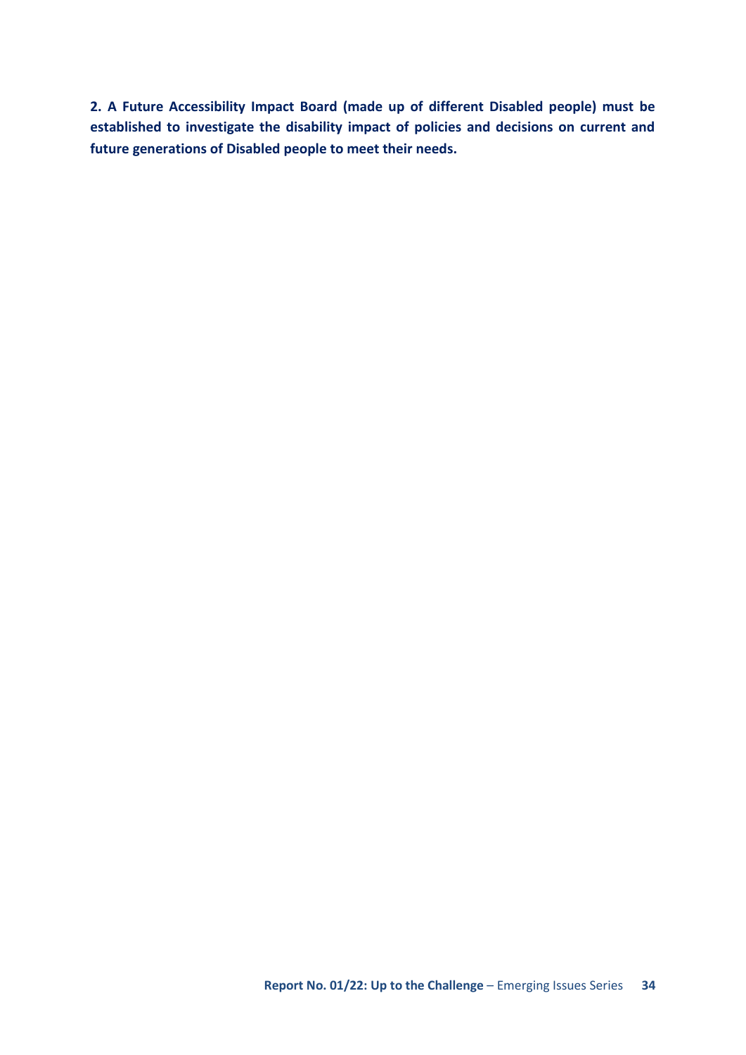**2. A Future Accessibility Impact Board (made up of different Disabled people) must be established to investigate the disability impact of policies and decisions on current and future generations of Disabled people to meet their needs.**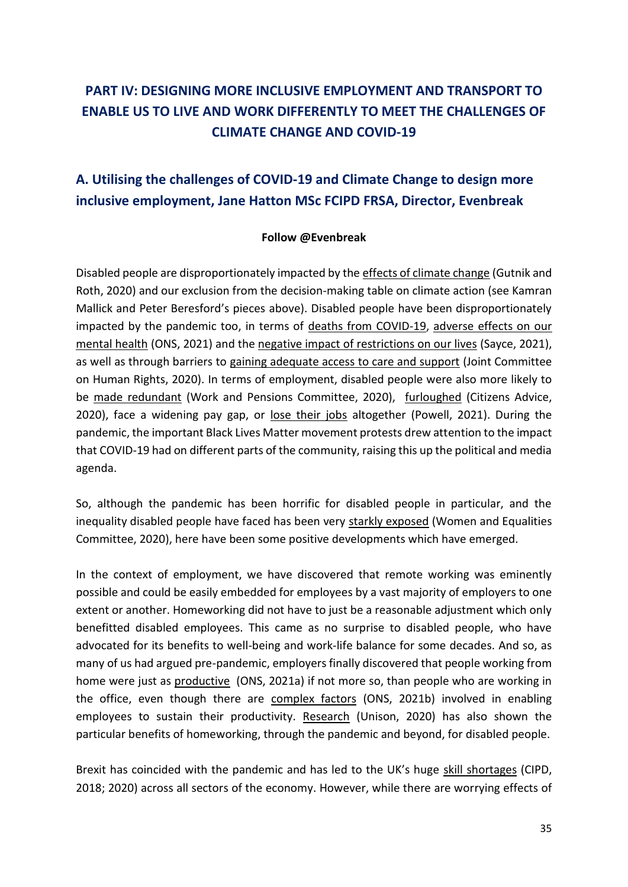# PART IV: DESIGNING MORE INCLUSIVE EMPLOYMENT AND TRANSPORT TO ENABLE US TO LIVE AND WORK DIFFERENTLY TO MEET THE CHALLENGES OF CLIMATE CHANGE AND COVID-19

## A. Utilising the challenges of COVID-19 and Climate Change to design more inclusive employment, Jane Hatton MSc FCIPD FRSA, Director, Evenbreak

**Follow @Evenbreak**

Disabled people are disproportionately impacted by the effects of climate change (Gutnik and Roth, 2020) and our exclusion from the decision-making table on climate action (see Kamran Mallick and Peter Beresford's pieces above). Disabled people have been disproportionately impacted by the pandemic too, in terms of deaths from COVID-19, adverse effects on our mental health (ONS, 2021) and the negative impact of restrictions on our lives (Sayce, 2021), as well as through barriers to gaining adequate access to care and support (Joint Committee on Human Rights, 2020). In terms of employment, disabled people were also more likely to be made redundant (Work and Pensions Committee, 2020), furloughed (Citizens Advice, 2020), face a widening pay gap, or lose their jobs altogether (Powell, 2021). During the pandemic, the important Black Lives Matter movement protests drew attention to the impact that COVID-19 had on different parts of the community, raising this up the political and media agenda.

So, although the pandemic has been horrific for disabled people in particular, and the inequality disabled people have faced has been very starkly exposed (Women and Equalities Committee, 2020), here have been some positive developments which have emerged.

In the context of employment, we have discovered that remote working was eminently possible and could be easily embedded for employees by a vast majority of employers to one extent or another. Homeworking did not have to just be a reasonable adjustment which only benefitted disabled employees. This came as no surprise to disabled people, who have advocated for its benefits to well-being and work-life balance for some decades. And so, as many of us had argued pre-pandemic, employers finally discovered that people working from home were just as productive (ONS, 2021a) if not more so, than people who are working in the office, even though there are complex factors (ONS, 2021b) involved in enabling employees to sustain their productivity. Research (Unison, 2020) has also shown the particular benefits of homeworking, through the pandemic and beyond, for disabled people.

Brexit has coincided with the pandemic and has led to the UK's huge skill shortages (CIPD, 2018; 2020) across all sectors of the economy. However, while there are worrying effects of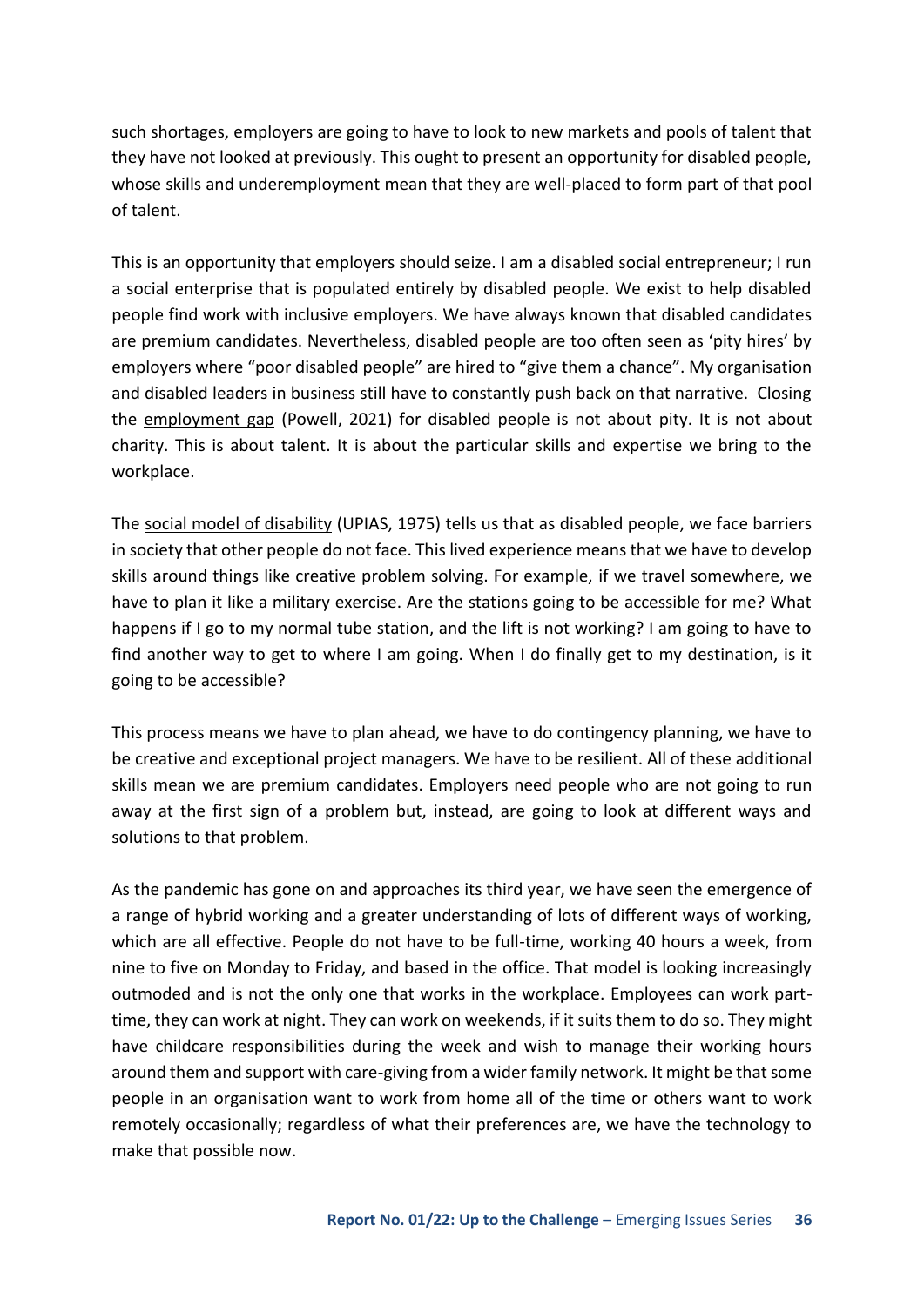such shortages, employers are going to have to look to new markets and pools of talent that they have not looked at previously. This ought to present an opportunity for disabled people, whose skills and underemployment mean that they are well-placed to form part of that pool of talent.

This is an opportunity that employers should seize. I am a disabled social entrepreneur; I run a social enterprise that is populated entirely by disabled people. We exist to help disabled people find work with inclusive employers. We have always known that disabled candidates are premium candidates. Nevertheless, disabled people are too often seen as 'pity hires' by employers where "poor disabled people" are hired to "give them a chance". My organisation and disabled leaders in business still have to constantly push back on that narrative. Closing the employment gap (Powell, 2021) for disabled people is not about pity. It is not about charity. This is about talent. It is about the particular skills and expertise we bring to the workplace.

The social model of disability (UPIAS, 1975) tells us that as disabled people, we face barriers in society that other people do not face. This lived experience means that we have to develop skills around things like creative problem solving. For example, if we travel somewhere, we have to plan it like a military exercise. Are the stations going to be accessible for me? What happens if I go to my normal tube station, and the lift is not working? I am going to have to find another way to get to where I am going. When I do finally get to my destination, is it going to be accessible?

This process means we have to plan ahead, we have to do contingency planning, we have to be creative and exceptional project managers. We have to be resilient. All of these additional skills mean we are premium candidates. Employers need people who are not going to run away at the first sign of a problem but, instead, are going to look at different ways and solutions to that problem.

As the pandemic has gone on and approaches its third year, we have seen the emergence of a range of hybrid working and a greater understanding of lots of different ways of working, which are all effective. People do not have to be full-time, working 40 hours a week, from nine to five on Monday to Friday, and based in the office. That model is looking increasingly outmoded and is not the only one that works in the workplace. Employees can work part-time, they can work at night. They can work on weekends, if it suits them to do so. They might have childcare responsibilities during the week and wish to manage their working hours around them and support with care-giving from a wider family network. It might be that some people in an organisation want to work from home all of the time or others want to work remotely occasionally; regardless of what their preferences are, we have the technology to make that possible now.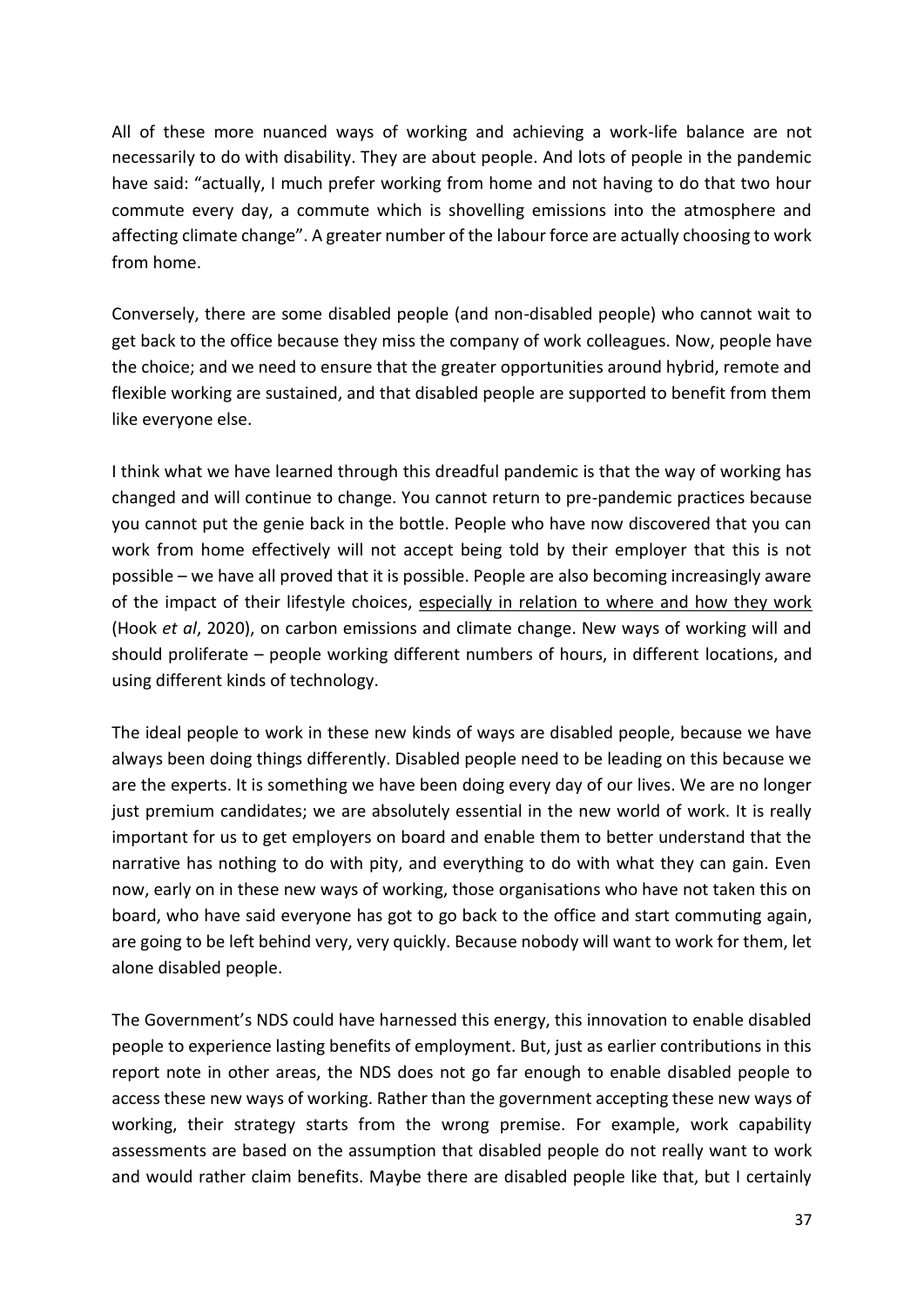All of these more nuanced ways of working and achieving a work-life balance are not necessarily to do with disability. They are about people. And lots of people in the pandemic have said: "actually, I much prefer working from home and not having to do that two hour commute every day, a commute which is shovelling emissions into the atmosphere and affecting climate change". A greater number of the labour force are actually choosing to work from home.

Conversely, there are some disabled people (and non-disabled people) who cannot wait to get back to the office because they miss the company of work colleagues. Now, people have the choice; and we need to ensure that the greater opportunities around hybrid, remote and flexible working are sustained, and that disabled people are supported to benefit from them like everyone else.

I think what we have learned through this dreadful pandemic is that the way of working has changed and will continue to change. You cannot return to pre-pandemic practices because you cannot put the genie back in the bottle. People who have now discovered that you can work from home effectively will not accept being told by their employer that this is not possible – we have all proved that it is possible. People are also becoming increasingly aware of the impact of their lifestyle choices, especially in relation to where and how they work (Hook *et al*, 2020), on carbon emissions and climate change. New ways of working will and should proliferate – people working different numbers of hours, in different locations, and using different kinds of technology.

The ideal people to work in these new kinds of ways are disabled people, because we have always been doing things differently. Disabled people need to be leading on this because we are the experts. It is something we have been doing every day of our lives. We are no longer just premium candidates; we are absolutely essential in the new world of work. It is really important for us to get employers on board and enable them to better understand that the narrative has nothing to do with pity, and everything to do with what they can gain. Even now, early on in these new ways of working, those organisations who have not taken this on board, who have said everyone has got to go back to the office and start commuting again, are going to be left behind very, very quickly. Because nobody will want to work for them, let alone disabled people.

The Government's NDS could have harnessed this energy, this innovation to enable disabled people to experience lasting benefits of employment. But, just as earlier contributions in this report note in other areas, the NDS does not go far enough to enable disabled people to access these new ways of working. Rather than the government accepting these new ways of working, their strategy starts from the wrong premise. For example, work capability assessments are based on the assumption that disabled people do not really want to work and would rather claim benefits. Maybe there are disabled people like that, but I certainly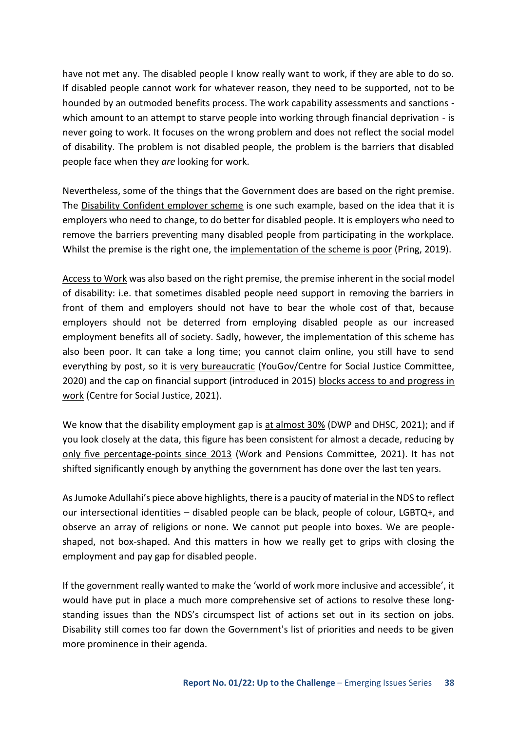have not met any. The disabled people I know really want to work, if they are able to do so. If disabled people cannot work for whatever reason, they need to be supported, not to be hounded by an outmoded benefits process. The work capability assessments and sanctions - which amount to an attempt to starve people into working through financial deprivation - is never going to work. It focuses on the wrong problem and does not reflect the social model of disability. The problem is not disabled people, the problem is the barriers that disabled people face when they *are* looking for work.

Nevertheless, some of the things that the Government does are based on the right premise. The Disability Confident employer scheme is one such example, based on the idea that it is employers who need to change, to do better for disabled people. It is employers who need to remove the barriers preventing many disabled people from participating in the workplace. Whilst the premise is the right one, the implementation of the scheme is poor (Pring, 2019).

Access to Work was also based on the right premise, the premise inherent in the social model of disability: i.e. that sometimes disabled people need support in removing the barriers in front of them and employers should not have to bear the whole cost of that, because employers should not be deterred from employing disabled people as our increased employment benefits all of society. Sadly, however, the implementation of this scheme has also been poor. It can take a long time; you cannot claim online, you still have to send everything by post, so it is very bureaucratic (YouGov/Centre for Social Justice Committee, 2020) and the cap on financial support (introduced in 2015) blocks access to and progress in work (Centre for Social Justice, 2021).

We know that the disability employment gap is at almost 30% (DWP and DHSC, 2021); and if you look closely at the data, this figure has been consistent for almost a decade, reducing by only five percentage-points since 2013 (Work and Pensions Committee, 2021). It has not shifted significantly enough by anything the government has done over the last ten years.

As Jumoke Adullahi's piece above highlights, there is a paucity of material in the NDS to reflect our intersectional identities – disabled people can be black, people of colour, LGBTQ+, and observe an array of religions or none. We cannot put people into boxes. We are people-shaped, not box-shaped. And this matters in how we really get to grips with closing the employment and pay gap for disabled people.

If the government really wanted to make the 'world of work more inclusive and accessible', it would have put in place a much more comprehensive set of actions to resolve these long-standing issues than the NDS's circumspect list of actions set out in its section on jobs. Disability still comes too far down the Government's list of priorities and needs to be given more prominence in their agenda.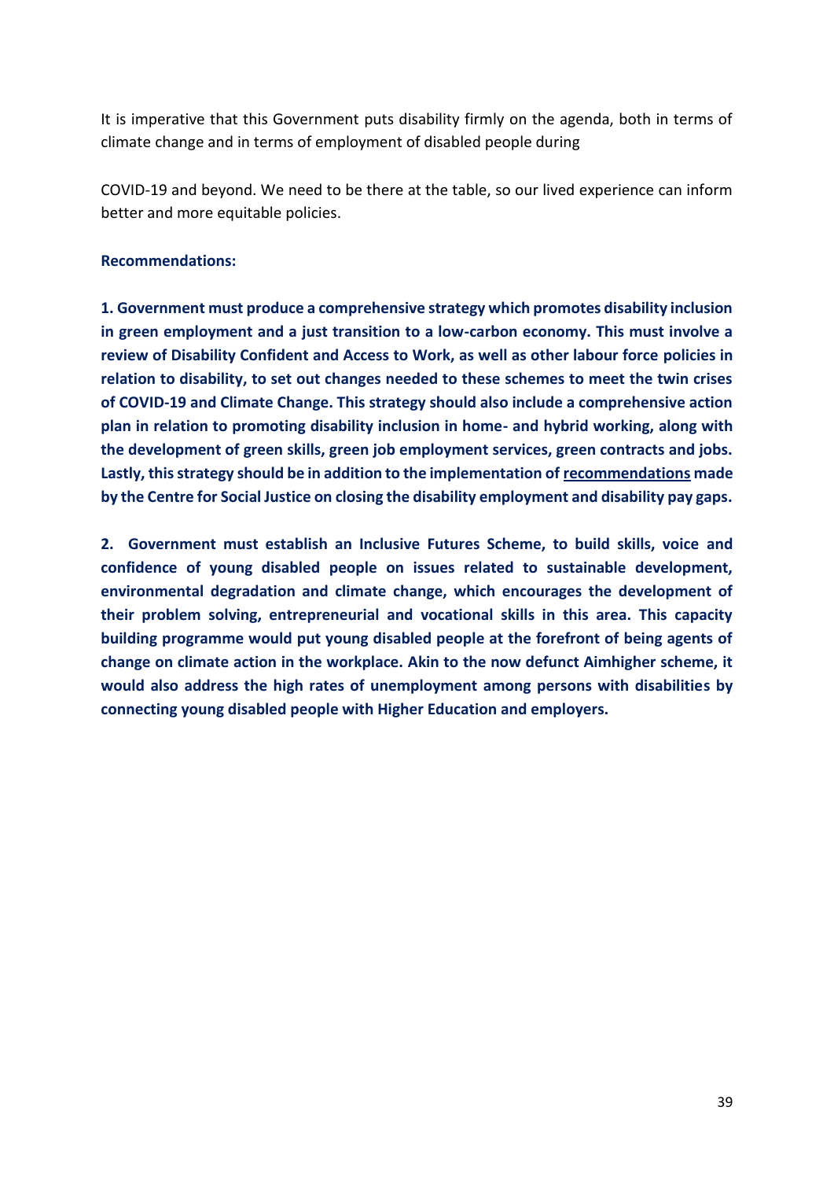It is imperative that this Government puts disability firmly on the agenda, both in terms of climate change and in terms of employment of disabled people during

COVID-19 and beyond. We need to be there at the table, so our lived experience can inform better and more equitable policies.

**Recommendations:**

**1. Government must produce a comprehensive strategy which promotes disability inclusion in green employment and a just transition to a low-carbon economy. This must involve a review of Disability Confident and Access to Work, as well as other labour force policies in relation to disability, to set out changes needed to these schemes to meet the twin crises of COVID-19 and Climate Change. This strategy should also include a comprehensive action plan in relation to promoting disability inclusion in home- and hybrid working, along with the development of green skills, green job employment services, green contracts and jobs. Lastly, this strategy should be in addition to the implementation of recommendations made by the Centre for Social Justice on closing the disability employment and disability pay gaps.**

**2. Government must establish an Inclusive Futures Scheme, to build skills, voice and confidence of young disabled people on issues related to sustainable development, environmental degradation and climate change, which encourages the development of their problem solving, entrepreneurial and vocational skills in this area. This capacity building programme would put young disabled people at the forefront of being agents of change on climate action in the workplace. Akin to the now defunct Aimhigher scheme, it would also address the high rates of unemployment among persons with disabilities by connecting young disabled people with Higher Education and employers.**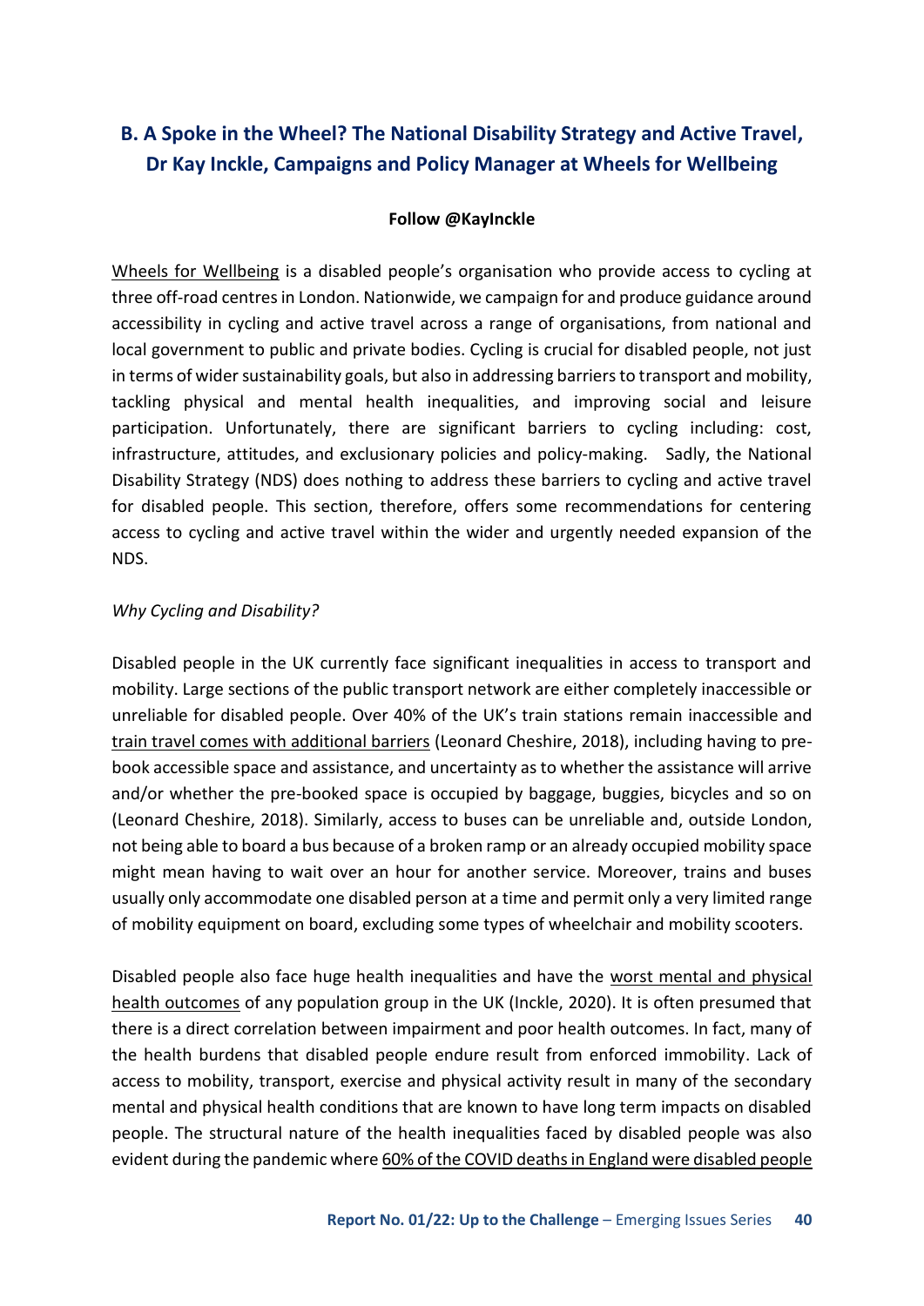## B. A Spoke in the Wheel? The National Disability Strategy and Active Travel, Dr Kay Inckle, Campaigns and Policy Manager at Wheels for Wellbeing

**Follow @KayInckle**

Wheels for Wellbeing is a disabled people's organisation who provide access to cycling at three off-road centres in London. Nationwide, we campaign for and produce guidance around accessibility in cycling and active travel across a range of organisations, from national and local government to public and private bodies. Cycling is crucial for disabled people, not just in terms of wider sustainability goals, but also in addressing barriers to transport and mobility, tackling physical and mental health inequalities, and improving social and leisure participation. Unfortunately, there are significant barriers to cycling including: cost, infrastructure, attitudes, and exclusionary policies and policy-making. Sadly, the National Disability Strategy (NDS) does nothing to address these barriers to cycling and active travel for disabled people. This section, therefore, offers some recommendations for centering access to cycling and active travel within the wider and urgently needed expansion of the NDS.

*Why Cycling and Disability?*

Disabled people in the UK currently face significant inequalities in access to transport and mobility. Large sections of the public transport network are either completely inaccessible or unreliable for disabled people. Over 40% of the UK's train stations remain inaccessible and train travel comes with additional barriers (Leonard Cheshire, 2018), including having to pre-book accessible space and assistance, and uncertainty as to whether the assistance will arrive and/or whether the pre-booked space is occupied by baggage, buggies, bicycles and so on (Leonard Cheshire, 2018). Similarly, access to buses can be unreliable and, outside London, not being able to board a bus because of a broken ramp or an already occupied mobility space might mean having to wait over an hour for another service. Moreover, trains and buses usually only accommodate one disabled person at a time and permit only a very limited range of mobility equipment on board, excluding some types of wheelchair and mobility scooters.

Disabled people also face huge health inequalities and have the worst mental and physical health outcomes of any population group in the UK (Inckle, 2020). It is often presumed that there is a direct correlation between impairment and poor health outcomes. In fact, many of the health burdens that disabled people endure result from enforced immobility. Lack of access to mobility, transport, exercise and physical activity result in many of the secondary mental and physical health conditions that are known to have long term impacts on disabled people. The structural nature of the health inequalities faced by disabled people was also evident during the pandemic where 60% of the COVID deaths in England were disabled people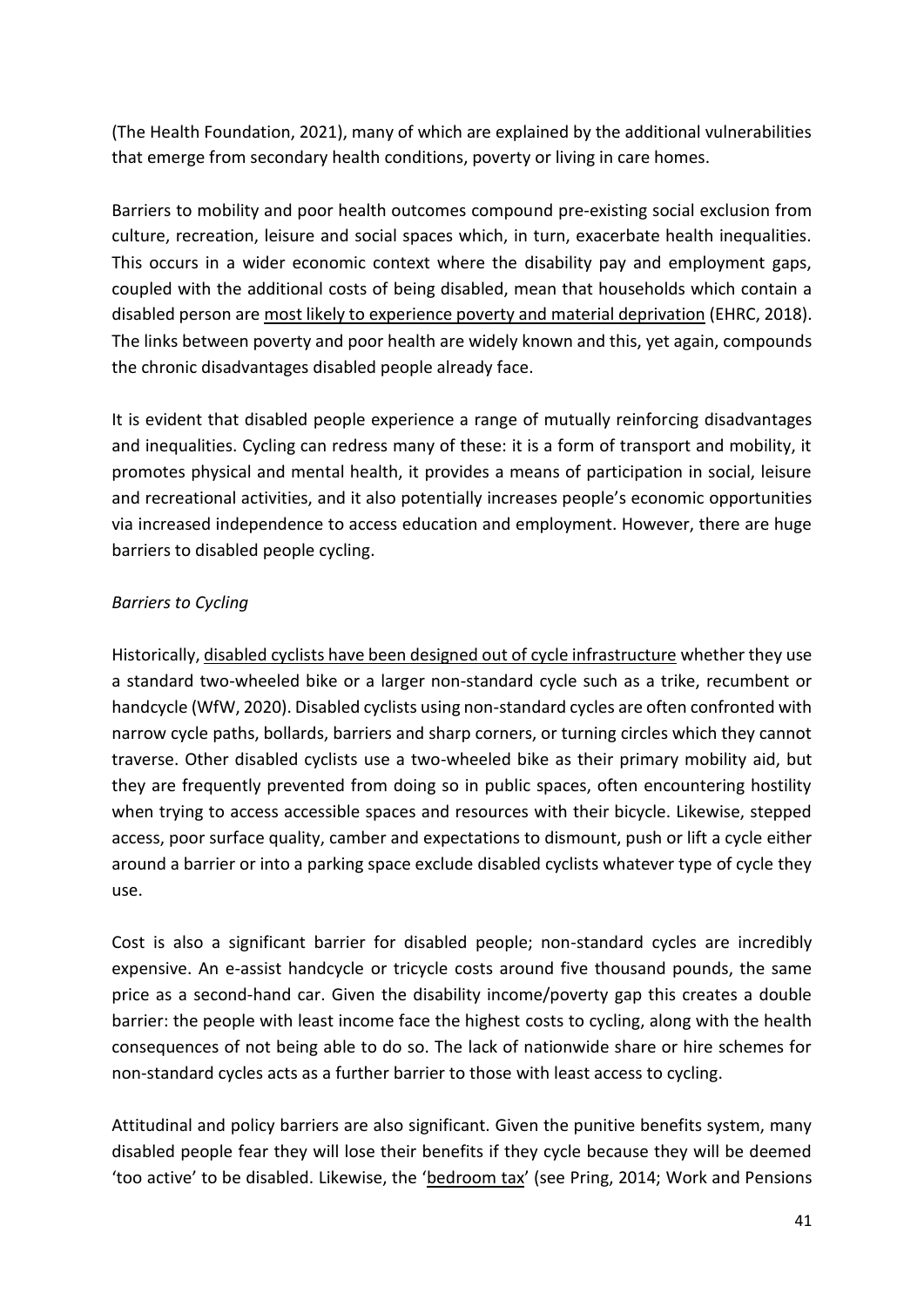(The Health Foundation, 2021), many of which are explained by the additional vulnerabilities that emerge from secondary health conditions, poverty or living in care homes.

Barriers to mobility and poor health outcomes compound pre-existing social exclusion from culture, recreation, leisure and social spaces which, in turn, exacerbate health inequalities. This occurs in a wider economic context where the disability pay and employment gaps, coupled with the additional costs of being disabled, mean that households which contain a disabled person are most likely to experience poverty and material deprivation (EHRC, 2018). The links between poverty and poor health are widely known and this, yet again, compounds the chronic disadvantages disabled people already face.

It is evident that disabled people experience a range of mutually reinforcing disadvantages and inequalities. Cycling can redress many of these: it is a form of transport and mobility, it promotes physical and mental health, it provides a means of participation in social, leisure and recreational activities, and it also potentially increases people's economic opportunities via increased independence to access education and employment. However, there are huge barriers to disabled people cycling.

*Barriers to Cycling*

Historically, disabled cyclists have been designed out of cycle infrastructure whether they use a standard two-wheeled bike or a larger non-standard cycle such as a trike, recumbent or handcycle (WfW, 2020). Disabled cyclists using non-standard cycles are often confronted with narrow cycle paths, bollards, barriers and sharp corners, or turning circles which they cannot traverse. Other disabled cyclists use a two-wheeled bike as their primary mobility aid, but they are frequently prevented from doing so in public spaces, often encountering hostility when trying to access accessible spaces and resources with their bicycle. Likewise, stepped access, poor surface quality, camber and expectations to dismount, push or lift a cycle either around a barrier or into a parking space exclude disabled cyclists whatever type of cycle they use.

Cost is also a significant barrier for disabled people; non-standard cycles are incredibly expensive. An e-assist handcycle or tricycle costs around five thousand pounds, the same price as a second-hand car. Given the disability income/poverty gap this creates a double barrier: the people with least income face the highest costs to cycling, along with the health consequences of not being able to do so. The lack of nationwide share or hire schemes for non-standard cycles acts as a further barrier to those with least access to cycling.

Attitudinal and policy barriers are also significant. Given the punitive benefits system, many disabled people fear they will lose their benefits if they cycle because they will be deemed 'too active' to be disabled. Likewise, the 'bedroom tax' (see Pring, 2014; Work and Pensions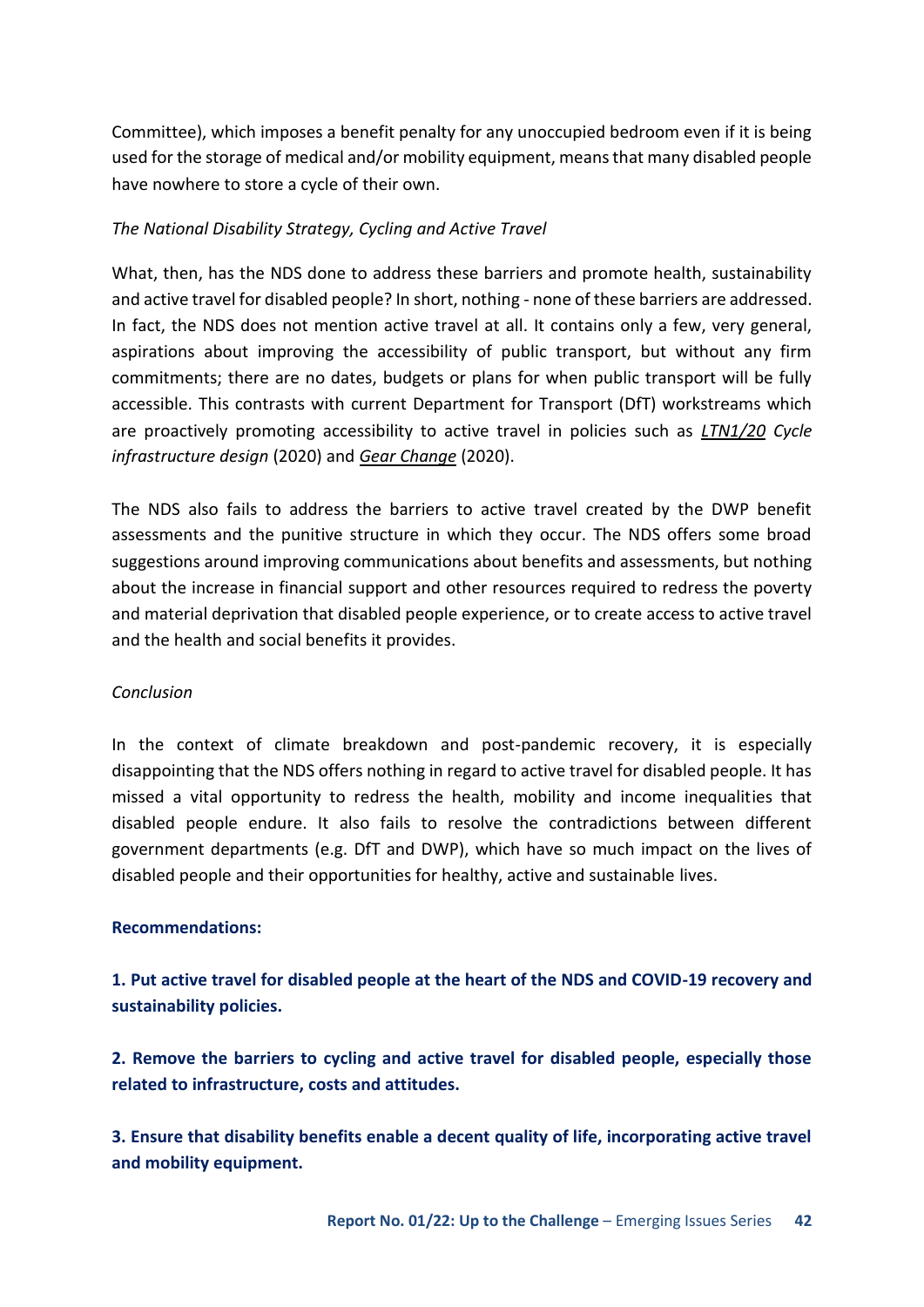Committee), which imposes a benefit penalty for any unoccupied bedroom even if it is being used for the storage of medical and/or mobility equipment, means that many disabled people have nowhere to store a cycle of their own.

*The National Disability Strategy, Cycling and Active Travel*

What, then, has the NDS done to address these barriers and promote health, sustainability and active travel for disabled people? In short, nothing - none of these barriers are addressed. In fact, the NDS does not mention active travel at all. It contains only a few, very general, aspirations about improving the accessibility of public transport, but without any firm commitments; there are no dates, budgets or plans for when public transport will be fully accessible. This contrasts with current Department for Transport (DfT) workstreams which are proactively promoting accessibility to active travel in policies such as *LTN1/20 Cycle infrastructure design* (2020) and *Gear Change* (2020).

The NDS also fails to address the barriers to active travel created by the DWP benefit assessments and the punitive structure in which they occur. The NDS offers some broad suggestions around improving communications about benefits and assessments, but nothing about the increase in financial support and other resources required to redress the poverty and material deprivation that disabled people experience, or to create access to active travel and the health and social benefits it provides.

*Conclusion*

In the context of climate breakdown and post-pandemic recovery, it is especially disappointing that the NDS offers nothing in regard to active travel for disabled people. It has missed a vital opportunity to redress the health, mobility and income inequalities that disabled people endure. It also fails to resolve the contradictions between different government departments (e.g. DfT and DWP), which have so much impact on the lives of disabled people and their opportunities for healthy, active and sustainable lives.

**Recommendations:**

**1. Put active travel for disabled people at the heart of the NDS and COVID-19 recovery and sustainability policies.**

**2. Remove the barriers to cycling and active travel for disabled people, especially those related to infrastructure, costs and attitudes.**

**3. Ensure that disability benefits enable a decent quality of life, incorporating active travel and mobility equipment.**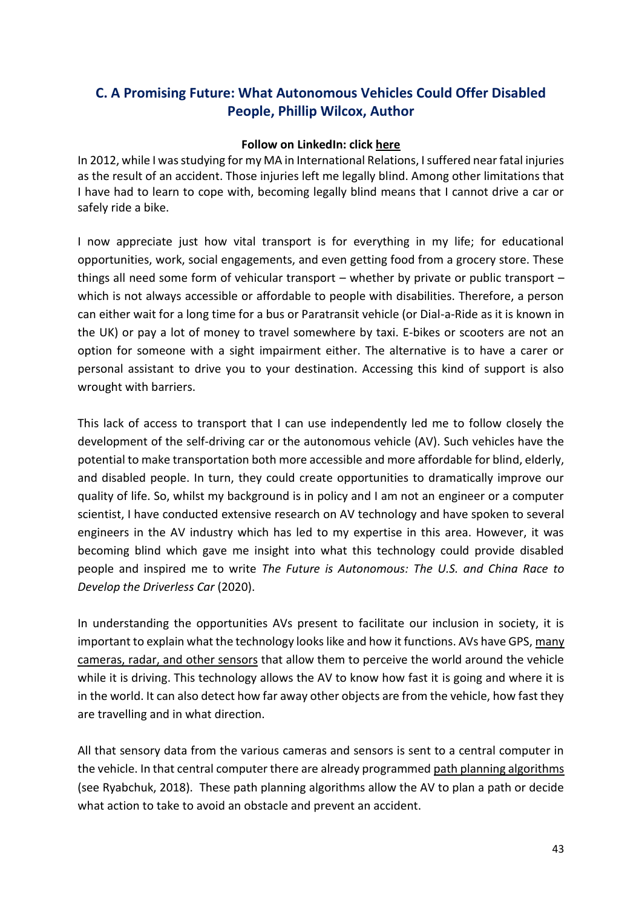## C. A Promising Future: What Autonomous Vehicles Could Offer Disabled People, Phillip Wilcox, Author

**Follow on LinkedIn: click here**

In 2012, while I was studying for my MA in International Relations, I suffered near fatal injuries as the result of an accident. Those injuries left me legally blind. Among other limitations that I have had to learn to cope with, becoming legally blind means that I cannot drive a car or safely ride a bike.

I now appreciate just how vital transport is for everything in my life; for educational opportunities, work, social engagements, and even getting food from a grocery store. These things all need some form of vehicular transport – whether by private or public transport – which is not always accessible or affordable to people with disabilities. Therefore, a person can either wait for a long time for a bus or Paratransit vehicle (or Dial-a-Ride as it is known in the UK) or pay a lot of money to travel somewhere by taxi. E-bikes or scooters are not an option for someone with a sight impairment either. The alternative is to have a carer or personal assistant to drive you to your destination. Accessing this kind of support is also wrought with barriers.

This lack of access to transport that I can use independently led me to follow closely the development of the self-driving car or the autonomous vehicle (AV). Such vehicles have the potential to make transportation both more accessible and more affordable for blind, elderly, and disabled people. In turn, they could create opportunities to dramatically improve our quality of life. So, whilst my background is in policy and I am not an engineer or a computer scientist, I have conducted extensive research on AV technology and have spoken to several engineers in the AV industry which has led to my expertise in this area. However, it was becoming blind which gave me insight into what this technology could provide disabled people and inspired me to write *The Future is Autonomous: The U.S. and China Race to Develop the Driverless Car* (2020).

In understanding the opportunities AVs present to facilitate our inclusion in society, it is important to explain what the technology looks like and how it functions. AVs have GPS, many cameras, radar, and other sensors that allow them to perceive the world around the vehicle while it is driving. This technology allows the AV to know how fast it is going and where it is in the world. It can also detect how far away other objects are from the vehicle, how fast they are travelling and in what direction.

All that sensory data from the various cameras and sensors is sent to a central computer in the vehicle. In that central computer there are already programmed path planning algorithms (see Ryabchuk, 2018). These path planning algorithms allow the AV to plan a path or decide what action to take to avoid an obstacle and prevent an accident.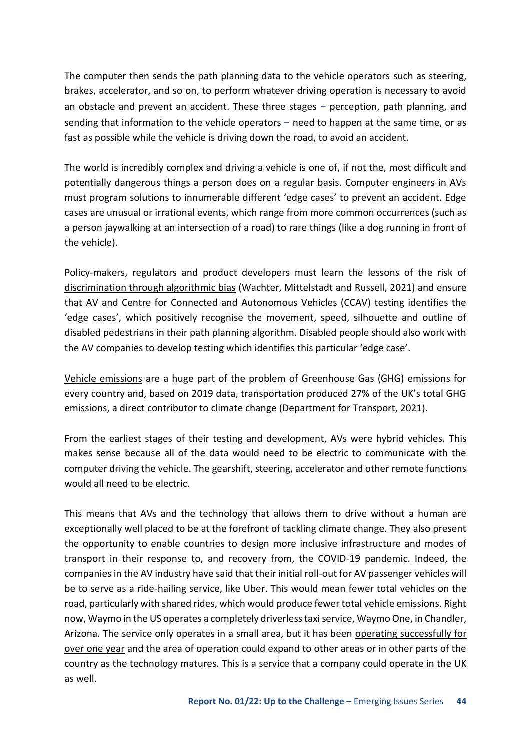The computer then sends the path planning data to the vehicle operators such as steering, brakes, accelerator, and so on, to perform whatever driving operation is necessary to avoid an obstacle and prevent an accident. These three stages – perception, path planning, and sending that information to the vehicle operators – need to happen at the same time, or as fast as possible while the vehicle is driving down the road, to avoid an accident.

The world is incredibly complex and driving a vehicle is one of, if not the, most difficult and potentially dangerous things a person does on a regular basis. Computer engineers in AVs must program solutions to innumerable different 'edge cases' to prevent an accident. Edge cases are unusual or irrational events, which range from more common occurrences (such as a person jaywalking at an intersection of a road) to rare things (like a dog running in front of the vehicle).

Policy-makers, regulators and product developers must learn the lessons of the risk of discrimination through algorithmic bias (Wachter, Mittelstadt and Russell, 2021) and ensure that AV and Centre for Connected and Autonomous Vehicles (CCAV) testing identifies the 'edge cases', which positively recognise the movement, speed, silhouette and outline of disabled pedestrians in their path planning algorithm. Disabled people should also work with the AV companies to develop testing which identifies this particular 'edge case'.

Vehicle emissions are a huge part of the problem of Greenhouse Gas (GHG) emissions for every country and, based on 2019 data, transportation produced 27% of the UK's total GHG emissions, a direct contributor to climate change (Department for Transport, 2021).

From the earliest stages of their testing and development, AVs were hybrid vehicles. This makes sense because all of the data would need to be electric to communicate with the computer driving the vehicle. The gearshift, steering, accelerator and other remote functions would all need to be electric.

This means that AVs and the technology that allows them to drive without a human are exceptionally well placed to be at the forefront of tackling climate change. They also present the opportunity to enable countries to design more inclusive infrastructure and modes of transport in their response to, and recovery from, the COVID-19 pandemic. Indeed, the companies in the AV industry have said that their initial roll-out for AV passenger vehicles will be to serve as a ride-hailing service, like Uber. This would mean fewer total vehicles on the road, particularly with shared rides, which would produce fewer total vehicle emissions. Right now, Waymo in the US operates a completely driverless taxi service, Waymo One, in Chandler, Arizona. The service only operates in a small area, but it has been operating successfully for over one year and the area of operation could expand to other areas or in other parts of the country as the technology matures. This is a service that a company could operate in the UK as well.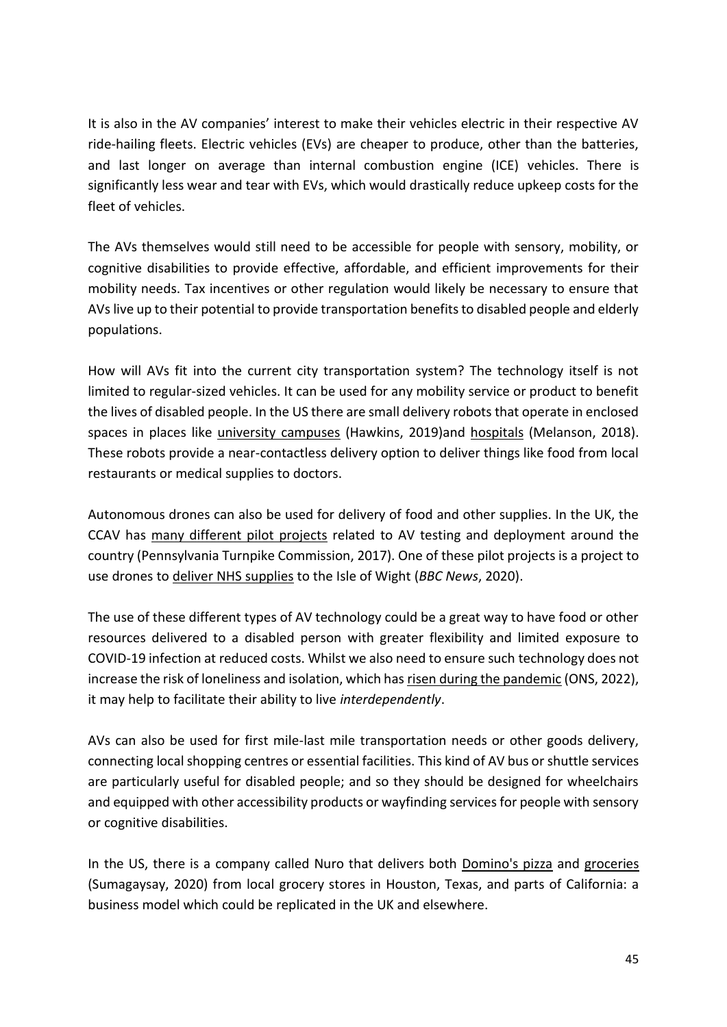It is also in the AV companies' interest to make their vehicles electric in their respective AV ride-hailing fleets. Electric vehicles (EVs) are cheaper to produce, other than the batteries, and last longer on average than internal combustion engine (ICE) vehicles. There is significantly less wear and tear with EVs, which would drastically reduce upkeep costs for the fleet of vehicles.

The AVs themselves would still need to be accessible for people with sensory, mobility, or cognitive disabilities to provide effective, affordable, and efficient improvements for their mobility needs. Tax incentives or other regulation would likely be necessary to ensure that AVs live up to their potential to provide transportation benefits to disabled people and elderly populations.

How will AVs fit into the current city transportation system? The technology itself is not limited to regular-sized vehicles. It can be used for any mobility service or product to benefit the lives of disabled people. In the US there are small delivery robots that operate in enclosed spaces in places like university campuses (Hawkins, 2019)and hospitals (Melanson, 2018). These robots provide a near-contactless delivery option to deliver things like food from local restaurants or medical supplies to doctors.

Autonomous drones can also be used for delivery of food and other supplies. In the UK, the CCAV has many different pilot projects related to AV testing and deployment around the country (Pennsylvania Turnpike Commission, 2017). One of these pilot projects is a project to use drones to deliver NHS supplies to the Isle of Wight (*BBC News*, 2020).

The use of these different types of AV technology could be a great way to have food or other resources delivered to a disabled person with greater flexibility and limited exposure to COVID-19 infection at reduced costs. Whilst we also need to ensure such technology does not increase the risk of loneliness and isolation, which has risen during the pandemic (ONS, 2022), it may help to facilitate their ability to live *interdependently*.

AVs can also be used for first mile-last mile transportation needs or other goods delivery, connecting local shopping centres or essential facilities. This kind of AV bus or shuttle services are particularly useful for disabled people; and so they should be designed for wheelchairs and equipped with other accessibility products or wayfinding services for people with sensory or cognitive disabilities.

In the US, there is a company called Nuro that delivers both Domino's pizza and groceries (Sumagaysay, 2020) from local grocery stores in Houston, Texas, and parts of California: a business model which could be replicated in the UK and elsewhere.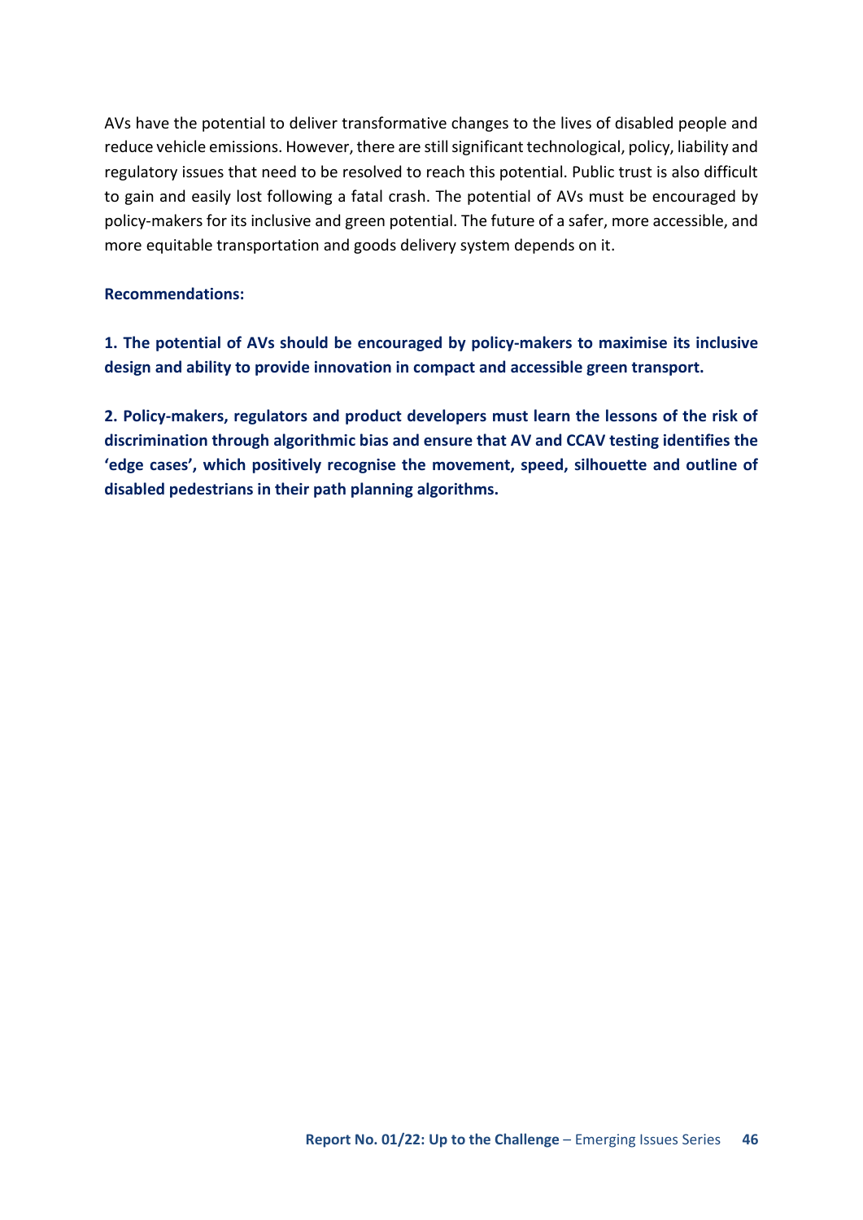AVs have the potential to deliver transformative changes to the lives of disabled people and reduce vehicle emissions. However, there are still significant technological, policy, liability and regulatory issues that need to be resolved to reach this potential. Public trust is also difficult to gain and easily lost following a fatal crash. The potential of AVs must be encouraged by policy-makers for its inclusive and green potential. The future of a safer, more accessible, and more equitable transportation and goods delivery system depends on it.

**Recommendations:**

**1. The potential of AVs should be encouraged by policy-makers to maximise its inclusive design and ability to provide innovation in compact and accessible green transport.**

**2. Policy-makers, regulators and product developers must learn the lessons of the risk of discrimination through algorithmic bias and ensure that AV and CCAV testing identifies the 'edge cases', which positively recognise the movement, speed, silhouette and outline of disabled pedestrians in their path planning algorithms.**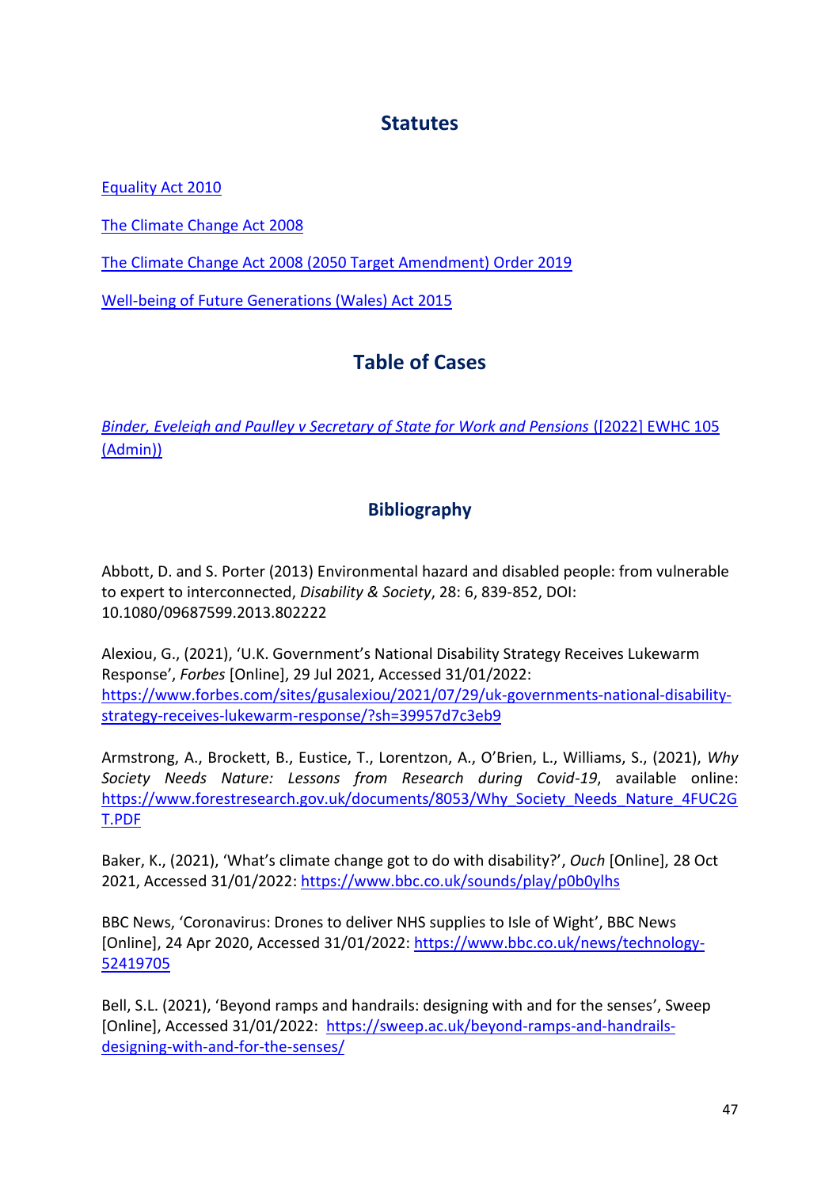## Statutes

[Equality Act 2010]

[The Climate Change Act 2008]

[The Climate Change Act 2008 (2050 Target Amendment) Order 2019]

[Well-being of Future Generations (Wales) Act 2015]

## Table of Cases

*Binder, Eveleigh and Paulley v Secretary of State for Work and Pensions* ([2022] EWHC 105 (Admin))

## Bibliography

Abbott, D. and S. Porter (2013) Environmental hazard and disabled people: from vulnerable to expert to interconnected, *Disability & Society*, 28: 6, 839-852, DOI: 10.1080/09687599.2013.802222

Alexiou, G., (2021), 'U.K. Government's National Disability Strategy Receives Lukewarm Response', *Forbes* [Online], 29 Jul 2021, Accessed 31/01/2022: https://www.forbes.com/sites/gusalexiou/2021/07/29/uk-governments-national-disability-strategy-receives-lukewarm-response/?sh=39957d7c3eb9

Armstrong, A., Brockett, B., Eustice, T., Lorentzon, A., O'Brien, L., Williams, S., (2021), *Why Society Needs Nature: Lessons from Research during Covid-19*, available online: https://www.forestresearch.gov.uk/documents/8053/Why_Society_Needs_Nature_4FUC2GT.PDF

Baker, K., (2021), 'What's climate change got to do with disability?', *Ouch* [Online], 28 Oct 2021, Accessed 31/01/2022: https://www.bbc.co.uk/sounds/play/p0b0ylhs

BBC News, 'Coronavirus: Drones to deliver NHS supplies to Isle of Wight', BBC News [Online], 24 Apr 2020, Accessed 31/01/2022: https://www.bbc.co.uk/news/technology-52419705

Bell, S.L. (2021), 'Beyond ramps and handrails: designing with and for the senses', Sweep [Online], Accessed 31/01/2022: https://sweep.ac.uk/beyond-ramps-and-handrails-designing-with-and-for-the-senses/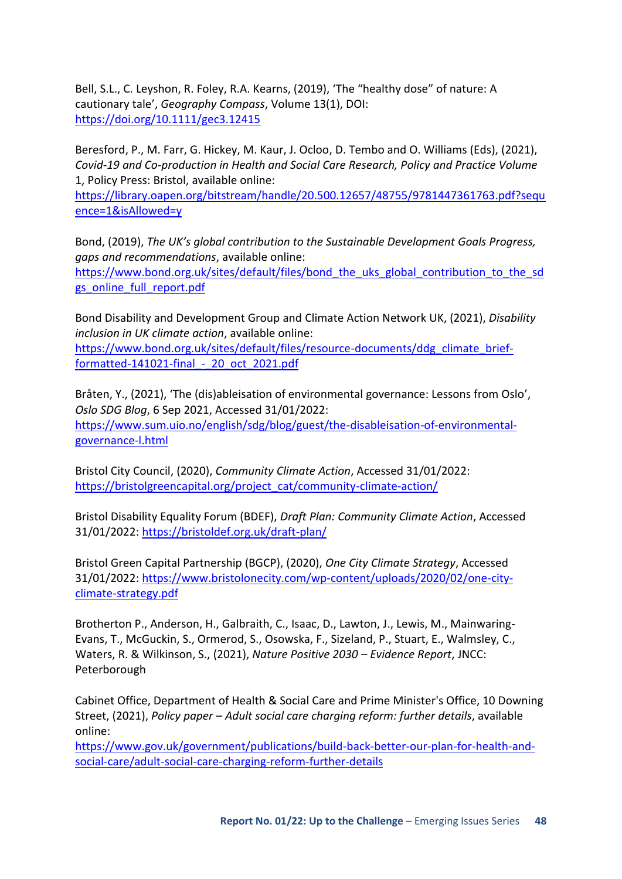Bell, S.L., C. Leyshon, R. Foley, R.A. Kearns, (2019), 'The "healthy dose" of nature: A cautionary tale', *Geography Compass*, Volume 13(1), DOI: https://doi.org/10.1111/gec3.12415

Beresford, P., M. Farr, G. Hickey, M. Kaur, J. Ocloo, D. Tembo and O. Williams (Eds), (2021), *Covid-19 and Co-production in Health and Social Care Research, Policy and Practice Volume* 1, Policy Press: Bristol, available online: https://library.oapen.org/bitstream/handle/20.500.12657/48755/9781447361763.pdf?sequence=1&isAllowed=y

Bond, (2019), *The UK's global contribution to the Sustainable Development Goals Progress, gaps and recommendations*, available online: https://www.bond.org.uk/sites/default/files/bond_the_uks_global_contribution_to_the_sdgs_online_full_report.pdf

Bond Disability and Development Group and Climate Action Network UK, (2021), *Disability inclusion in UK climate action*, available online: https://www.bond.org.uk/sites/default/files/resource-documents/ddg_climate_brief-formatted-141021-final_-_20_oct_2021.pdf

Bråten, Y., (2021), 'The (dis)ableisation of environmental governance: Lessons from Oslo', *Oslo SDG Blog*, 6 Sep 2021, Accessed 31/01/2022: https://www.sum.uio.no/english/sdg/blog/guest/the-disableisation-of-environmental-governance-l.html

Bristol City Council, (2020), *Community Climate Action*, Accessed 31/01/2022: https://bristolgreencapital.org/project_cat/community-climate-action/

Bristol Disability Equality Forum (BDEF), *Draft Plan: Community Climate Action*, Accessed 31/01/2022: https://bristoldef.org.uk/draft-plan/

Bristol Green Capital Partnership (BGCP), (2020), *One City Climate Strategy*, Accessed 31/01/2022: https://www.bristolonecity.com/wp-content/uploads/2020/02/one-city-climate-strategy.pdf

Brotherton P., Anderson, H., Galbraith, C., Isaac, D., Lawton, J., Lewis, M., Mainwaring-Evans, T., McGuckin, S., Ormerod, S., Osowska, F., Sizeland, P., Stuart, E., Walmsley, C., Waters, R. & Wilkinson, S., (2021), *Nature Positive 2030 – Evidence Report*, JNCC: Peterborough

Cabinet Office, Department of Health & Social Care and Prime Minister's Office, 10 Downing Street, (2021), *Policy paper – Adult social care charging reform: further details*, available online: https://www.gov.uk/government/publications/build-back-better-our-plan-for-health-and-social-care/adult-social-care-charging-reform-further-details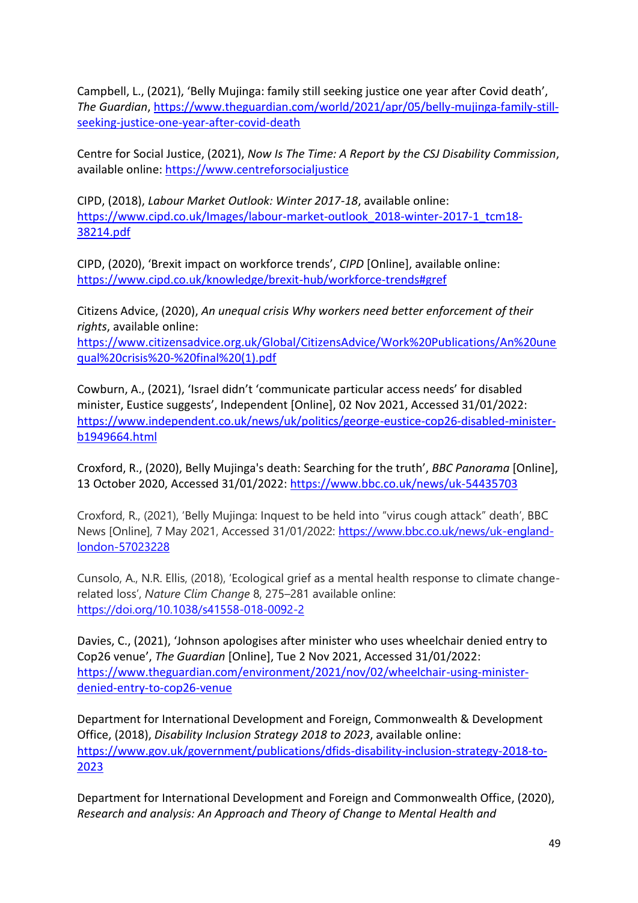Campbell, L., (2021), 'Belly Mujinga: family still seeking justice one year after Covid death', *The Guardian*, https://www.theguardian.com/world/2021/apr/05/belly-mujinga-family-still-seeking-justice-one-year-after-covid-death

Centre for Social Justice, (2021), *Now Is The Time: A Report by the CSJ Disability Commission*, available online: https://www.centreforsocialjustice

CIPD, (2018), *Labour Market Outlook: Winter 2017-18*, available online: https://www.cipd.co.uk/Images/labour-market-outlook_2018-winter-2017-1_tcm18-38214.pdf

CIPD, (2020), 'Brexit impact on workforce trends', *CIPD* [Online], available online: https://www.cipd.co.uk/knowledge/brexit-hub/workforce-trends#gref

Citizens Advice, (2020), *An unequal crisis Why workers need better enforcement of their rights*, available online: https://www.citizensadvice.org.uk/Global/CitizensAdvice/Work%20Publications/An%20unequal%20crisis%20-%20final%20(1).pdf

Cowburn, A., (2021), 'Israel didn't 'communicate particular access needs' for disabled minister, Eustice suggests', Independent [Online], 02 Nov 2021, Accessed 31/01/2022: https://www.independent.co.uk/news/uk/politics/george-eustice-cop26-disabled-minister-b1949664.html

Croxford, R., (2020), Belly Mujinga's death: Searching for the truth', *BBC Panorama* [Online], 13 October 2020, Accessed 31/01/2022: https://www.bbc.co.uk/news/uk-54435703

Croxford, R., (2021), 'Belly Mujinga: Inquest to be held into "virus cough attack" death', BBC News [Online], 7 May 2021, Accessed 31/01/2022: https://www.bbc.co.uk/news/uk-england-london-57023228

Cunsolo, A., N.R. Ellis, (2018), 'Ecological grief as a mental health response to climate change-related loss', *Nature Clim Change* 8, 275–281 available online: https://doi.org/10.1038/s41558-018-0092-2

Davies, C., (2021), 'Johnson apologises after minister who uses wheelchair denied entry to Cop26 venue', *The Guardian* [Online], Tue 2 Nov 2021, Accessed 31/01/2022: https://www.theguardian.com/environment/2021/nov/02/wheelchair-using-minister-denied-entry-to-cop26-venue

Department for International Development and Foreign, Commonwealth & Development Office, (2018), *Disability Inclusion Strategy 2018 to 2023*, available online: https://www.gov.uk/government/publications/dfids-disability-inclusion-strategy-2018-to-2023

Department for International Development and Foreign and Commonwealth Office, (2020), *Research and analysis: An Approach and Theory of Change to Mental Health and*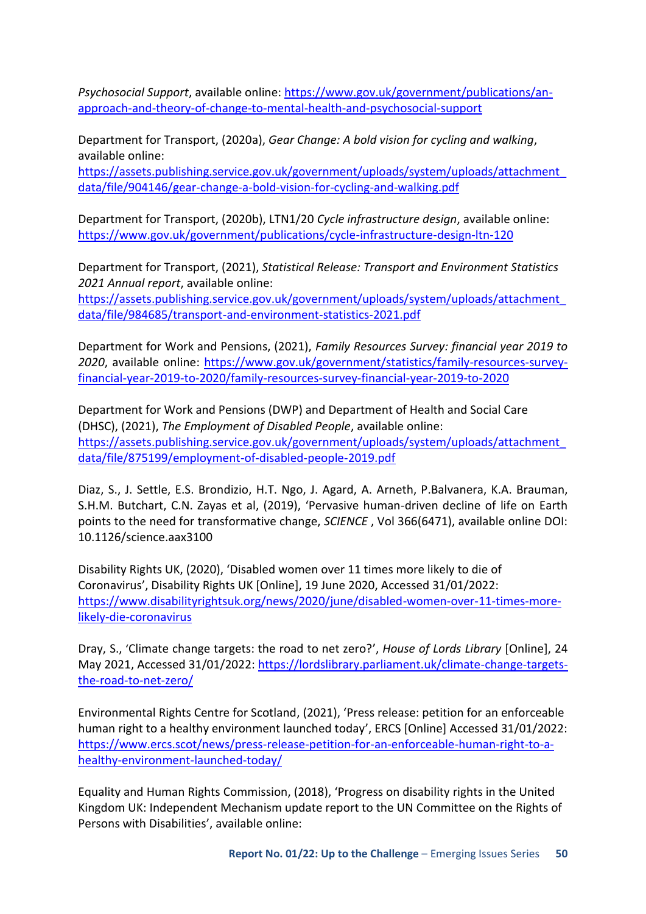*Psychosocial Support*, available online: [https://www.gov.uk/government/publications/an-approach-and-theory-of-change-to-mental-health-and-psychosocial-support](https://www.gov.uk/government/publications/an-approach-and-theory-of-change-to-mental-health-and-psychosocial-support)

Department for Transport, (2020a), *Gear Change: A bold vision for cycling and walking*, available online: [https://assets.publishing.service.gov.uk/government/uploads/system/uploads/attachment_data/file/904146/gear-change-a-bold-vision-for-cycling-and-walking.pdf](https://assets.publishing.service.gov.uk/government/uploads/system/uploads/attachment_data/file/904146/gear-change-a-bold-vision-for-cycling-and-walking.pdf)

Department for Transport, (2020b), LTN1/20 *Cycle infrastructure design*, available online: [https://www.gov.uk/government/publications/cycle-infrastructure-design-ltn-120](https://www.gov.uk/government/publications/cycle-infrastructure-design-ltn-120)

Department for Transport, (2021), *Statistical Release: Transport and Environment Statistics 2021 Annual report*, available online: [https://assets.publishing.service.gov.uk/government/uploads/system/uploads/attachment_data/file/984685/transport-and-environment-statistics-2021.pdf](https://assets.publishing.service.gov.uk/government/uploads/system/uploads/attachment_data/file/984685/transport-and-environment-statistics-2021.pdf)

Department for Work and Pensions, (2021), *Family Resources Survey: financial year 2019 to 2020*, available online: [https://www.gov.uk/government/statistics/family-resources-survey-financial-year-2019-to-2020/family-resources-survey-financial-year-2019-to-2020](https://www.gov.uk/government/statistics/family-resources-survey-financial-year-2019-to-2020/family-resources-survey-financial-year-2019-to-2020)

Department for Work and Pensions (DWP) and Department of Health and Social Care (DHSC), (2021), *The Employment of Disabled People*, available online: [https://assets.publishing.service.gov.uk/government/uploads/system/uploads/attachment_data/file/875199/employment-of-disabled-people-2019.pdf](https://assets.publishing.service.gov.uk/government/uploads/system/uploads/attachment_data/file/875199/employment-of-disabled-people-2019.pdf)

Diaz, S., J. Settle, E.S. Brondizio, H.T. Ngo, J. Agard, A. Arneth, P.Balvanera, K.A. Brauman, S.H.M. Butchart, C.N. Zayas et al, (2019), 'Pervasive human-driven decline of life on Earth points to the need for transformative change, *SCIENCE* , Vol 366(6471), available online DOI: 10.1126/science.aax3100

Disability Rights UK, (2020), 'Disabled women over 11 times more likely to die of Coronavirus', Disability Rights UK [Online], 19 June 2020, Accessed 31/01/2022: [https://www.disabilityrightsuk.org/news/2020/june/disabled-women-over-11-times-more-likely-die-coronavirus](https://www.disabilityrightsuk.org/news/2020/june/disabled-women-over-11-times-more-likely-die-coronavirus)

Dray, S., 'Climate change targets: the road to net zero?', *House of Lords Library* [Online], 24 May 2021, Accessed 31/01/2022: [https://lordslibrary.parliament.uk/climate-change-targets-the-road-to-net-zero/](https://lordslibrary.parliament.uk/climate-change-targets-the-road-to-net-zero/)

Environmental Rights Centre for Scotland, (2021), 'Press release: petition for an enforceable human right to a healthy environment launched today', ERCS [Online] Accessed 31/01/2022: [https://www.ercs.scot/news/press-release-petition-for-an-enforceable-human-right-to-a-healthy-environment-launched-today/](https://www.ercs.scot/news/press-release-petition-for-an-enforceable-human-right-to-a-healthy-environment-launched-today/)

Equality and Human Rights Commission, (2018), 'Progress on disability rights in the United Kingdom UK: Independent Mechanism update report to the UN Committee on the Rights of Persons with Disabilities', available online: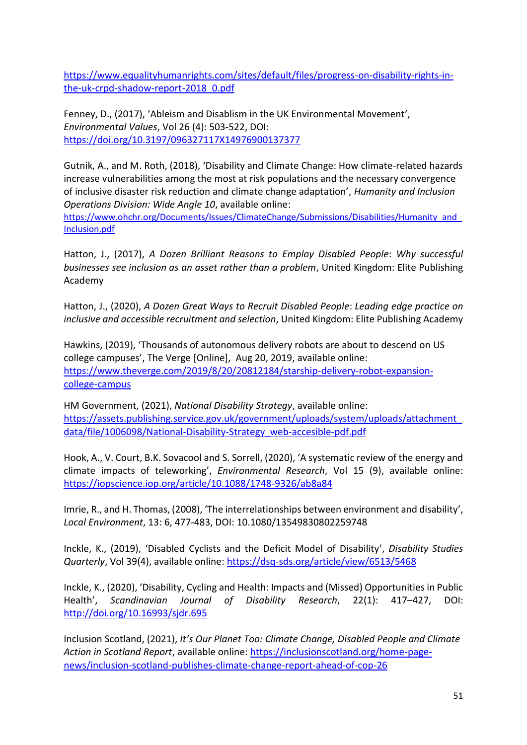https://www.equalityhumanrights.com/sites/default/files/progress-on-disability-rights-in-the-uk-crpd-shadow-report-2018_0.pdf

Fenney, D., (2017), 'Ableism and Disablism in the UK Environmental Movement', *Environmental Values*, Vol 26 (4): 503-522, DOI: https://doi.org/10.3197/096327117X14976900137377

Gutnik, A., and M. Roth, (2018), 'Disability and Climate Change: How climate-related hazards increase vulnerabilities among the most at risk populations and the necessary convergence of inclusive disaster risk reduction and climate change adaptation', *Humanity and Inclusion Operations Division: Wide Angle 10*, available online: https://www.ohchr.org/Documents/Issues/ClimateChange/Submissions/Disabilities/Humanity_and_Inclusion.pdf

Hatton, J., (2017), *A Dozen Brilliant Reasons to Employ Disabled People*: *Why successful businesses see inclusion as an asset rather than a problem*, United Kingdom: Elite Publishing Academy

Hatton, J., (2020), *A Dozen Great Ways to Recruit Disabled People*: *Leading edge practice on inclusive and accessible recruitment and selection*, United Kingdom: Elite Publishing Academy

Hawkins, (2019), 'Thousands of autonomous delivery robots are about to descend on US college campuses', The Verge [Online], Aug 20, 2019, available online: https://www.theverge.com/2019/8/20/20812184/starship-delivery-robot-expansion-college-campus

HM Government, (2021), *National Disability Strategy*, available online: https://assets.publishing.service.gov.uk/government/uploads/system/uploads/attachment_data/file/1006098/National-Disability-Strategy_web-accesible-pdf.pdf

Hook, A., V. Court, B.K. Sovacool and S. Sorrell, (2020), 'A systematic review of the energy and climate impacts of teleworking', *Environmental Research*, Vol 15 (9), available online: https://iopscience.iop.org/article/10.1088/1748-9326/ab8a84

Imrie, R., and H. Thomas, (2008), 'The interrelationships between environment and disability', *Local Environment*, 13: 6, 477-483, DOI: 10.1080/13549830802259748

Inckle, K., (2019), 'Disabled Cyclists and the Deficit Model of Disability', *Disability Studies Quarterly*, Vol 39(4), available online: https://dsq-sds.org/article/view/6513/5468

Inckle, K., (2020), 'Disability, Cycling and Health: Impacts and (Missed) Opportunities in Public Health', *Scandinavian Journal of Disability Research*, 22(1): 417–427, DOI: http://doi.org/10.16993/sjdr.695

Inclusion Scotland, (2021), *It's Our Planet Too: Climate Change, Disabled People and Climate Action in Scotland Report*, available online: https://inclusionscotland.org/home-page-news/inclusion-scotland-publishes-climate-change-report-ahead-of-cop-26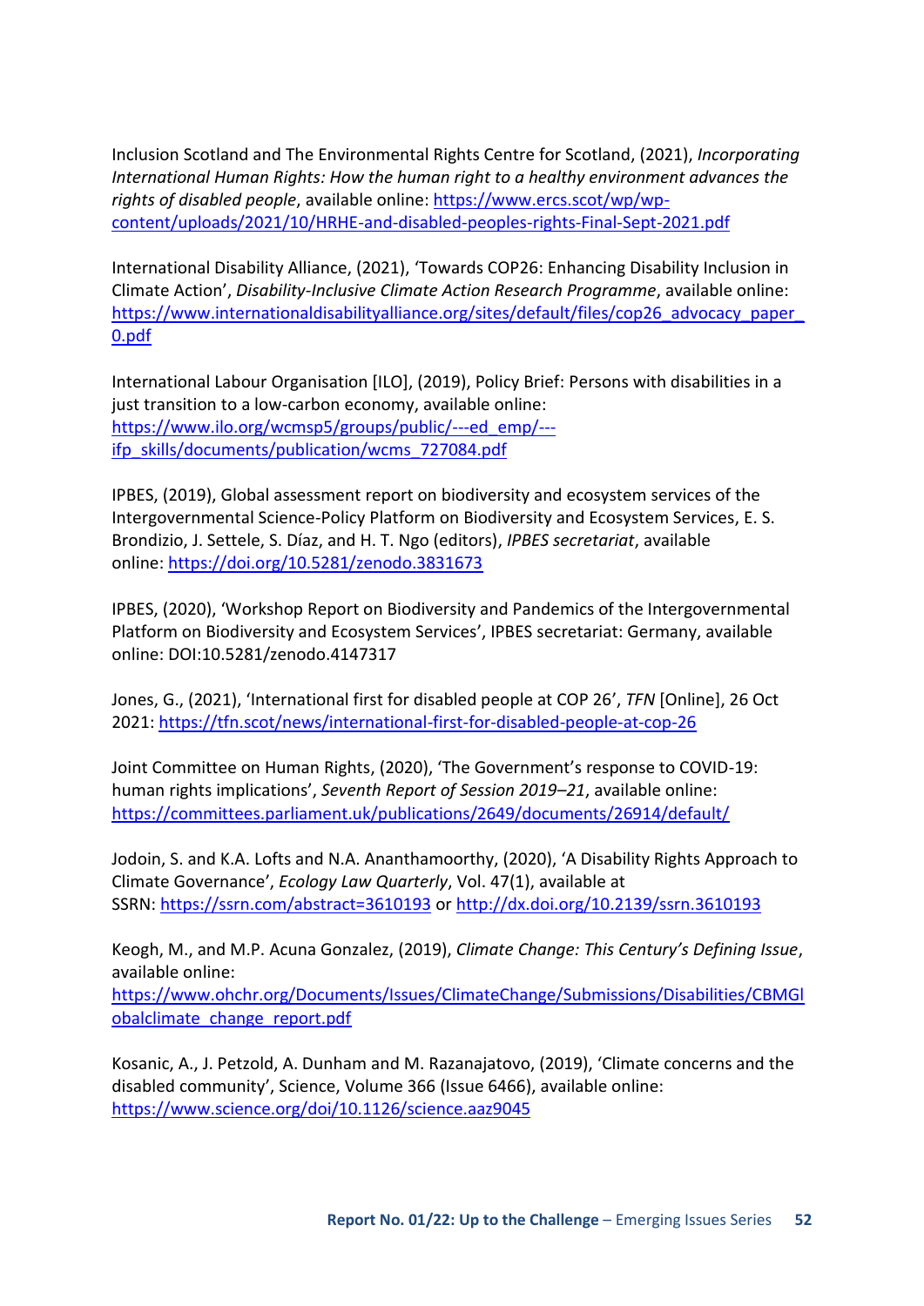Inclusion Scotland and The Environmental Rights Centre for Scotland, (2021), *Incorporating International Human Rights: How the human right to a healthy environment advances the rights of disabled people*, available online: https://www.ercs.scot/wp/wp-content/uploads/2021/10/HRHE-and-disabled-peoples-rights-Final-Sept-2021.pdf

International Disability Alliance, (2021), 'Towards COP26: Enhancing Disability Inclusion in Climate Action', *Disability-Inclusive Climate Action Research Programme*, available online: https://www.internationaldisabilityalliance.org/sites/default/files/cop26_advocacy_paper_0.pdf

International Labour Organisation [ILO], (2019), Policy Brief: Persons with disabilities in a just transition to a low-carbon economy, available online: https://www.ilo.org/wcmsp5/groups/public/---ed_emp/---ifp_skills/documents/publication/wcms_727084.pdf

IPBES, (2019), Global assessment report on biodiversity and ecosystem services of the Intergovernmental Science-Policy Platform on Biodiversity and Ecosystem Services, E. S. Brondizio, J. Settele, S. Díaz, and H. T. Ngo (editors), *IPBES secretariat*, available online: https://doi.org/10.5281/zenodo.3831673

IPBES, (2020), 'Workshop Report on Biodiversity and Pandemics of the Intergovernmental Platform on Biodiversity and Ecosystem Services', IPBES secretariat: Germany, available online: DOI:10.5281/zenodo.4147317

Jones, G., (2021), 'International first for disabled people at COP 26', *TFN* [Online], 26 Oct 2021: https://tfn.scot/news/international-first-for-disabled-people-at-cop-26

Joint Committee on Human Rights, (2020), 'The Government's response to COVID-19: human rights implications', *Seventh Report of Session 2019–21*, available online: https://committees.parliament.uk/publications/2649/documents/26914/default/

Jodoin, S. and K.A. Lofts and N.A. Ananthamoorthy, (2020), 'A Disability Rights Approach to Climate Governance', *Ecology Law Quarterly*, Vol. 47(1), available at SSRN: https://ssrn.com/abstract=3610193 or http://dx.doi.org/10.2139/ssrn.3610193

Keogh, M., and M.P. Acuna Gonzalez, (2019), *Climate Change: This Century's Defining Issue*, available online: https://www.ohchr.org/Documents/Issues/ClimateChange/Submissions/Disabilities/CBMGlobalclimate_change_report.pdf

Kosanic, A., J. Petzold, A. Dunham and M. Razanajatovo, (2019), 'Climate concerns and the disabled community', Science, Volume 366 (Issue 6466), available online: https://www.science.org/doi/10.1126/science.aaz9045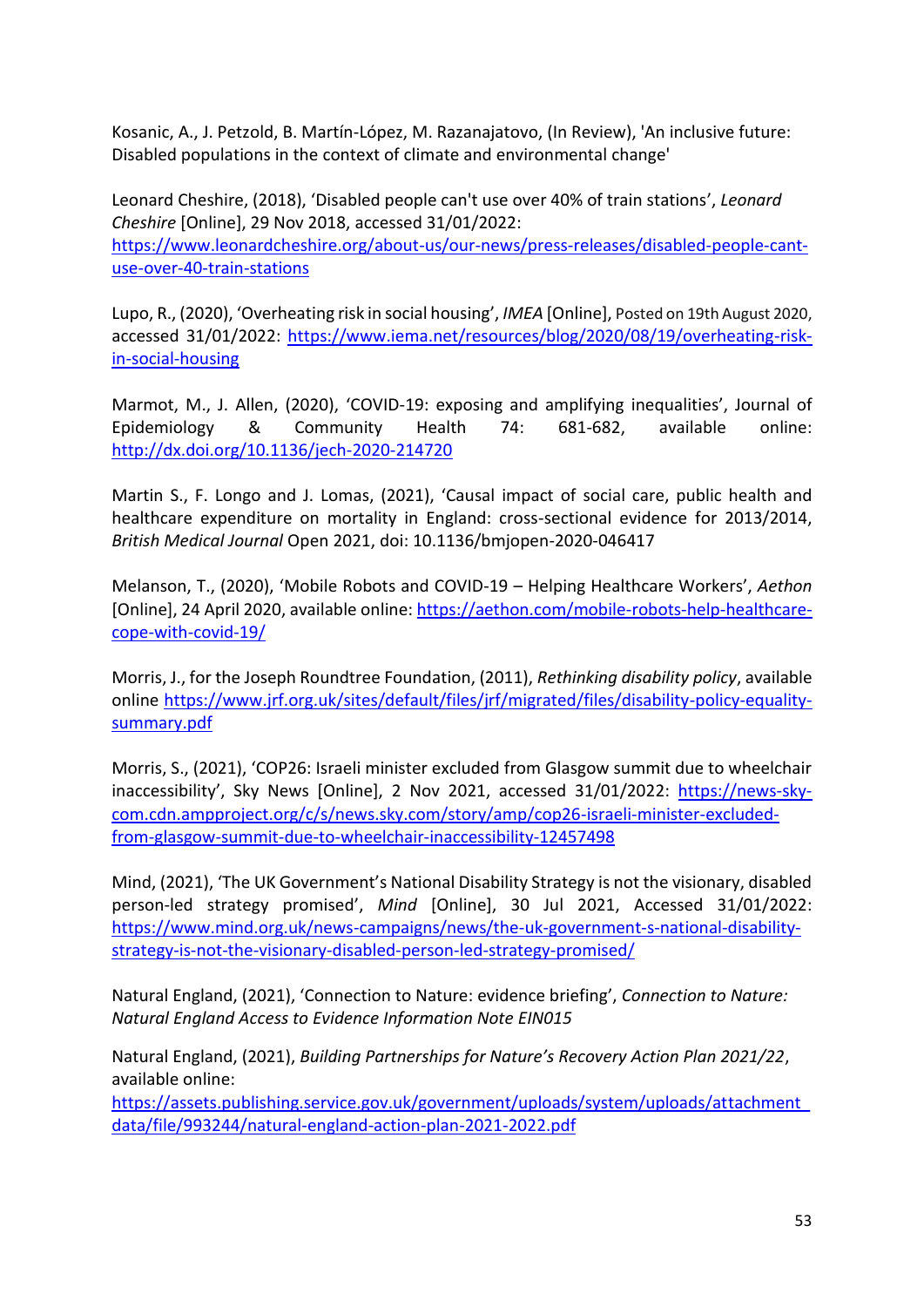Kosanic, A., J. Petzold, B. Martín-López, M. Razanajatovo, (In Review), 'An inclusive future: Disabled populations in the context of climate and environmental change'

Leonard Cheshire, (2018), 'Disabled people can't use over 40% of train stations', *Leonard Cheshire* [Online], 29 Nov 2018, accessed 31/01/2022: https://www.leonardcheshire.org/about-us/our-news/press-releases/disabled-people-cant-use-over-40-train-stations

Lupo, R., (2020), 'Overheating risk in social housing', *IMEA* [Online], Posted on 19th August 2020, accessed 31/01/2022: https://www.iema.net/resources/blog/2020/08/19/overheating-risk-in-social-housing

Marmot, M., J. Allen, (2020), 'COVID-19: exposing and amplifying inequalities', Journal of Epidemiology & Community Health 74: 681-682, available online: http://dx.doi.org/10.1136/jech-2020-214720

Martin S., F. Longo and J. Lomas, (2021), 'Causal impact of social care, public health and healthcare expenditure on mortality in England: cross-sectional evidence for 2013/2014, *British Medical Journal* Open 2021, doi: 10.1136/bmjopen-2020-046417

Melanson, T., (2020), 'Mobile Robots and COVID-19 – Helping Healthcare Workers', *Aethon* [Online], 24 April 2020, available online: https://aethon.com/mobile-robots-help-healthcare-cope-with-covid-19/

Morris, J., for the Joseph Roundtree Foundation, (2011), *Rethinking disability policy*, available online https://www.jrf.org.uk/sites/default/files/jrf/migrated/files/disability-policy-equality-summary.pdf

Morris, S., (2021), 'COP26: Israeli minister excluded from Glasgow summit due to wheelchair inaccessibility', Sky News [Online], 2 Nov 2021, accessed 31/01/2022: https://news-sky-com.cdn.ampproject.org/c/s/news.sky.com/story/amp/cop26-israeli-minister-excluded-from-glasgow-summit-due-to-wheelchair-inaccessibility-12457498

Mind, (2021), 'The UK Government's National Disability Strategy is not the visionary, disabled person-led strategy promised', *Mind* [Online], 30 Jul 2021, Accessed 31/01/2022: https://www.mind.org.uk/news-campaigns/news/the-uk-government-s-national-disability-strategy-is-not-the-visionary-disabled-person-led-strategy-promised/

Natural England, (2021), 'Connection to Nature: evidence briefing', *Connection to Nature: Natural England Access to Evidence Information Note EIN015*

Natural England, (2021), *Building Partnerships for Nature's Recovery Action Plan 2021/22*, available online: https://assets.publishing.service.gov.uk/government/uploads/system/uploads/attachment_data/file/993244/natural-england-action-plan-2021-2022.pdf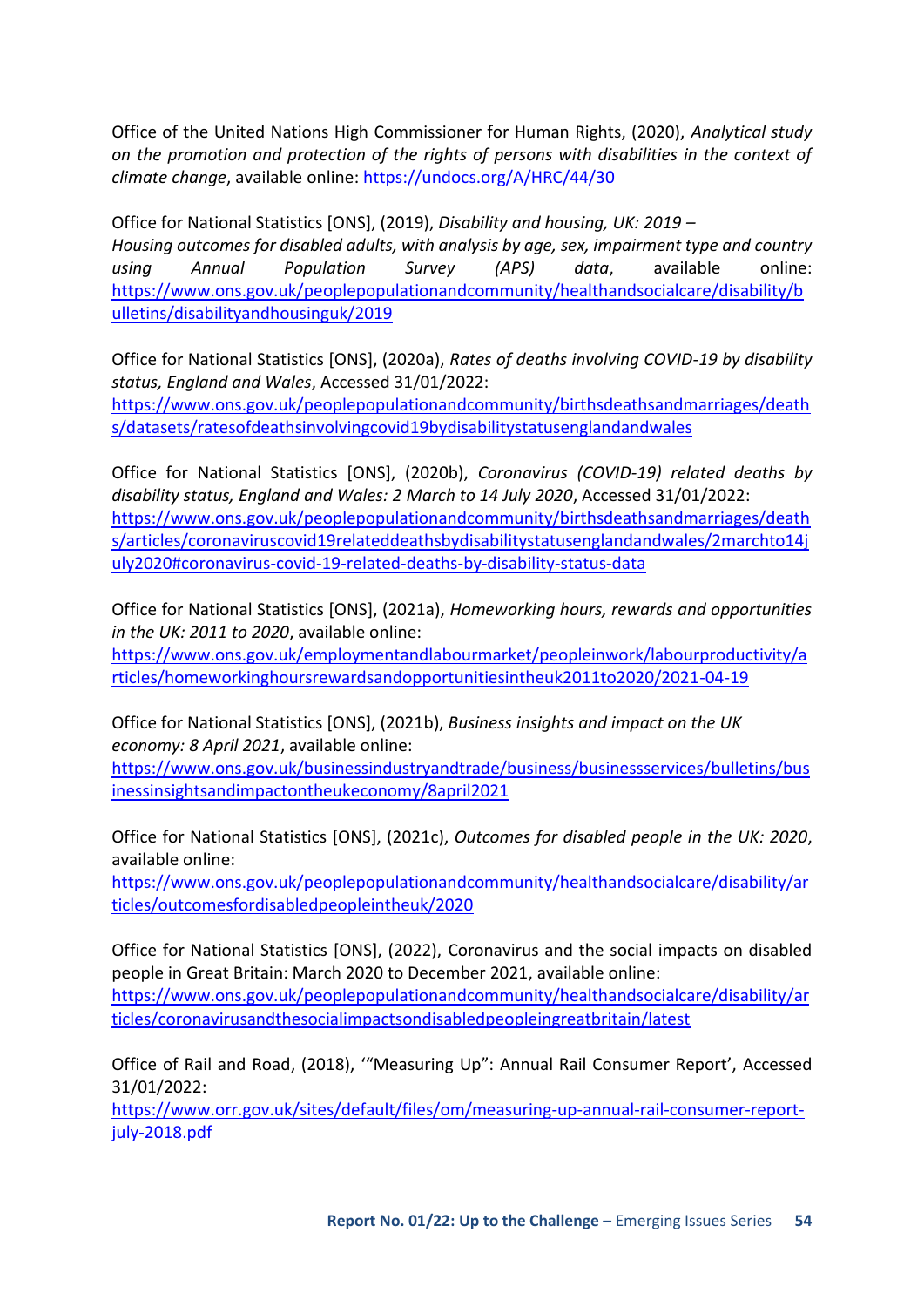Office of the United Nations High Commissioner for Human Rights, (2020), *Analytical study on the promotion and protection of the rights of persons with disabilities in the context of climate change*, available online: https://undocs.org/A/HRC/44/30

Office for National Statistics [ONS], (2019), *Disability and housing, UK: 2019 – Housing outcomes for disabled adults, with analysis by age, sex, impairment type and country using Annual Population Survey (APS) data*, available online: https://www.ons.gov.uk/peoplepopulationandcommunity/healthandsocialcare/disability/bulletins/disabilityandhousinguk/2019

Office for National Statistics [ONS], (2020a), *Rates of deaths involving COVID-19 by disability status, England and Wales*, Accessed 31/01/2022: https://www.ons.gov.uk/peoplepopulationandcommunity/birthsdeathsandmarriages/deaths/datasets/ratesofdeathsinvolvingcovid19bydisabilitystatusenglandandwales

Office for National Statistics [ONS], (2020b), *Coronavirus (COVID-19) related deaths by disability status, England and Wales: 2 March to 14 July 2020*, Accessed 31/01/2022: https://www.ons.gov.uk/peoplepopulationandcommunity/birthsdeathsandmarriages/deaths/articles/coronaviruscovid19relateddeathsbydisabilitystatusenglandandwales/2marchto14july2020#coronavirus-covid-19-related-deaths-by-disability-status-data

Office for National Statistics [ONS], (2021a), *Homeworking hours, rewards and opportunities in the UK: 2011 to 2020*, available online: https://www.ons.gov.uk/employmentandlabourmarket/peopleinwork/labourproductivity/articles/homeworkinghoursrewardsandopportunitiesintheuk2011to2020/2021-04-19

Office for National Statistics [ONS], (2021b), *Business insights and impact on the UK economy: 8 April 2021*, available online: https://www.ons.gov.uk/businessindustryandtrade/business/businessservices/bulletins/businessinsightsandimpactontheukeconomy/8april2021

Office for National Statistics [ONS], (2021c), *Outcomes for disabled people in the UK: 2020*, available online: https://www.ons.gov.uk/peoplepopulationandcommunity/healthandsocialcare/disability/articles/outcomesfordisabledpeopleintheuk/2020

Office for National Statistics [ONS], (2022), Coronavirus and the social impacts on disabled people in Great Britain: March 2020 to December 2021, available online: https://www.ons.gov.uk/peoplepopulationandcommunity/healthandsocialcare/disability/articles/coronavirusandthesocialimpactsondisabledpeopleingreatbritain/latest

Office of Rail and Road, (2018), '"Measuring Up": Annual Rail Consumer Report', Accessed 31/01/2022: https://www.orr.gov.uk/sites/default/files/om/measuring-up-annual-rail-consumer-report-july-2018.pdf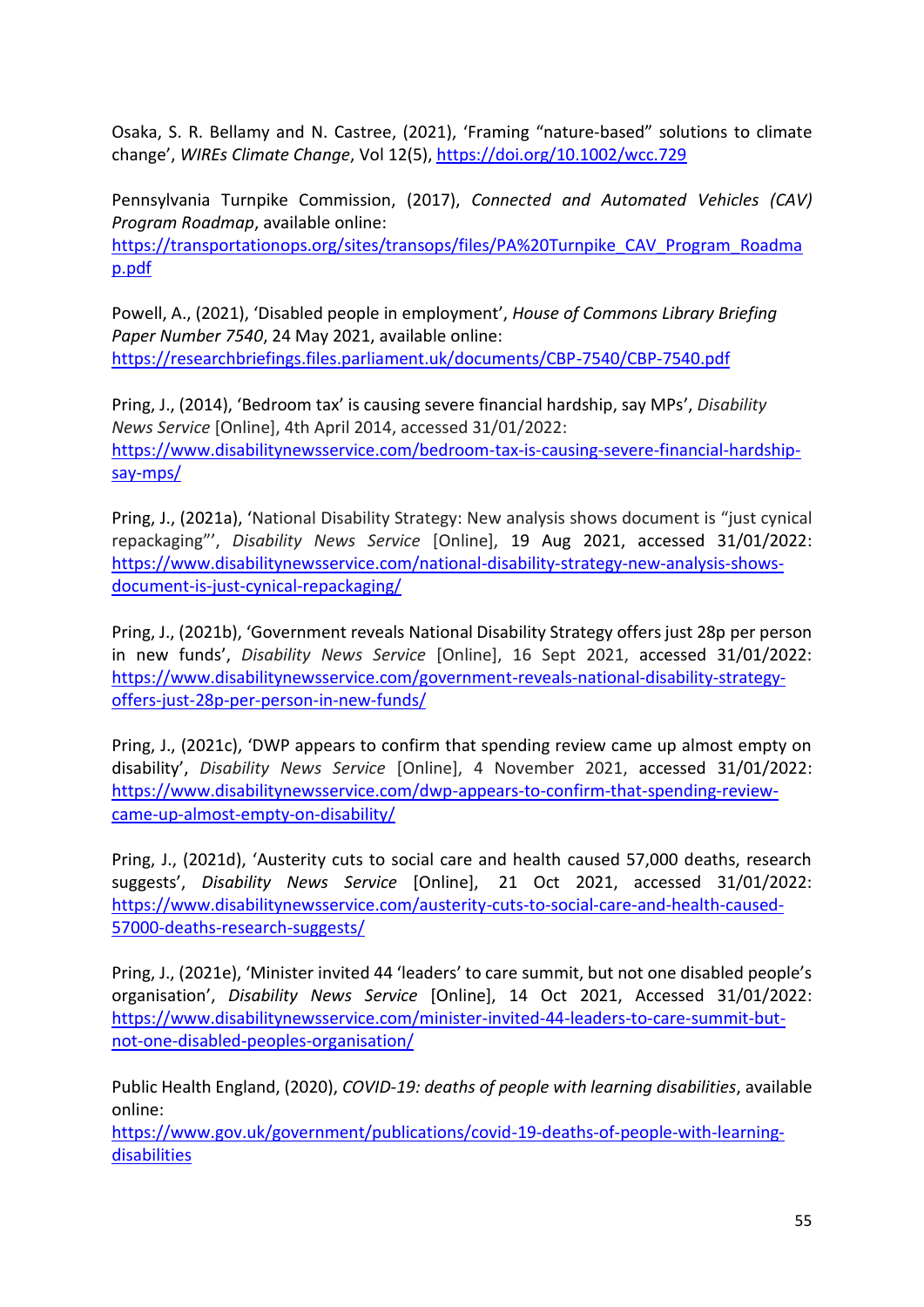Osaka, S. R. Bellamy and N. Castree, (2021), 'Framing "nature-based" solutions to climate change', *WIREs Climate Change*, Vol 12(5), https://doi.org/10.1002/wcc.729

Pennsylvania Turnpike Commission, (2017), *Connected and Automated Vehicles (CAV) Program Roadmap*, available online: https://transportationops.org/sites/transops/files/PA%20Turnpike_CAV_Program_Roadmap.pdf

Powell, A., (2021), 'Disabled people in employment', *House of Commons Library Briefing Paper Number 7540*, 24 May 2021, available online: https://researchbriefings.files.parliament.uk/documents/CBP-7540/CBP-7540.pdf

Pring, J., (2014), 'Bedroom tax' is causing severe financial hardship, say MPs', *Disability News Service* [Online], 4th April 2014, accessed 31/01/2022: https://www.disabilitynewsservice.com/bedroom-tax-is-causing-severe-financial-hardship-say-mps/

Pring, J., (2021a), 'National Disability Strategy: New analysis shows document is "just cynical repackaging"', *Disability News Service* [Online], 19 Aug 2021, accessed 31/01/2022: https://www.disabilitynewsservice.com/national-disability-strategy-new-analysis-shows-document-is-just-cynical-repackaging/

Pring, J., (2021b), 'Government reveals National Disability Strategy offers just 28p per person in new funds', *Disability News Service* [Online], 16 Sept 2021, accessed 31/01/2022: https://www.disabilitynewsservice.com/government-reveals-national-disability-strategy-offers-just-28p-per-person-in-new-funds/

Pring, J., (2021c), 'DWP appears to confirm that spending review came up almost empty on disability', *Disability News Service* [Online], 4 November 2021, accessed 31/01/2022: https://www.disabilitynewsservice.com/dwp-appears-to-confirm-that-spending-review-came-up-almost-empty-on-disability/

Pring, J., (2021d), 'Austerity cuts to social care and health caused 57,000 deaths, research suggests', *Disability News Service* [Online], 21 Oct 2021, accessed 31/01/2022: https://www.disabilitynewsservice.com/austerity-cuts-to-social-care-and-health-caused-57000-deaths-research-suggests/

Pring, J., (2021e), 'Minister invited 44 'leaders' to care summit, but not one disabled people's organisation', *Disability News Service* [Online], 14 Oct 2021, Accessed 31/01/2022: https://www.disabilitynewsservice.com/minister-invited-44-leaders-to-care-summit-but-not-one-disabled-peoples-organisation/

Public Health England, (2020), *COVID-19: deaths of people with learning disabilities*, available online: https://www.gov.uk/government/publications/covid-19-deaths-of-people-with-learning-disabilities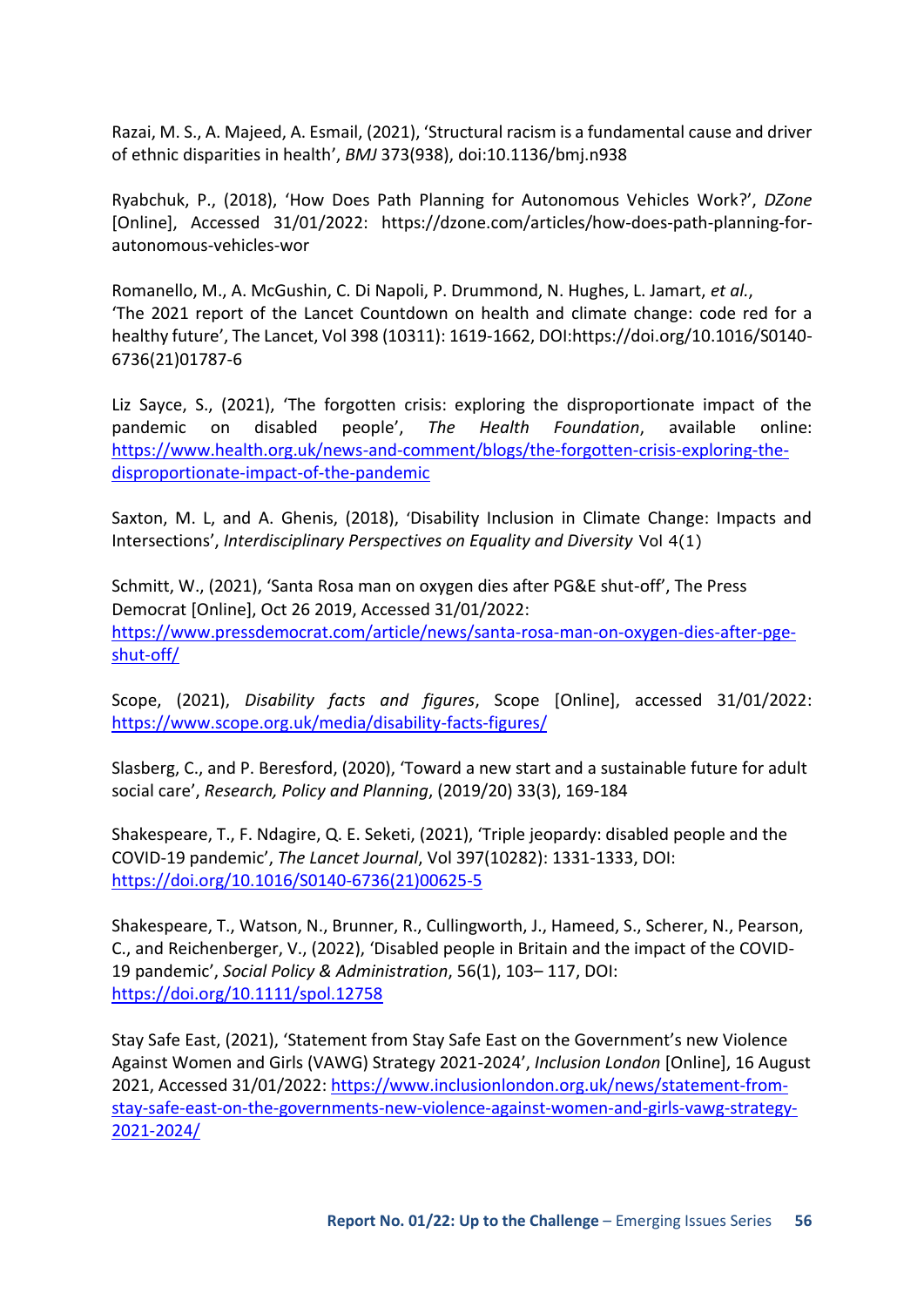Razai, M. S., A. Majeed, A. Esmail, (2021), 'Structural racism is a fundamental cause and driver of ethnic disparities in health', *BMJ* 373(938), doi:10.1136/bmj.n938

Ryabchuk, P., (2018), 'How Does Path Planning for Autonomous Vehicles Work?', *DZone* [Online], Accessed 31/01/2022: https://dzone.com/articles/how-does-path-planning-for-autonomous-vehicles-wor

Romanello, M., A. McGushin, C. Di Napoli, P. Drummond, N. Hughes, L. Jamart, *et al.*, 'The 2021 report of the Lancet Countdown on health and climate change: code red for a healthy future', The Lancet, Vol 398 (10311): 1619-1662, DOI:https://doi.org/10.1016/S0140-6736(21)01787-6

Liz Sayce, S., (2021), 'The forgotten crisis: exploring the disproportionate impact of the pandemic on disabled people', *The Health Foundation*, available online: https://www.health.org.uk/news-and-comment/blogs/the-forgotten-crisis-exploring-the-disproportionate-impact-of-the-pandemic

Saxton, M. L, and A. Ghenis, (2018), 'Disability Inclusion in Climate Change: Impacts and Intersections', *Interdisciplinary Perspectives on Equality and Diversity* Vol 4(1)

Schmitt, W., (2021), 'Santa Rosa man on oxygen dies after PG&E shut-off', The Press Democrat [Online], Oct 26 2019, Accessed 31/01/2022: https://www.pressdemocrat.com/article/news/santa-rosa-man-on-oxygen-dies-after-pge-shut-off/

Scope, (2021), *Disability facts and figures*, Scope [Online], accessed 31/01/2022: https://www.scope.org.uk/media/disability-facts-figures/

Slasberg, C., and P. Beresford, (2020), 'Toward a new start and a sustainable future for adult social care', *Research, Policy and Planning*, (2019/20) 33(3), 169-184

Shakespeare, T., F. Ndagire, Q. E. Seketi, (2021), 'Triple jeopardy: disabled people and the COVID-19 pandemic', *The Lancet Journal*, Vol 397(10282): 1331-1333, DOI: https://doi.org/10.1016/S0140-6736(21)00625-5

Shakespeare, T., Watson, N., Brunner, R., Cullingworth, J., Hameed, S., Scherer, N., Pearson, C., and Reichenberger, V., (2022), 'Disabled people in Britain and the impact of the COVID-19 pandemic', *Social Policy & Administration*, 56(1), 103– 117, DOI: https://doi.org/10.1111/spol.12758

Stay Safe East, (2021), 'Statement from Stay Safe East on the Government's new Violence Against Women and Girls (VAWG) Strategy 2021-2024', *Inclusion London* [Online], 16 August 2021, Accessed 31/01/2022: https://www.inclusionlondon.org.uk/news/statement-from-stay-safe-east-on-the-governments-new-violence-against-women-and-girls-vawg-strategy-2021-2024/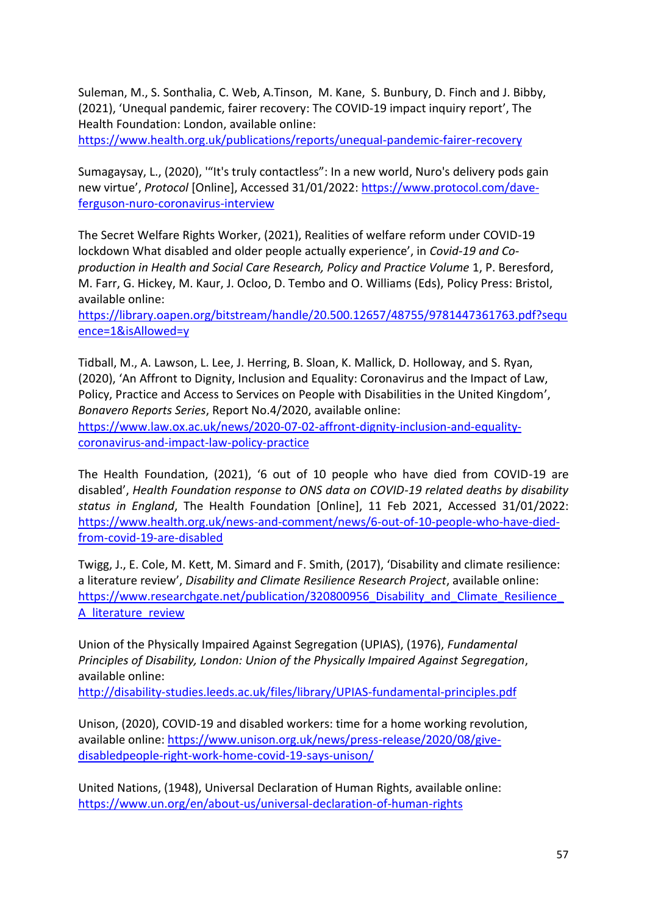Suleman, M., S. Sonthalia, C. Web, A.Tinson, M. Kane, S. Bunbury, D. Finch and J. Bibby, (2021), 'Unequal pandemic, fairer recovery: The COVID-19 impact inquiry report', The Health Foundation: London, available online: https://www.health.org.uk/publications/reports/unequal-pandemic-fairer-recovery

Sumagaysay, L., (2020), '"It's truly contactless": In a new world, Nuro's delivery pods gain new virtue', *Protocol* [Online], Accessed 31/01/2022: https://www.protocol.com/dave-ferguson-nuro-coronavirus-interview

The Secret Welfare Rights Worker, (2021), Realities of welfare reform under COVID-19 lockdown What disabled and older people actually experience', in *Covid-19 and Co-production in Health and Social Care Research, Policy and Practice Volume* 1, P. Beresford, M. Farr, G. Hickey, M. Kaur, J. Ocloo, D. Tembo and O. Williams (Eds), Policy Press: Bristol, available online: https://library.oapen.org/bitstream/handle/20.500.12657/48755/9781447361763.pdf?sequence=1&isAllowed=y

Tidball, M., A. Lawson, L. Lee, J. Herring, B. Sloan, K. Mallick, D. Holloway, and S. Ryan, (2020), 'An Affront to Dignity, Inclusion and Equality: Coronavirus and the Impact of Law, Policy, Practice and Access to Services on People with Disabilities in the United Kingdom', *Bonavero Reports Series*, Report No.4/2020, available online: https://www.law.ox.ac.uk/news/2020-07-02-affront-dignity-inclusion-and-equality-coronavirus-and-impact-law-policy-practice

The Health Foundation, (2021), '6 out of 10 people who have died from COVID-19 are disabled', *Health Foundation response to ONS data on COVID-19 related deaths by disability status in England*, The Health Foundation [Online], 11 Feb 2021, Accessed 31/01/2022: https://www.health.org.uk/news-and-comment/news/6-out-of-10-people-who-have-died-from-covid-19-are-disabled

Twigg, J., E. Cole, M. Kett, M. Simard and F. Smith, (2017), 'Disability and climate resilience: a literature review', *Disability and Climate Resilience Research Project*, available online: https://www.researchgate.net/publication/320800956_Disability_and_Climate_Resilience_A_literature_review

Union of the Physically Impaired Against Segregation (UPIAS), (1976), *Fundamental Principles of Disability, London: Union of the Physically Impaired Against Segregation*, available online: http://disability-studies.leeds.ac.uk/files/library/UPIAS-fundamental-principles.pdf

Unison, (2020), COVID-19 and disabled workers: time for a home working revolution, available online: https://www.unison.org.uk/news/press-release/2020/08/give-disabledpeople-right-work-home-covid-19-says-unison/

United Nations, (1948), Universal Declaration of Human Rights, available online: https://www.un.org/en/about-us/universal-declaration-of-human-rights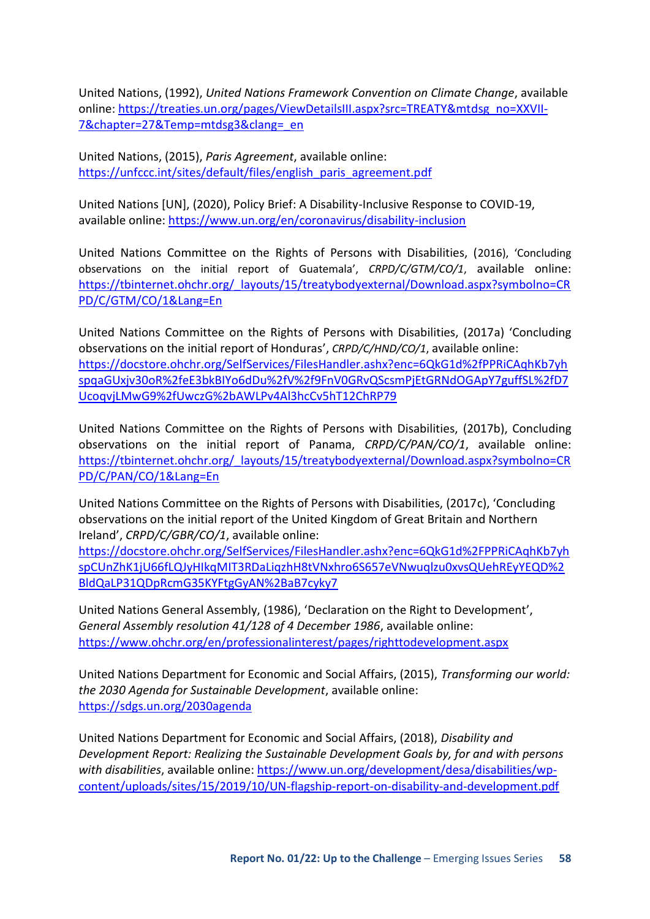United Nations, (1992), *United Nations Framework Convention on Climate Change*, available online: https://treaties.un.org/pages/ViewDetailsIII.aspx?src=TREATY&mtdsg_no=XXVII-7&chapter=27&Temp=mtdsg3&clang=_en

United Nations, (2015), *Paris Agreement*, available online: https://unfccc.int/sites/default/files/english_paris_agreement.pdf

United Nations [UN], (2020), Policy Brief: A Disability-Inclusive Response to COVID-19, available online: https://www.un.org/en/coronavirus/disability-inclusion

United Nations Committee on the Rights of Persons with Disabilities, (2016), 'Concluding observations on the initial report of Guatemala', *CRPD/C/GTM/CO/1*, available online: https://tbinternet.ohchr.org/_layouts/15/treatybodyexternal/Download.aspx?symbolno=CRPD/C/GTM/CO/1&Lang=En

United Nations Committee on the Rights of Persons with Disabilities, (2017a) 'Concluding observations on the initial report of Honduras', *CRPD/C/HND/CO/1*, available online: https://docstore.ohchr.org/SelfServices/FilesHandler.ashx?enc=6QkG1d%2fPPRiCAqhKb7yhspqaGUxjv30oR%2feE3bkBIYo6dDu%2fV%2f9FnV0GRvQScsmPjEtGRNdOGApY7guffSL%2fD7UcoqvjLMwG9%2fUwczG%2bAWLPv4Al3hcCv5hT12ChRP79

United Nations Committee on the Rights of Persons with Disabilities, (2017b), Concluding observations on the initial report of Panama, *CRPD/C/PAN/CO/1*, available online: https://tbinternet.ohchr.org/_layouts/15/treatybodyexternal/Download.aspx?symbolno=CRPD/C/PAN/CO/1&Lang=En

United Nations Committee on the Rights of Persons with Disabilities, (2017c), 'Concluding observations on the initial report of the United Kingdom of Great Britain and Northern Ireland', *CRPD/C/GBR/CO/1*, available online: https://docstore.ohchr.org/SelfServices/FilesHandler.ashx?enc=6QkG1d%2FPPRiCAqhKb7yhspCUnZhK1jU66fLQJyHIkqMIT3RDaLiqzhH8tVNxhro6S657eVNwuqlzu0xvsQUehREyYEQD%2BldQaLP31QDpRcmG35KYFtgGyAN%2BaB7cyky7

United Nations General Assembly, (1986), 'Declaration on the Right to Development', *General Assembly resolution 41/128 of 4 December 1986*, available online: https://www.ohchr.org/en/professionalinterest/pages/righttodevelopment.aspx

United Nations Department for Economic and Social Affairs, (2015), *Transforming our world: the 2030 Agenda for Sustainable Development*, available online: https://sdgs.un.org/2030agenda

United Nations Department for Economic and Social Affairs, (2018), *Disability and Development Report: Realizing the Sustainable Development Goals by, for and with persons with disabilities*, available online: https://www.un.org/development/desa/disabilities/wp-content/uploads/sites/15/2019/10/UN-flagship-report-on-disability-and-development.pdf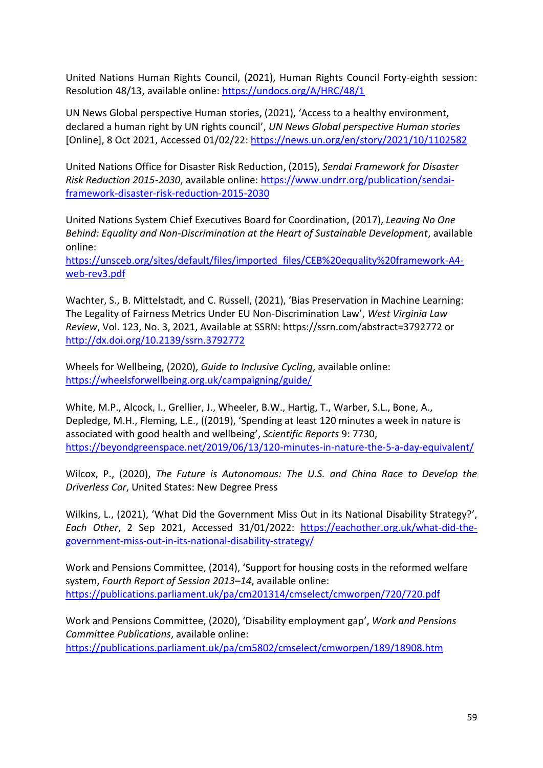United Nations Human Rights Council, (2021), Human Rights Council Forty-eighth session: Resolution 48/13, available online: https://undocs.org/A/HRC/48/1

UN News Global perspective Human stories, (2021), 'Access to a healthy environment, declared a human right by UN rights council', *UN News Global perspective Human stories* [Online], 8 Oct 2021, Accessed 01/02/22: https://news.un.org/en/story/2021/10/1102582

United Nations Office for Disaster Risk Reduction, (2015), *Sendai Framework for Disaster Risk Reduction 2015-2030*, available online: https://www.undrr.org/publication/sendai-framework-disaster-risk-reduction-2015-2030

United Nations System Chief Executives Board for Coordination, (2017), *Leaving No One Behind: Equality and Non-Discrimination at the Heart of Sustainable Development*, available online:
https://unsceb.org/sites/default/files/imported_files/CEB%20equality%20framework-A4-web-rev3.pdf

Wachter, S., B. Mittelstadt, and C. Russell, (2021), 'Bias Preservation in Machine Learning: The Legality of Fairness Metrics Under EU Non-Discrimination Law', *West Virginia Law Review*, Vol. 123, No. 3, 2021, Available at SSRN: https://ssrn.com/abstract=3792772 or http://dx.doi.org/10.2139/ssrn.3792772

Wheels for Wellbeing, (2020), *Guide to Inclusive Cycling*, available online: https://wheelsforwellbeing.org.uk/campaigning/guide/

White, M.P., Alcock, I., Grellier, J., Wheeler, B.W., Hartig, T., Warber, S.L., Bone, A., Depledge, M.H., Fleming, L.E., ((2019), 'Spending at least 120 minutes a week in nature is associated with good health and wellbeing', *Scientific Reports* 9: 7730, https://beyondgreenspace.net/2019/06/13/120-minutes-in-nature-the-5-a-day-equivalent/

Wilcox, P., (2020), *The Future is Autonomous: The U.S. and China Race to Develop the Driverless Car*, United States: New Degree Press

Wilkins, L., (2021), 'What Did the Government Miss Out in its National Disability Strategy?', *Each Other*, 2 Sep 2021, Accessed 31/01/2022: https://eachother.org.uk/what-did-the-government-miss-out-in-its-national-disability-strategy/

Work and Pensions Committee, (2014), 'Support for housing costs in the reformed welfare system, *Fourth Report of Session 2013–14*, available online: https://publications.parliament.uk/pa/cm201314/cmselect/cmworpen/720/720.pdf

Work and Pensions Committee, (2020), 'Disability employment gap', *Work and Pensions Committee Publications*, available online: https://publications.parliament.uk/pa/cm5802/cmselect/cmworpen/189/18908.htm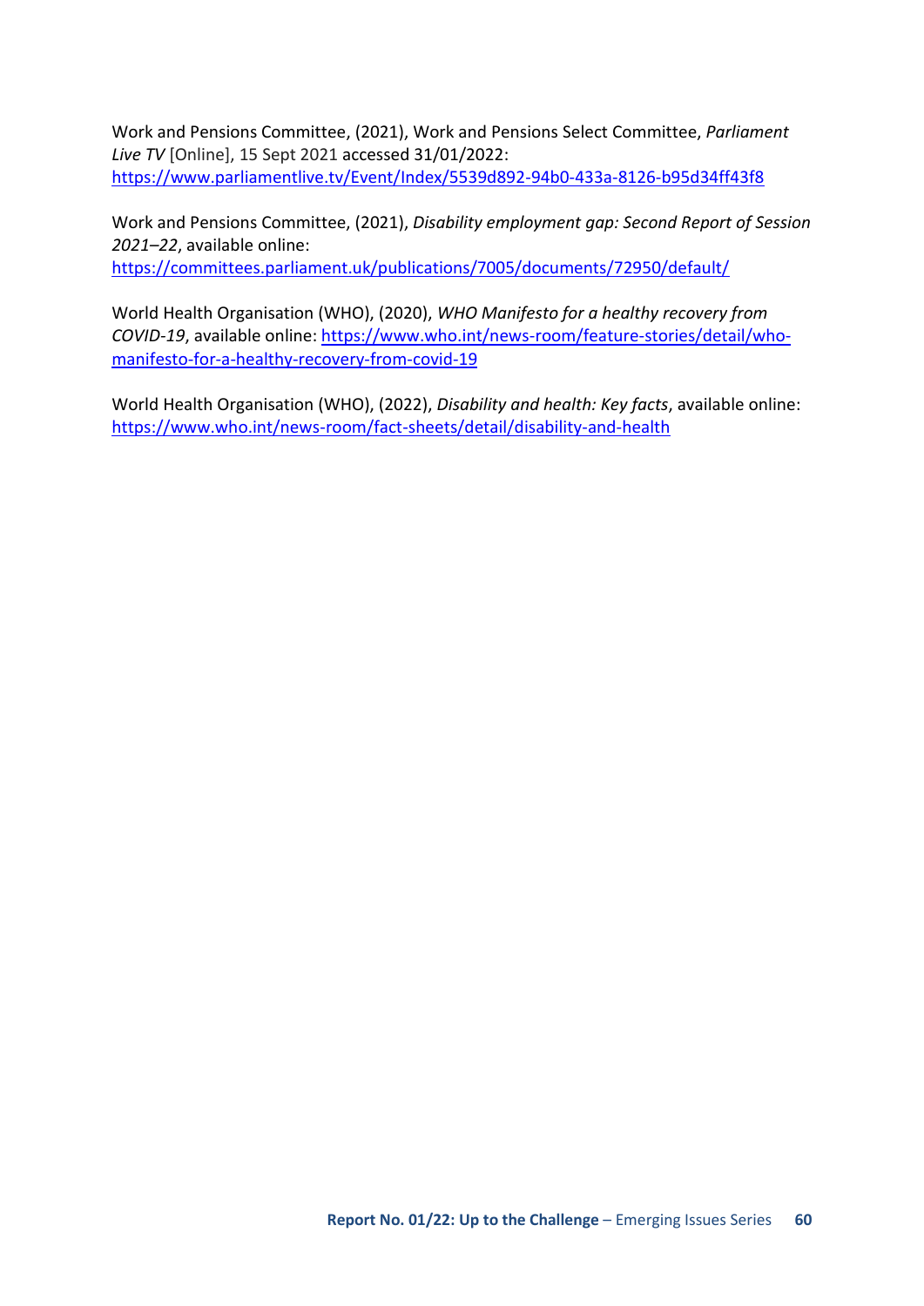Work and Pensions Committee, (2021), Work and Pensions Select Committee, *Parliament Live TV* [Online], 15 Sept 2021 accessed 31/01/2022: https://www.parliamentlive.tv/Event/Index/5539d892-94b0-433a-8126-b95d34ff43f8

Work and Pensions Committee, (2021), *Disability employment gap: Second Report of Session 2021–22*, available online: https://committees.parliament.uk/publications/7005/documents/72950/default/

World Health Organisation (WHO), (2020), *WHO Manifesto for a healthy recovery from COVID-19*, available online: https://www.who.int/news-room/feature-stories/detail/who-manifesto-for-a-healthy-recovery-from-covid-19

World Health Organisation (WHO), (2022), *Disability and health: Key facts*, available online: https://www.who.int/news-room/fact-sheets/detail/disability-and-health